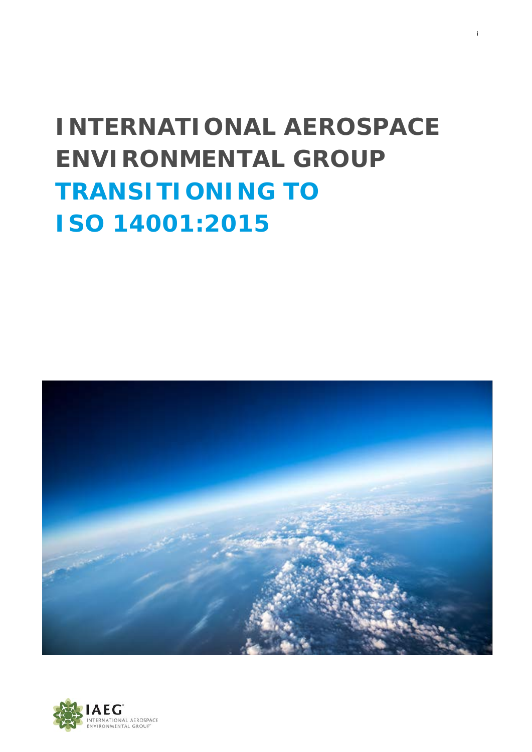# INTERNATIONAL AEROSPACE ENVIRONMENTAL GROUP

# TRANSITIONING TO ISO 14001:2015

IAEG
INTERNATIONAL AEROSPACE ENVIRONMENTAL GROUP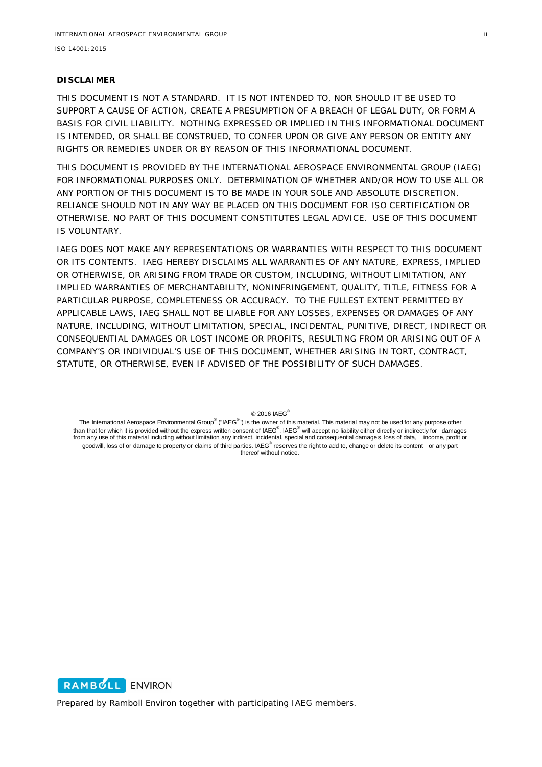**DISCLAIMER**

THIS DOCUMENT IS NOT A STANDARD. IT IS NOT INTENDED TO, NOR SHOULD IT BE USED TO SUPPORT A CAUSE OF ACTION, CREATE A PRESUMPTION OF A BREACH OF LEGAL DUTY, OR FORM A BASIS FOR CIVIL LIABILITY. NOTHING EXPRESSED OR IMPLIED IN THIS INFORMATIONAL DOCUMENT IS INTENDED, OR SHALL BE CONSTRUED, TO CONFER UPON OR GIVE ANY PERSON OR ENTITY ANY RIGHTS OR REMEDIES UNDER OR BY REASON OF THIS INFORMATIONAL DOCUMENT.

THIS DOCUMENT IS PROVIDED BY THE INTERNATIONAL AEROSPACE ENVIRONMENTAL GROUP (IAEG) FOR INFORMATIONAL PURPOSES ONLY. DETERMINATION OF WHETHER AND/OR HOW TO USE ALL OR ANY PORTION OF THIS DOCUMENT IS TO BE MADE IN YOUR SOLE AND ABSOLUTE DISCRETION. RELIANCE SHOULD NOT IN ANY WAY BE PLACED ON THIS DOCUMENT FOR ISO CERTIFICATION OR OTHERWISE. NO PART OF THIS DOCUMENT CONSTITUTES LEGAL ADVICE. USE OF THIS DOCUMENT IS VOLUNTARY.

IAEG DOES NOT MAKE ANY REPRESENTATIONS OR WARRANTIES WITH RESPECT TO THIS DOCUMENT OR ITS CONTENTS. IAEG HEREBY DISCLAIMS ALL WARRANTIES OF ANY NATURE, EXPRESS, IMPLIED OR OTHERWISE, OR ARISING FROM TRADE OR CUSTOM, INCLUDING, WITHOUT LIMITATION, ANY IMPLIED WARRANTIES OF MERCHANTABILITY, NONINFRINGEMENT, QUALITY, TITLE, FITNESS FOR A PARTICULAR PURPOSE, COMPLETENESS OR ACCURACY. TO THE FULLEST EXTENT PERMITTED BY APPLICABLE LAWS, IAEG SHALL NOT BE LIABLE FOR ANY LOSSES, EXPENSES OR DAMAGES OF ANY NATURE, INCLUDING, WITHOUT LIMITATION, SPECIAL, INCIDENTAL, PUNITIVE, DIRECT, INDIRECT OR CONSEQUENTIAL DAMAGES OR LOST INCOME OR PROFITS, RESULTING FROM OR ARISING OUT OF A COMPANY'S OR INDIVIDUAL'S USE OF THIS DOCUMENT, WHETHER ARISING IN TORT, CONTRACT, STATUTE, OR OTHERWISE, EVEN IF ADVISED OF THE POSSIBILITY OF SUCH DAMAGES.

© 2016 IAEG®

The International Aerospace Environmental Group® ("IAEG®") is the owner of this material. This material may not be used for any purpose other than that for which it is provided without the express written consent of IAEG®. IAEG® will accept no liability either directly or indirectly for damages from any use of this material including without limitation any indirect, incidental, special and consequential damages, loss of data, income, profit or goodwill, loss of or damage to property or claims of third parties. IAEG® reserves the right to add to, change or delete its content or any part thereof without notice.

RAMBOLL ENVIRON

Prepared by Ramboll Environ together with participating IAEG members.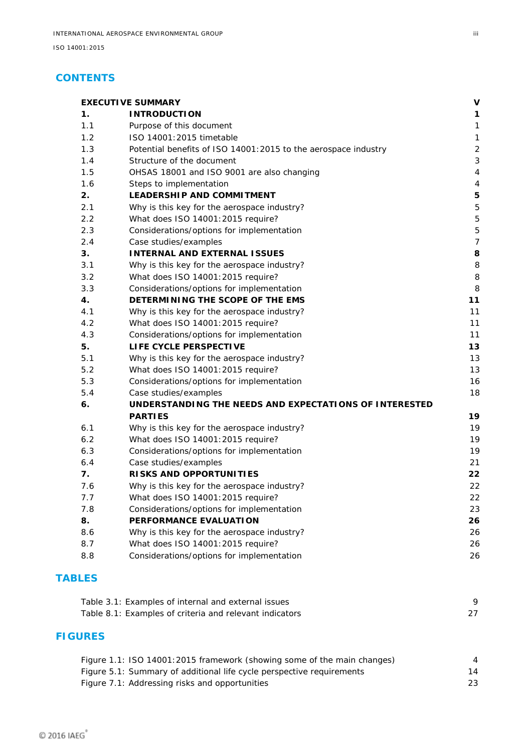## CONTENTS

| | | |
|---|---|---|
| **EXECUTIVE SUMMARY** | | **V** |
| **1.** | **INTRODUCTION** | **1** |
| 1.1 | Purpose of this document | 1 |
| 1.2 | ISO 14001:2015 timetable | 1 |
| 1.3 | Potential benefits of ISO 14001:2015 to the aerospace industry | 2 |
| 1.4 | Structure of the document | 3 |
| 1.5 | OHSAS 18001 and ISO 9001 are also changing | 4 |
| 1.6 | Steps to implementation | 4 |
| **2.** | **LEADERSHIP AND COMMITMENT** | **5** |
| 2.1 | Why is this key for the aerospace industry? | 5 |
| 2.2 | What does ISO 14001:2015 require? | 5 |
| 2.3 | Considerations/options for implementation | 5 |
| 2.4 | Case studies/examples | 7 |
| **3.** | **INTERNAL AND EXTERNAL ISSUES** | **8** |
| 3.1 | Why is this key for the aerospace industry? | 8 |
| 3.2 | What does ISO 14001:2015 require? | 8 |
| 3.3 | Considerations/options for implementation | 8 |
| **4.** | **DETERMINING THE SCOPE OF THE EMS** | **11** |
| 4.1 | Why is this key for the aerospace industry? | 11 |
| 4.2 | What does ISO 14001:2015 require? | 11 |
| 4.3 | Considerations/options for implementation | 11 |
| **5.** | **LIFE CYCLE PERSPECTIVE** | **13** |
| 5.1 | Why is this key for the aerospace industry? | 13 |
| 5.2 | What does ISO 14001:2015 require? | 13 |
| 5.3 | Considerations/options for implementation | 16 |
| 5.4 | Case studies/examples | 18 |
| **6.** | **UNDERSTANDING THE NEEDS AND EXPECTATIONS OF INTERESTED PARTIES** | **19** |
| 6.1 | Why is this key for the aerospace industry? | 19 |
| 6.2 | What does ISO 14001:2015 require? | 19 |
| 6.3 | Considerations/options for implementation | 19 |
| 6.4 | Case studies/examples | 21 |
| **7.** | **RISKS AND OPPORTUNITIES** | **22** |
| 7.6 | Why is this key for the aerospace industry? | 22 |
| 7.7 | What does ISO 14001:2015 require? | 22 |
| 7.8 | Considerations/options for implementation | 23 |
| **8.** | **PERFORMANCE EVALUATION** | **26** |
| 8.6 | Why is this key for the aerospace industry? | 26 |
| 8.7 | What does ISO 14001:2015 require? | 26 |
| 8.8 | Considerations/options for implementation | 26 |

## TABLES

| | |
|---|---|
| Table 3.1: Examples of internal and external issues | 9 |
| Table 8.1: Examples of criteria and relevant indicators | 27 |

## FIGURES

| | |
|---|---|
| Figure 1.1: ISO 14001:2015 framework (showing some of the main changes) | 4 |
| Figure 5.1: Summary of additional life cycle perspective requirements | 14 |
| Figure 7.1: Addressing risks and opportunities | 23 |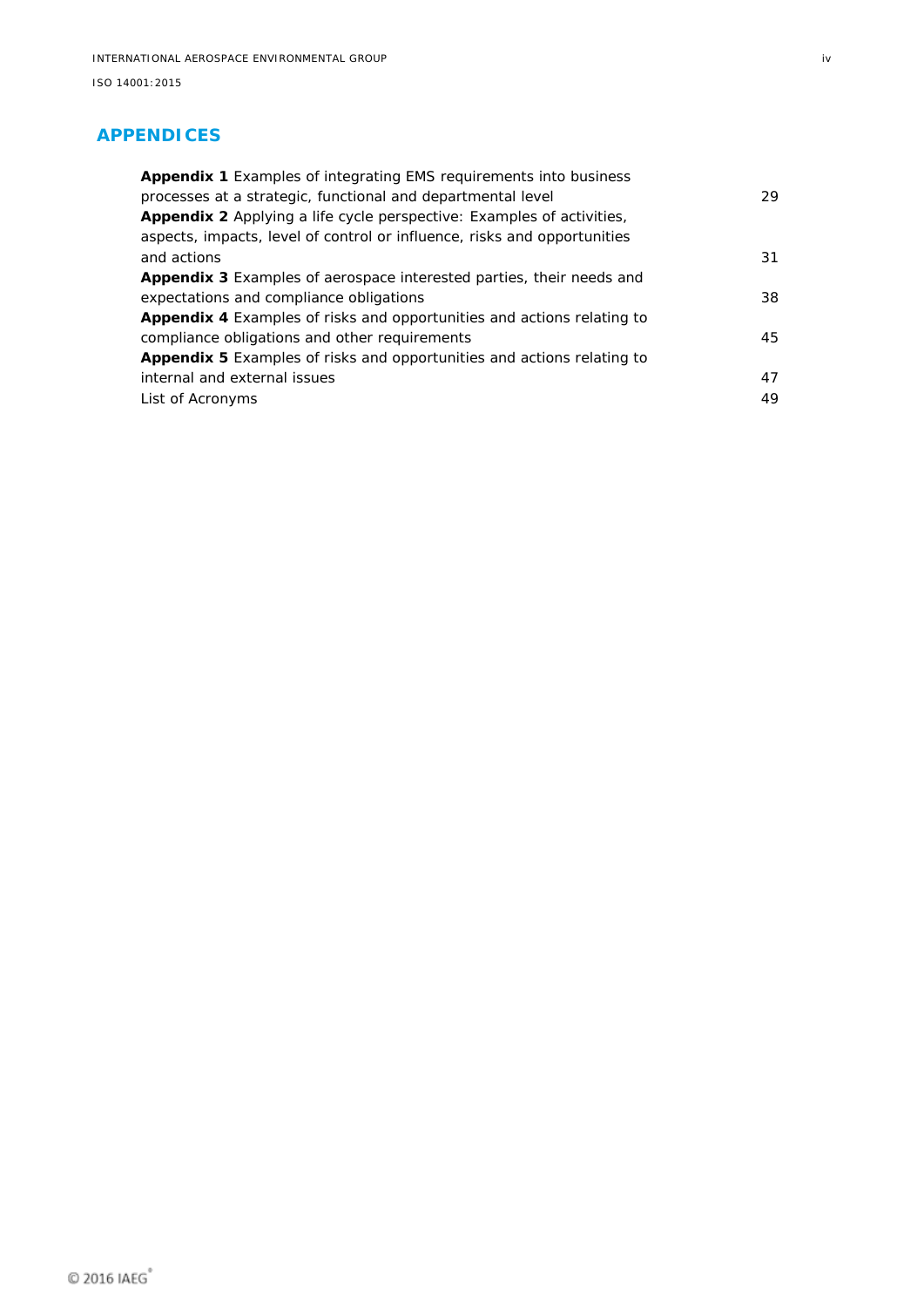## APPENDICES

| | |
|---|---|
| **Appendix 1** Examples of integrating EMS requirements into business processes at a strategic, functional and departmental level | 29 |
| **Appendix 2** Applying a life cycle perspective: Examples of activities, aspects, impacts, level of control or influence, risks and opportunities and actions | 31 |
| **Appendix 3** Examples of aerospace interested parties, their needs and expectations and compliance obligations | 38 |
| **Appendix 4** Examples of risks and opportunities and actions relating to compliance obligations and other requirements | 45 |
| **Appendix 5** Examples of risks and opportunities and actions relating to internal and external issues | 47 |
| List of Acronyms | 49 |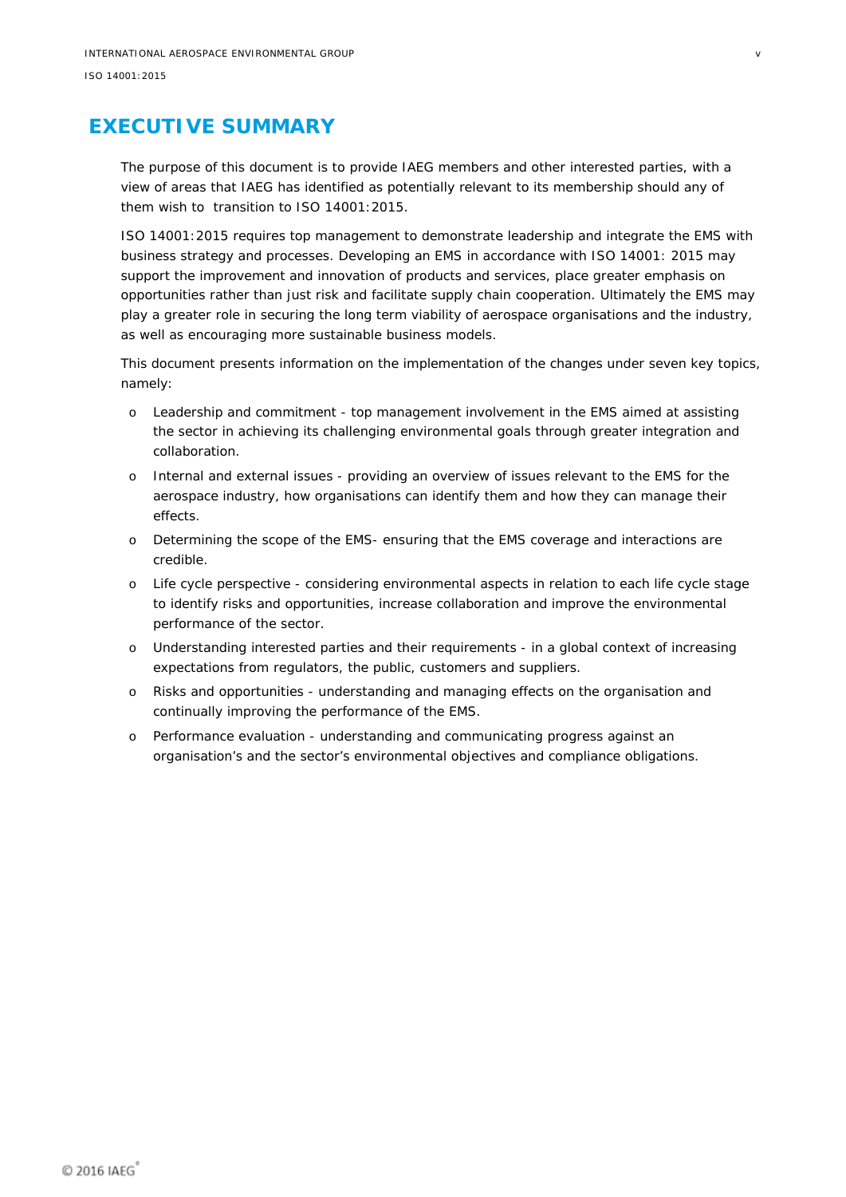# EXECUTIVE SUMMARY

The purpose of this document is to provide IAEG members and other interested parties, with a view of areas that IAEG has identified as potentially relevant to its membership should any of them wish to  transition to ISO 14001:2015.

ISO 14001:2015 requires top management to demonstrate leadership and integrate the EMS with business strategy and processes. Developing an EMS in accordance with ISO 14001: 2015 may support the improvement and innovation of products and services, place greater emphasis on opportunities rather than just risk and facilitate supply chain cooperation. Ultimately the EMS may play a greater role in securing the long term viability of aerospace organisations and the industry, as well as encouraging more sustainable business models.

This document presents information on the implementation of the changes under seven key topics, namely:

- Leadership and commitment - top management involvement in the EMS aimed at assisting the sector in achieving its challenging environmental goals through greater integration and collaboration.
- Internal and external issues - providing an overview of issues relevant to the EMS for the aerospace industry, how organisations can identify them and how they can manage their effects.
- Determining the scope of the EMS- ensuring that the EMS coverage and interactions are credible.
- Life cycle perspective - considering environmental aspects in relation to each life cycle stage to identify risks and opportunities, increase collaboration and improve the environmental performance of the sector.
- Understanding interested parties and their requirements - in a global context of increasing expectations from regulators, the public, customers and suppliers.
- Risks and opportunities - understanding and managing effects on the organisation and continually improving the performance of the EMS.
- Performance evaluation - understanding and communicating progress against an organisation's and the sector's environmental objectives and compliance obligations.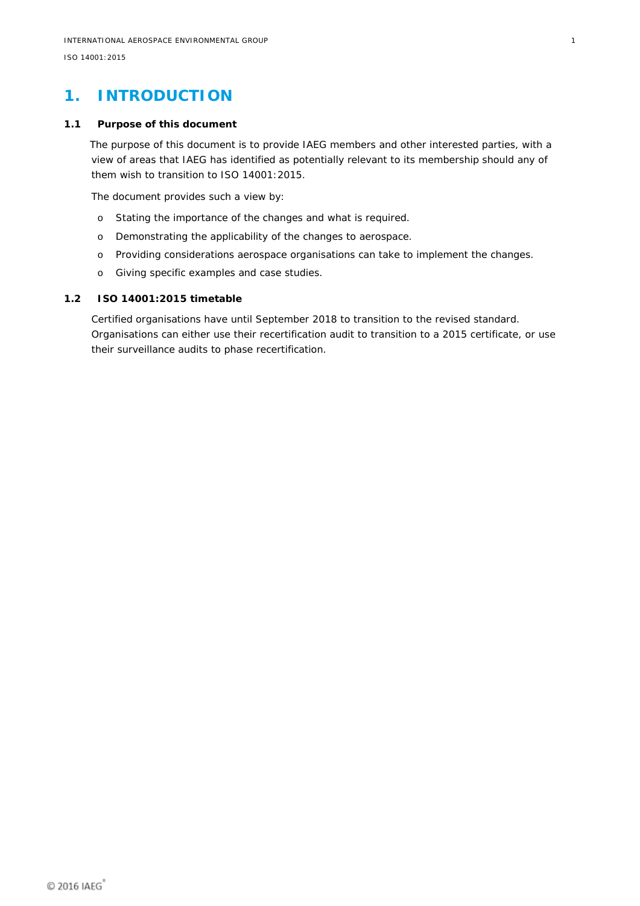# 1. INTRODUCTION

## 1.1 Purpose of this document

The purpose of this document is to provide IAEG members and other interested parties, with a view of areas that IAEG has identified as potentially relevant to its membership should any of them wish to transition to ISO 14001:2015.

The document provides such a view by:

- Stating the importance of the changes and what is required.
- Demonstrating the applicability of the changes to aerospace.
- Providing considerations aerospace organisations can take to implement the changes.
- Giving specific examples and case studies.

## 1.2 ISO 14001:2015 timetable

Certified organisations have until September 2018 to transition to the revised standard. Organisations can either use their recertification audit to transition to a 2015 certificate, or use their surveillance audits to phase recertification.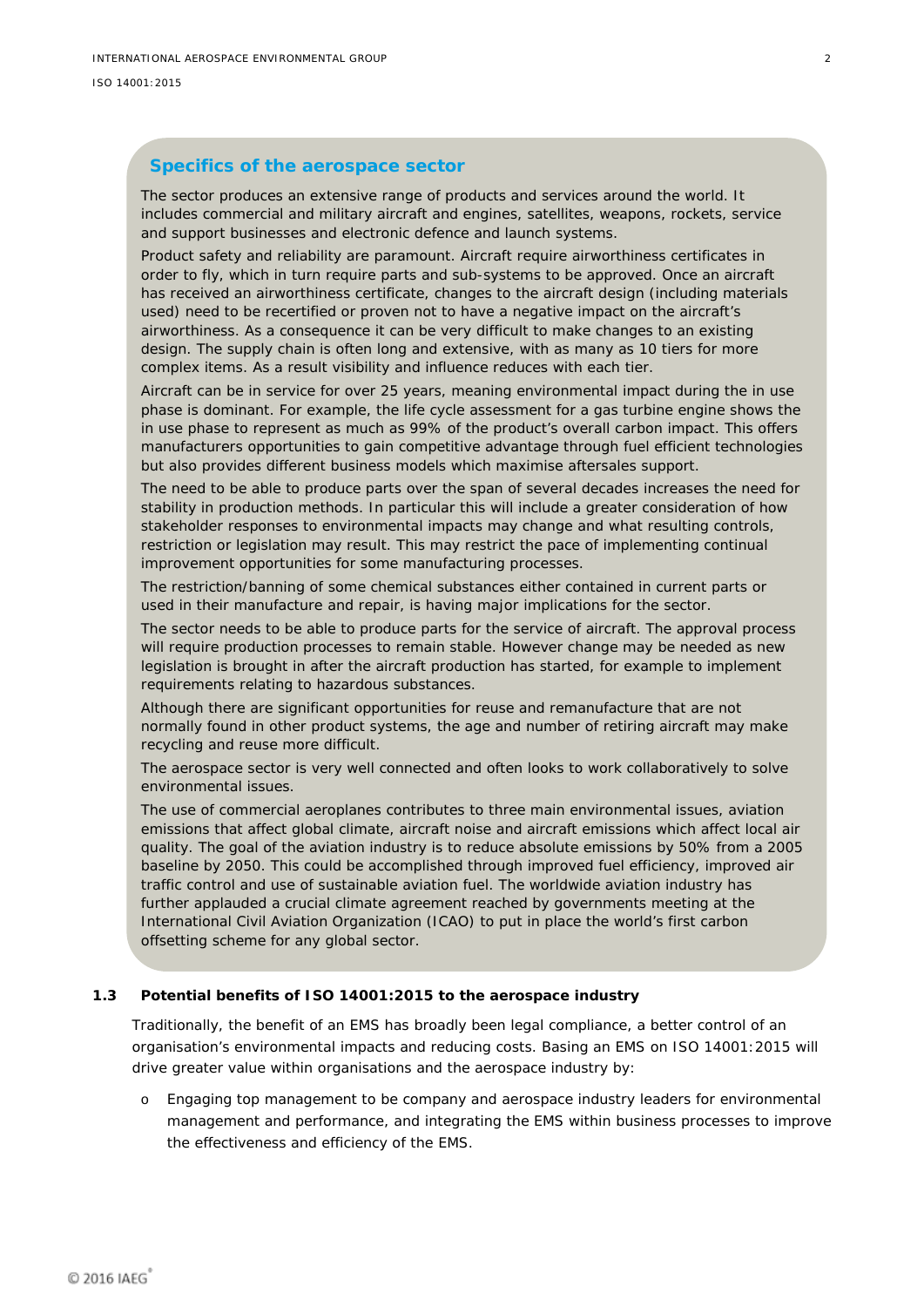### Specifics of the aerospace sector

The sector produces an extensive range of products and services around the world. It includes commercial and military aircraft and engines, satellites, weapons, rockets, service and support businesses and electronic defence and launch systems.

Product safety and reliability are paramount. Aircraft require airworthiness certificates in order to fly, which in turn require parts and sub-systems to be approved. Once an aircraft has received an airworthiness certificate, changes to the aircraft design (including materials used) need to be recertified or proven not to have a negative impact on the aircraft's airworthiness. As a consequence it can be very difficult to make changes to an existing design. The supply chain is often long and extensive, with as many as 10 tiers for more complex items. As a result visibility and influence reduces with each tier.

Aircraft can be in service for over 25 years, meaning environmental impact during the in use phase is dominant. For example, the life cycle assessment for a gas turbine engine shows the in use phase to represent as much as 99% of the product's overall carbon impact. This offers manufacturers opportunities to gain competitive advantage through fuel efficient technologies but also provides different business models which maximise aftersales support.

The need to be able to produce parts over the span of several decades increases the need for stability in production methods. In particular this will include a greater consideration of how stakeholder responses to environmental impacts may change and what resulting controls, restriction or legislation may result. This may restrict the pace of implementing continual improvement opportunities for some manufacturing processes.

The restriction/banning of some chemical substances either contained in current parts or used in their manufacture and repair, is having major implications for the sector.

The sector needs to be able to produce parts for the service of aircraft. The approval process will require production processes to remain stable. However change may be needed as new legislation is brought in after the aircraft production has started, for example to implement requirements relating to hazardous substances.

Although there are significant opportunities for reuse and remanufacture that are not normally found in other product systems, the age and number of retiring aircraft may make recycling and reuse more difficult.

The aerospace sector is very well connected and often looks to work collaboratively to solve environmental issues.

The use of commercial aeroplanes contributes to three main environmental issues, aviation emissions that affect global climate, aircraft noise and aircraft emissions which affect local air quality. The goal of the aviation industry is to reduce absolute emissions by 50% from a 2005 baseline by 2050. This could be accomplished through improved fuel efficiency, improved air traffic control and use of sustainable aviation fuel. The worldwide aviation industry has further applauded a crucial climate agreement reached by governments meeting at the International Civil Aviation Organization (ICAO) to put in place the world's first carbon offsetting scheme for any global sector.

### 1.3 Potential benefits of ISO 14001:2015 to the aerospace industry

Traditionally, the benefit of an EMS has broadly been legal compliance, a better control of an organisation's environmental impacts and reducing costs. Basing an EMS on ISO 14001:2015 will drive greater value within organisations and the aerospace industry by:

- Engaging top management to be company and aerospace industry leaders for environmental management and performance, and integrating the EMS within business processes to improve the effectiveness and efficiency of the EMS.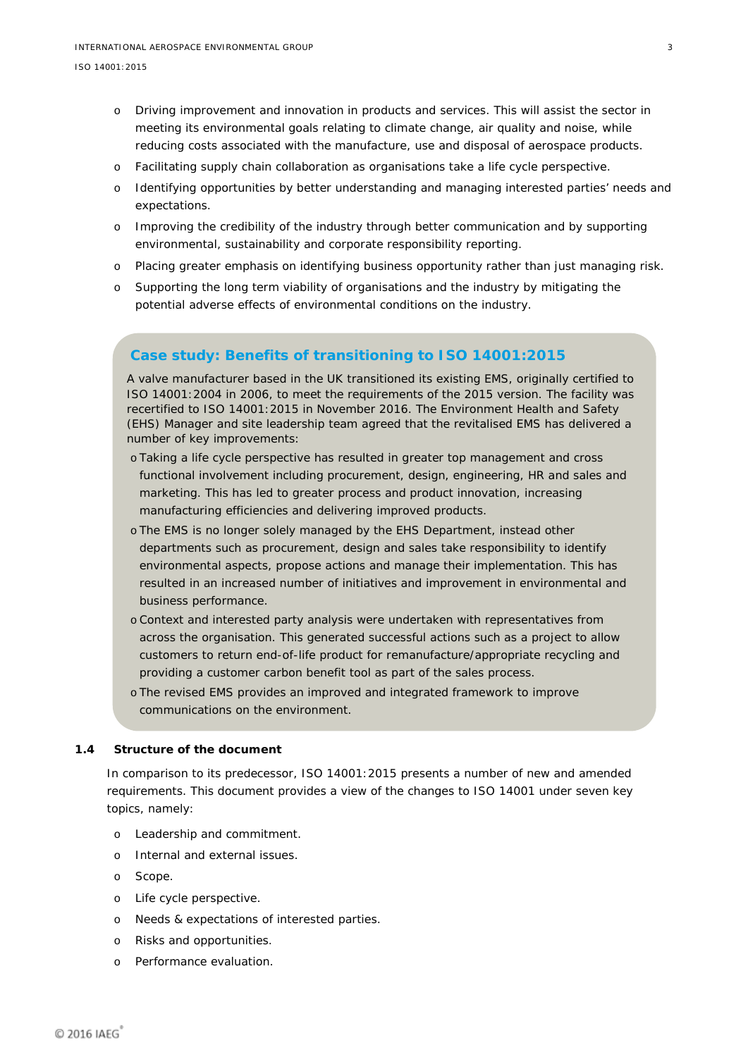- Driving improvement and innovation in products and services. This will assist the sector in meeting its environmental goals relating to climate change, air quality and noise, while reducing costs associated with the manufacture, use and disposal of aerospace products.
- Facilitating supply chain collaboration as organisations take a life cycle perspective.
- Identifying opportunities by better understanding and managing interested parties' needs and expectations.
- Improving the credibility of the industry through better communication and by supporting environmental, sustainability and corporate responsibility reporting.
- Placing greater emphasis on identifying business opportunity rather than just managing risk.
- Supporting the long term viability of organisations and the industry by mitigating the potential adverse effects of environmental conditions on the industry.

### Case study: Benefits of transitioning to ISO 14001:2015

A valve manufacturer based in the UK transitioned its existing EMS, originally certified to ISO 14001:2004 in 2006, to meet the requirements of the 2015 version. The facility was recertified to ISO 14001:2015 in November 2016. The Environment Health and Safety (EHS) Manager and site leadership team agreed that the revitalised EMS has delivered a number of key improvements:

- Taking a life cycle perspective has resulted in greater top management and cross functional involvement including procurement, design, engineering, HR and sales and marketing. This has led to greater process and product innovation, increasing manufacturing efficiencies and delivering improved products.
- The EMS is no longer solely managed by the EHS Department, instead other departments such as procurement, design and sales take responsibility to identify environmental aspects, propose actions and manage their implementation. This has resulted in an increased number of initiatives and improvement in environmental and business performance.
- Context and interested party analysis were undertaken with representatives from across the organisation. This generated successful actions such as a project to allow customers to return end-of-life product for remanufacture/appropriate recycling and providing a customer carbon benefit tool as part of the sales process.
- The revised EMS provides an improved and integrated framework to improve communications on the environment.

### 1.4 Structure of the document

In comparison to its predecessor, ISO 14001:2015 presents a number of new and amended requirements. This document provides a view of the changes to ISO 14001 under seven key topics, namely:

- Leadership and commitment.
- Internal and external issues.
- Scope.
- Life cycle perspective.
- Needs & expectations of interested parties.
- Risks and opportunities.
- Performance evaluation.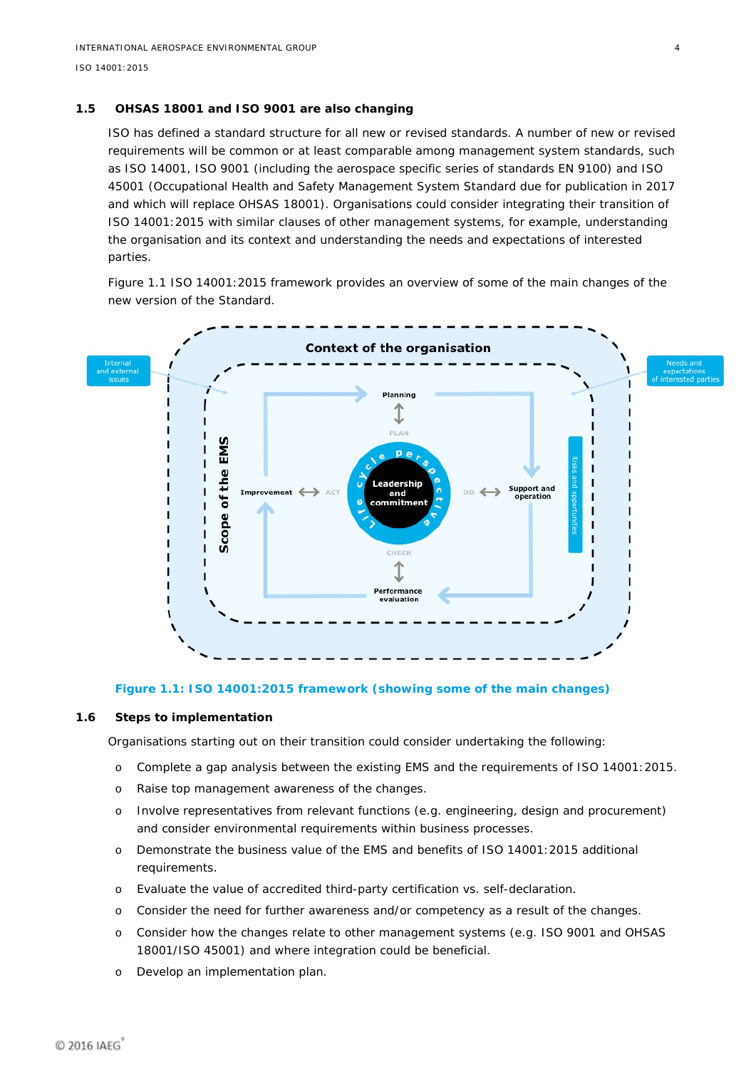## 1.5 OHSAS 18001 and ISO 9001 are also changing

ISO has defined a standard structure for all new or revised standards. A number of new or revised requirements will be common or at least comparable among management system standards, such as ISO 14001, ISO 9001 (including the aerospace specific series of standards EN 9100) and ISO 45001 (Occupational Health and Safety Management System Standard due for publication in 2017 and which will replace OHSAS 18001). Organisations could consider integrating their transition of ISO 14001:2015 with similar clauses of other management systems, for example, understanding the organisation and its context and understanding the needs and expectations of interested parties.

Figure 1.1 ISO 14001:2015 framework provides an overview of some of the main changes of the new version of the Standard.

**Figure 1.1: ISO 14001:2015 framework (showing some of the main changes)**

## 1.6 Steps to implementation

Organisations starting out on their transition could consider undertaking the following:

- Complete a gap analysis between the existing EMS and the requirements of ISO 14001:2015.
- Raise top management awareness of the changes.
- Involve representatives from relevant functions (e.g. engineering, design and procurement) and consider environmental requirements within business processes.
- Demonstrate the business value of the EMS and benefits of ISO 14001:2015 additional requirements.
- Evaluate the value of accredited third-party certification vs. self-declaration.
- Consider the need for further awareness and/or competency as a result of the changes.
- Consider how the changes relate to other management systems (e.g. ISO 9001 and OHSAS 18001/ISO 45001) and where integration could be beneficial.
- Develop an implementation plan.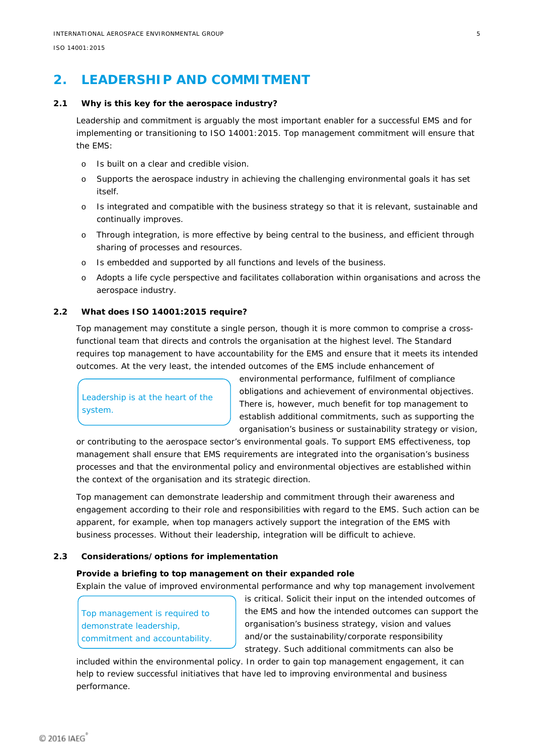# 2. LEADERSHIP AND COMMITMENT

## 2.1 Why is this key for the aerospace industry?

Leadership and commitment is arguably the most important enabler for a successful EMS and for implementing or transitioning to ISO 14001:2015. Top management commitment will ensure that the EMS:

- Is built on a clear and credible vision.
- Supports the aerospace industry in achieving the challenging environmental goals it has set itself.
- Is integrated and compatible with the business strategy so that it is relevant, sustainable and continually improves.
- Through integration, is more effective by being central to the business, and efficient through sharing of processes and resources.
- Is embedded and supported by all functions and levels of the business.
- Adopts a life cycle perspective and facilitates collaboration within organisations and across the aerospace industry.

## 2.2 What does ISO 14001:2015 require?

Top management may constitute a single person, though it is more common to comprise a cross-functional team that directs and controls the organisation at the highest level. The Standard requires top management to have accountability for the EMS and ensure that it meets its intended outcomes. At the very least, the intended outcomes of the EMS include enhancement of environmental performance, fulfilment of compliance obligations and achievement of environmental objectives. There is, however, much benefit for top management to establish additional commitments, such as supporting the organisation's business or sustainability strategy or vision, or contributing to the aerospace sector's environmental goals. To support EMS effectiveness, top management shall ensure that EMS requirements are integrated into the organisation's business processes and that the environmental policy and environmental objectives are established within the context of the organisation and its strategic direction.

> Leadership is at the heart of the system.

Top management can demonstrate leadership and commitment through their awareness and engagement according to their role and responsibilities with regard to the EMS. Such action can be apparent, for example, when top managers actively support the integration of the EMS with business processes. Without their leadership, integration will be difficult to achieve.

## 2.3 Considerations/options for implementation

**Provide a briefing to top management on their expanded role**

Explain the value of improved environmental performance and why top management involvement is critical. Solicit their input on the intended outcomes of the EMS and how the intended outcomes can support the organisation's business strategy, vision and values and/or the sustainability/corporate responsibility strategy. Such additional commitments can also be included within the environmental policy. In order to gain top management engagement, it can help to review successful initiatives that have led to improving environmental and business performance.

> Top management is required to demonstrate leadership, commitment and accountability.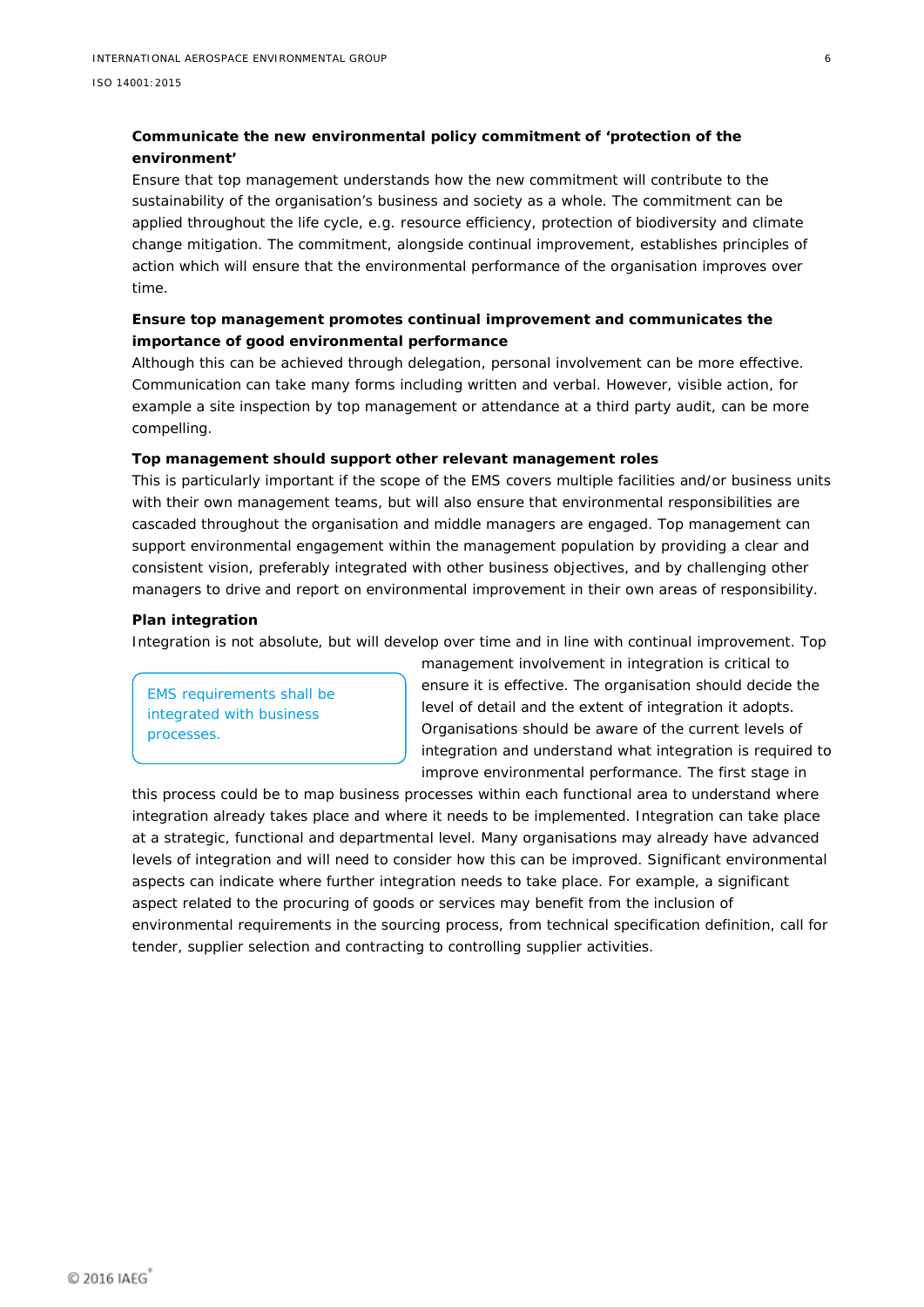**Communicate the new environmental policy commitment of 'protection of the environment'**

Ensure that top management understands how the new commitment will contribute to the sustainability of the organisation's business and society as a whole. The commitment can be applied throughout the life cycle, e.g. resource efficiency, protection of biodiversity and climate change mitigation. The commitment, alongside continual improvement, establishes principles of action which will ensure that the environmental performance of the organisation improves over time.

**Ensure top management promotes continual improvement and communicates the importance of good environmental performance**

Although this can be achieved through delegation, personal involvement can be more effective. Communication can take many forms including written and verbal. However, visible action, for example a site inspection by top management or attendance at a third party audit, can be more compelling.

**Top management should support other relevant management roles**

This is particularly important if the scope of the EMS covers multiple facilities and/or business units with their own management teams, but will also ensure that environmental responsibilities are cascaded throughout the organisation and middle managers are engaged. Top management can support environmental engagement within the management population by providing a clear and consistent vision, preferably integrated with other business objectives, and by challenging other managers to drive and report on environmental improvement in their own areas of responsibility.

**Plan integration**

> EMS requirements shall be integrated with business processes.

Integration is not absolute, but will develop over time and in line with continual improvement. Top management involvement in integration is critical to ensure it is effective. The organisation should decide the level of detail and the extent of integration it adopts. Organisations should be aware of the current levels of integration and understand what integration is required to improve environmental performance. The first stage in this process could be to map business processes within each functional area to understand where integration already takes place and where it needs to be implemented. Integration can take place at a strategic, functional and departmental level. Many organisations may already have advanced levels of integration and will need to consider how this can be improved. Significant environmental aspects can indicate where further integration needs to take place. For example, a significant aspect related to the procuring of goods or services may benefit from the inclusion of environmental requirements in the sourcing process, from technical specification definition, call for tender, supplier selection and contracting to controlling supplier activities.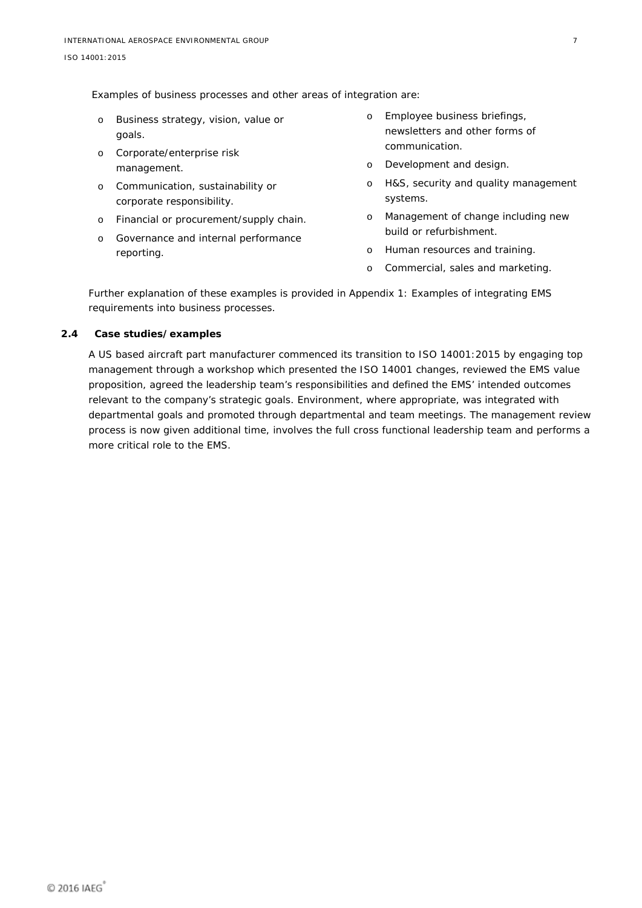Examples of business processes and other areas of integration are:

- Business strategy, vision, value or goals.
- Corporate/enterprise risk management.
- Communication, sustainability or corporate responsibility.
- Financial or procurement/supply chain.
- Governance and internal performance reporting.
- Employee business briefings, newsletters and other forms of communication.
- Development and design.
- H&S, security and quality management systems.
- Management of change including new build or refurbishment.
- Human resources and training.
- Commercial, sales and marketing.

Further explanation of these examples is provided in Appendix 1: Examples of integrating EMS requirements into business processes.

### 2.4 Case studies/examples

A US based aircraft part manufacturer commenced its transition to ISO 14001:2015 by engaging top management through a workshop which presented the ISO 14001 changes, reviewed the EMS value proposition, agreed the leadership team's responsibilities and defined the EMS' intended outcomes relevant to the company's strategic goals. Environment, where appropriate, was integrated with departmental goals and promoted through departmental and team meetings. The management review process is now given additional time, involves the full cross functional leadership team and performs a more critical role to the EMS.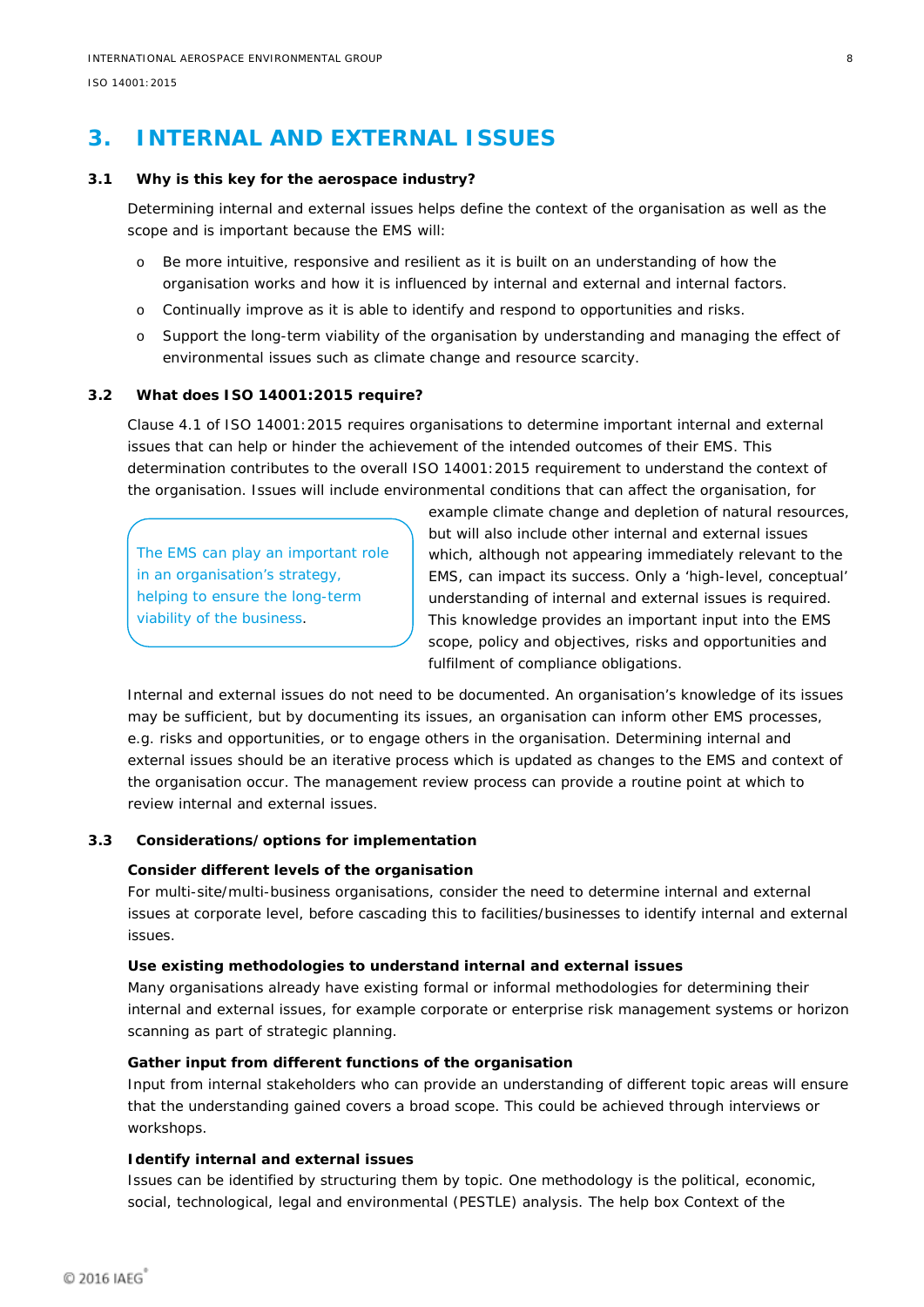# 3. INTERNAL AND EXTERNAL ISSUES

## 3.1 Why is this key for the aerospace industry?

Determining internal and external issues helps define the context of the organisation as well as the scope and is important because the EMS will:

- Be more intuitive, responsive and resilient as it is built on an understanding of how the organisation works and how it is influenced by internal and external and internal factors.
- Continually improve as it is able to identify and respond to opportunities and risks.
- Support the long-term viability of the organisation by understanding and managing the effect of environmental issues such as climate change and resource scarcity.

## 3.2 What does ISO 14001:2015 require?

Clause 4.1 of ISO 14001:2015 requires organisations to determine important internal and external issues that can help or hinder the achievement of the intended outcomes of their EMS. This determination contributes to the overall ISO 14001:2015 requirement to understand the context of the organisation. Issues will include environmental conditions that can affect the organisation, for example climate change and depletion of natural resources, but will also include other internal and external issues which, although not appearing immediately relevant to the EMS, can impact its success. Only a 'high-level, conceptual' understanding of internal and external issues is required. This knowledge provides an important input into the EMS scope, policy and objectives, risks and opportunities and fulfilment of compliance obligations.

> The EMS can play an important role in an organisation's strategy, helping to ensure the long-term viability of the business.

Internal and external issues do not need to be documented. An organisation's knowledge of its issues may be sufficient, but by documenting its issues, an organisation can inform other EMS processes, e.g. risks and opportunities, or to engage others in the organisation. Determining internal and external issues should be an iterative process which is updated as changes to the EMS and context of the organisation occur. The management review process can provide a routine point at which to review internal and external issues.

## 3.3 Considerations/options for implementation

**Consider different levels of the organisation**

For multi-site/multi-business organisations, consider the need to determine internal and external issues at corporate level, before cascading this to facilities/businesses to identify internal and external issues.

**Use existing methodologies to understand internal and external issues**

Many organisations already have existing formal or informal methodologies for determining their internal and external issues, for example corporate or enterprise risk management systems or horizon scanning as part of strategic planning.

**Gather input from different functions of the organisation**

Input from internal stakeholders who can provide an understanding of different topic areas will ensure that the understanding gained covers a broad scope. This could be achieved through interviews or workshops.

**Identify internal and external issues**

Issues can be identified by structuring them by topic. One methodology is the political, economic, social, technological, legal and environmental (PESTLE) analysis. The help box Context of the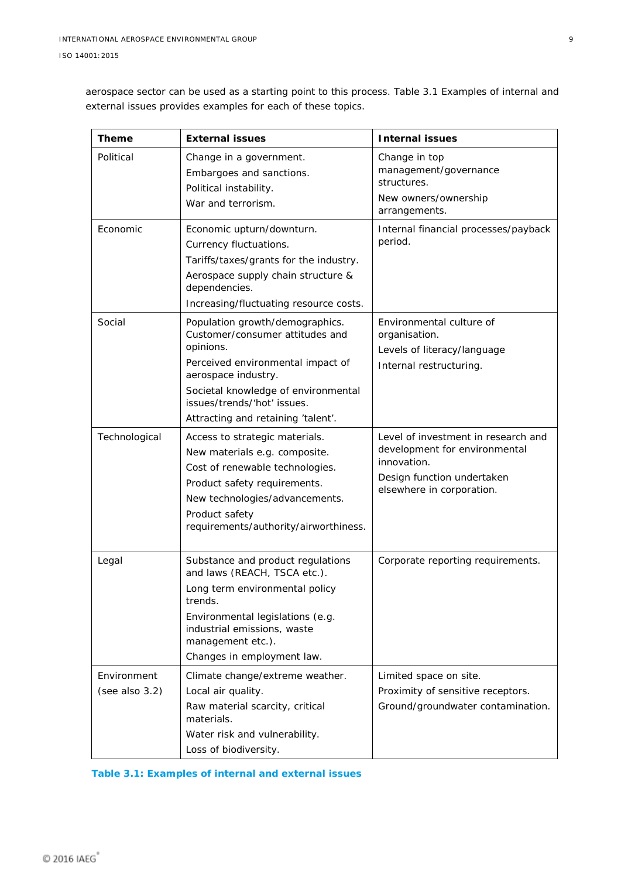aerospace sector can be used as a starting point to this process. Table 3.1 Examples of internal and external issues provides examples for each of these topics.

| Theme | External issues | Internal issues |
|---|---|---|
| Political | Change in a government.<br>Embargoes and sanctions.<br>Political instability.<br>War and terrorism. | Change in top management/governance structures.<br>New owners/ownership arrangements. |
| Economic | Economic upturn/downturn.<br>Currency fluctuations.<br>Tariffs/taxes/grants for the industry.<br>Aerospace supply chain structure & dependencies.<br>Increasing/fluctuating resource costs. | Internal financial processes/payback period. |
| Social | Population growth/demographics. Customer/consumer attitudes and opinions.<br>Perceived environmental impact of aerospace industry.<br>Societal knowledge of environmental issues/trends/'hot' issues.<br>Attracting and retaining 'talent'. | Environmental culture of organisation.<br>Levels of literacy/language<br>Internal restructuring. |
| Technological | Access to strategic materials.<br>New materials e.g. composite.<br>Cost of renewable technologies.<br>Product safety requirements.<br>New technologies/advancements.<br>Product safety requirements/authority/airworthiness. | Level of investment in research and development for environmental innovation.<br>Design function undertaken elsewhere in corporation. |
| Legal | Substance and product regulations and laws (REACH, TSCA etc.).<br>Long term environmental policy trends.<br>Environmental legislations (e.g. industrial emissions, waste management etc.).<br>Changes in employment law. | Corporate reporting requirements. |
| Environment (see also 3.2) | Climate change/extreme weather.<br>Local air quality.<br>Raw material scarcity, critical materials.<br>Water risk and vulnerability.<br>Loss of biodiversity. | Limited space on site.<br>Proximity of sensitive receptors.<br>Ground/groundwater contamination. |

Table 3.1: Examples of internal and external issues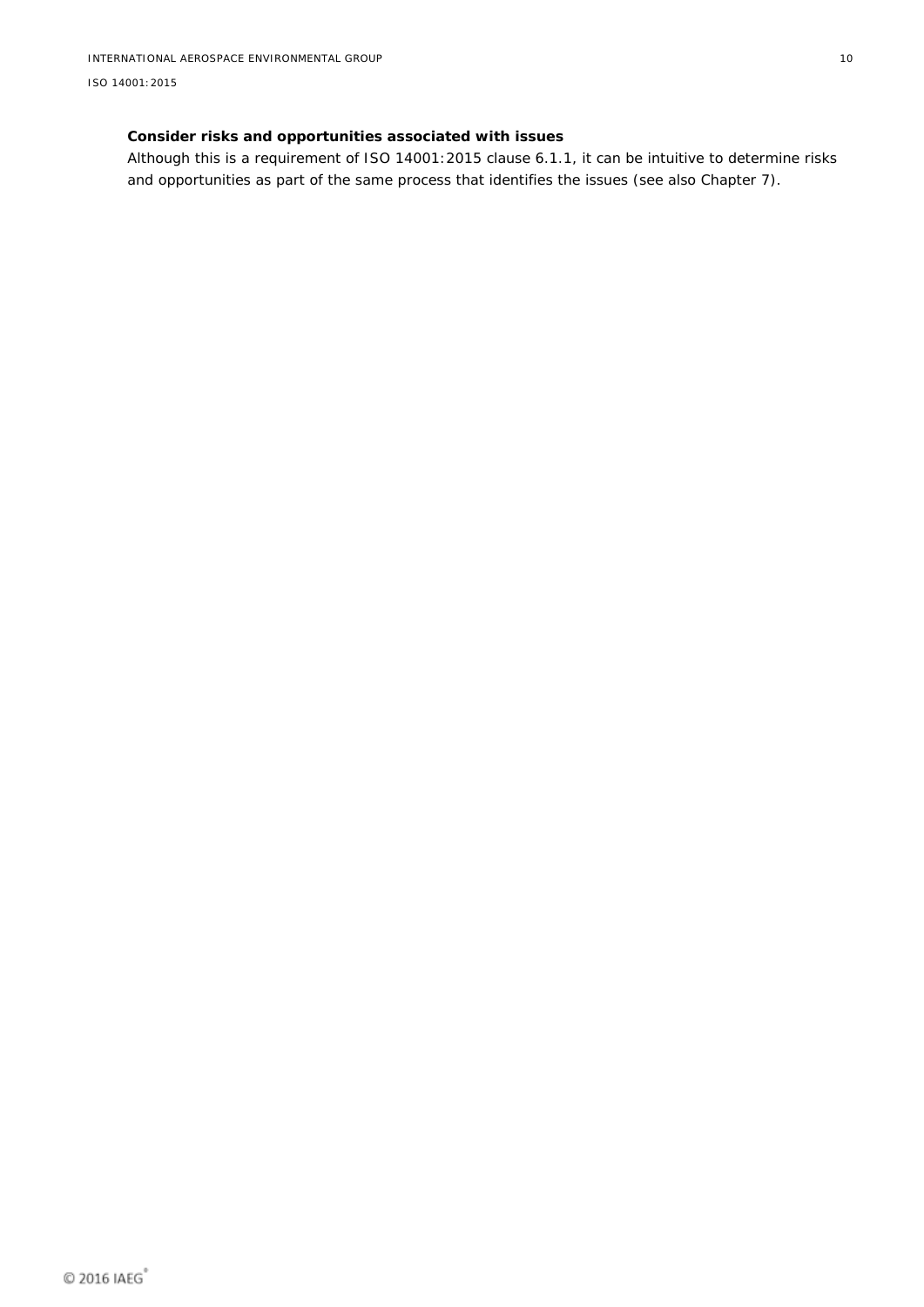**Consider risks and opportunities associated with issues**

Although this is a requirement of ISO 14001:2015 clause 6.1.1, it can be intuitive to determine risks and opportunities as part of the same process that identifies the issues (see also Chapter 7).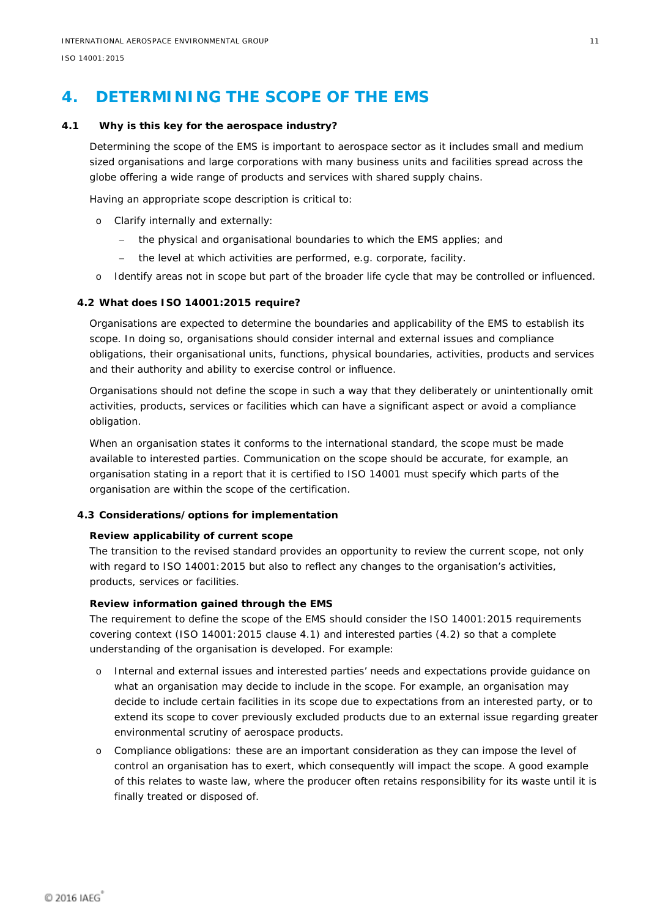# 4. DETERMINING THE SCOPE OF THE EMS

## 4.1 Why is this key for the aerospace industry?

Determining the scope of the EMS is important to aerospace sector as it includes small and medium sized organisations and large corporations with many business units and facilities spread across the globe offering a wide range of products and services with shared supply chains.

Having an appropriate scope description is critical to:

- Clarify internally and externally:
  - the physical and organisational boundaries to which the EMS applies; and
  - the level at which activities are performed, e.g. corporate, facility.
- Identify areas not in scope but part of the broader life cycle that may be controlled or influenced.

## 4.2 What does ISO 14001:2015 require?

Organisations are expected to determine the boundaries and applicability of the EMS to establish its scope. In doing so, organisations should consider internal and external issues and compliance obligations, their organisational units, functions, physical boundaries, activities, products and services and their authority and ability to exercise control or influence.

Organisations should not define the scope in such a way that they deliberately or unintentionally omit activities, products, services or facilities which can have a significant aspect or avoid a compliance obligation.

When an organisation states it conforms to the international standard, the scope must be made available to interested parties. Communication on the scope should be accurate, for example, an organisation stating in a report that it is certified to ISO 14001 must specify which parts of the organisation are within the scope of the certification.

## 4.3 Considerations/options for implementation

**Review applicability of current scope**

The transition to the revised standard provides an opportunity to review the current scope, not only with regard to ISO 14001:2015 but also to reflect any changes to the organisation's activities, products, services or facilities.

**Review information gained through the EMS**

The requirement to define the scope of the EMS should consider the ISO 14001:2015 requirements covering context (ISO 14001:2015 clause 4.1) and interested parties (4.2) so that a complete understanding of the organisation is developed. For example:

- Internal and external issues and interested parties' needs and expectations provide guidance on what an organisation may decide to include in the scope. For example, an organisation may decide to include certain facilities in its scope due to expectations from an interested party, or to extend its scope to cover previously excluded products due to an external issue regarding greater environmental scrutiny of aerospace products.
- Compliance obligations: these are an important consideration as they can impose the level of control an organisation has to exert, which consequently will impact the scope. A good example of this relates to waste law, where the producer often retains responsibility for its waste until it is finally treated or disposed of.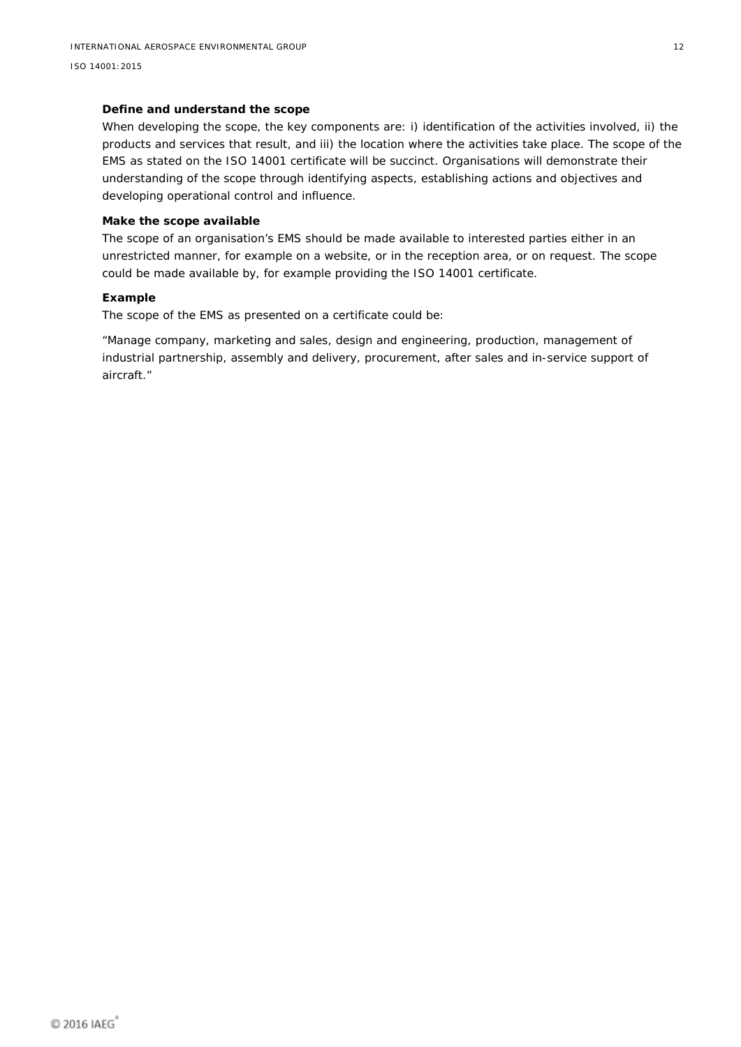**Define and understand the scope**

When developing the scope, the key components are: i) identification of the activities involved, ii) the products and services that result, and iii) the location where the activities take place. The scope of the EMS as stated on the ISO 14001 certificate will be succinct. Organisations will demonstrate their understanding of the scope through identifying aspects, establishing actions and objectives and developing operational control and influence.

**Make the scope available**

The scope of an organisation's EMS should be made available to interested parties either in an unrestricted manner, for example on a website, or in the reception area, or on request. The scope could be made available by, for example providing the ISO 14001 certificate.

**Example**

The scope of the EMS as presented on a certificate could be:

"Manage company, marketing and sales, design and engineering, production, management of industrial partnership, assembly and delivery, procurement, after sales and in-service support of aircraft."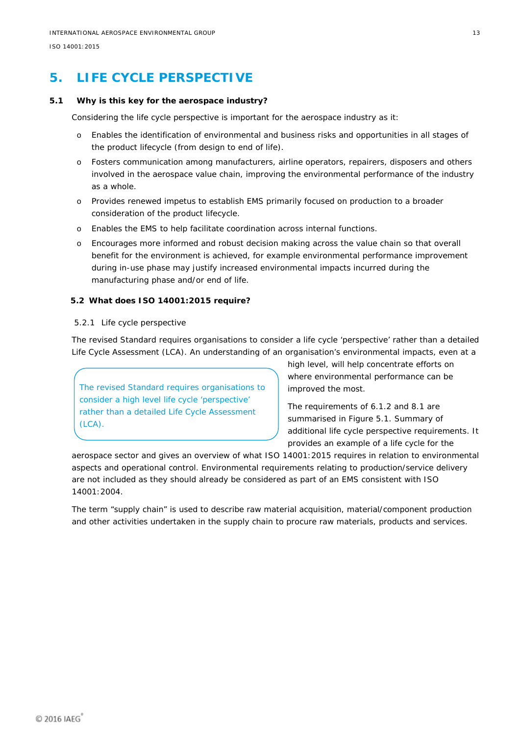# 5. LIFE CYCLE PERSPECTIVE

## 5.1 Why is this key for the aerospace industry?

Considering the life cycle perspective is important for the aerospace industry as it:

- Enables the identification of environmental and business risks and opportunities in all stages of the product lifecycle (from design to end of life).
- Fosters communication among manufacturers, airline operators, repairers, disposers and others involved in the aerospace value chain, improving the environmental performance of the industry as a whole.
- Provides renewed impetus to establish EMS primarily focused on production to a broader consideration of the product lifecycle.
- Enables the EMS to help facilitate coordination across internal functions.
- Encourages more informed and robust decision making across the value chain so that overall benefit for the environment is achieved, for example environmental performance improvement during in-use phase may justify increased environmental impacts incurred during the manufacturing phase and/or end of life.

## 5.2 What does ISO 14001:2015 require?

### 5.2.1 Life cycle perspective

The revised Standard requires organisations to consider a life cycle 'perspective' rather than a detailed Life Cycle Assessment (LCA). An understanding of an organisation's environmental impacts, even at a high level, will help concentrate efforts on where environmental performance can be improved the most.

> The revised Standard requires organisations to consider a high level life cycle 'perspective' rather than a detailed Life Cycle Assessment (LCA).

The requirements of 6.1.2 and 8.1 are summarised in Figure 5.1. Summary of additional life cycle perspective requirements. It provides an example of a life cycle for the aerospace sector and gives an overview of what ISO 14001:2015 requires in relation to environmental aspects and operational control. Environmental requirements relating to production/service delivery are not included as they should already be considered as part of an EMS consistent with ISO 14001:2004.

The term "supply chain" is used to describe raw material acquisition, material/component production and other activities undertaken in the supply chain to procure raw materials, products and services.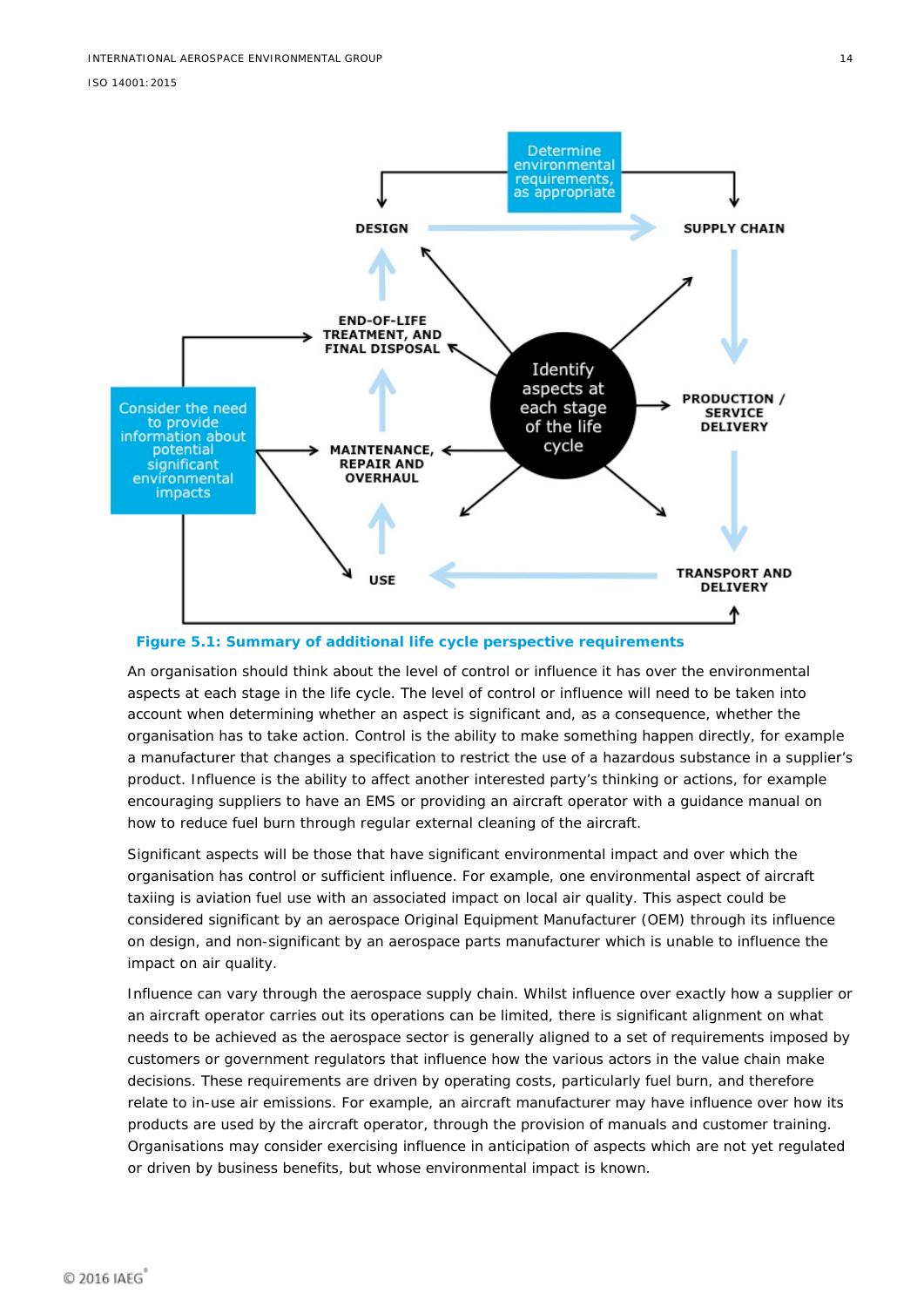Figure 5.1: Summary of additional life cycle perspective requirements

An organisation should think about the level of control or influence it has over the environmental aspects at each stage in the life cycle. The level of control or influence will need to be taken into account when determining whether an aspect is significant and, as a consequence, whether the organisation has to take action. Control is the ability to make something happen directly, for example a manufacturer that changes a specification to restrict the use of a hazardous substance in a supplier's product. Influence is the ability to affect another interested party's thinking or actions, for example encouraging suppliers to have an EMS or providing an aircraft operator with a guidance manual on how to reduce fuel burn through regular external cleaning of the aircraft.

Significant aspects will be those that have significant environmental impact and over which the organisation has control or sufficient influence. For example, one environmental aspect of aircraft taxiing is aviation fuel use with an associated impact on local air quality. This aspect could be considered significant by an aerospace Original Equipment Manufacturer (OEM) through its influence on design, and non-significant by an aerospace parts manufacturer which is unable to influence the impact on air quality.

Influence can vary through the aerospace supply chain. Whilst influence over exactly how a supplier or an aircraft operator carries out its operations can be limited, there is significant alignment on what needs to be achieved as the aerospace sector is generally aligned to a set of requirements imposed by customers or government regulators that influence how the various actors in the value chain make decisions. These requirements are driven by operating costs, particularly fuel burn, and therefore relate to in-use air emissions. For example, an aircraft manufacturer may have influence over how its products are used by the aircraft operator, through the provision of manuals and customer training. Organisations may consider exercising influence in anticipation of aspects which are not yet regulated or driven by business benefits, but whose environmental impact is known.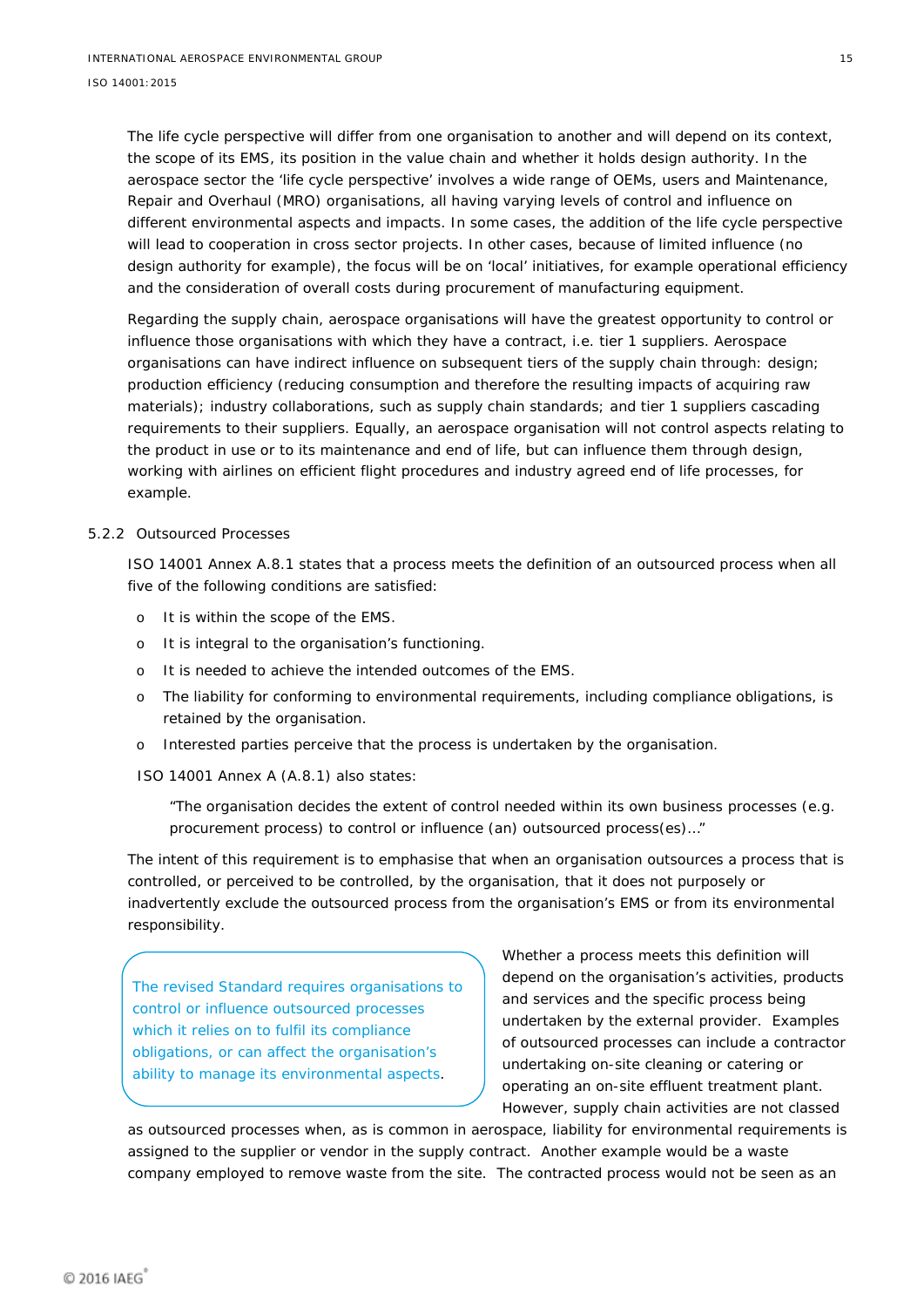The life cycle perspective will differ from one organisation to another and will depend on its context, the scope of its EMS, its position in the value chain and whether it holds design authority. In the aerospace sector the 'life cycle perspective' involves a wide range of OEMs, users and Maintenance, Repair and Overhaul (MRO) organisations, all having varying levels of control and influence on different environmental aspects and impacts. In some cases, the addition of the life cycle perspective will lead to cooperation in cross sector projects. In other cases, because of limited influence (no design authority for example), the focus will be on 'local' initiatives, for example operational efficiency and the consideration of overall costs during procurement of manufacturing equipment.

Regarding the supply chain, aerospace organisations will have the greatest opportunity to control or influence those organisations with which they have a contract, i.e. tier 1 suppliers. Aerospace organisations can have indirect influence on subsequent tiers of the supply chain through: design; production efficiency (reducing consumption and therefore the resulting impacts of acquiring raw materials); industry collaborations, such as supply chain standards; and tier 1 suppliers cascading requirements to their suppliers. Equally, an aerospace organisation will not control aspects relating to the product in use or to its maintenance and end of life, but can influence them through design, working with airlines on efficient flight procedures and industry agreed end of life processes, for example.

### 5.2.2 Outsourced Processes

ISO 14001 Annex A.8.1 states that a process meets the definition of an outsourced process when all five of the following conditions are satisfied:

- It is within the scope of the EMS.
- It is integral to the organisation's functioning.
- It is needed to achieve the intended outcomes of the EMS.
- The liability for conforming to environmental requirements, including compliance obligations, is retained by the organisation.
- Interested parties perceive that the process is undertaken by the organisation.

ISO 14001 Annex A (A.8.1) also states:

> "The organisation decides the extent of control needed within its own business processes (e.g. procurement process) to control or influence (an) outsourced process(es)..."

The intent of this requirement is to emphasise that when an organisation outsources a process that is controlled, or perceived to be controlled, by the organisation, that it does not purposely or inadvertently exclude the outsourced process from the organisation's EMS or from its environmental responsibility.

> The revised Standard requires organisations to control or influence outsourced processes which it relies on to fulfil its compliance obligations, or can affect the organisation's ability to manage its environmental aspects.

Whether a process meets this definition will depend on the organisation's activities, products and services and the specific process being undertaken by the external provider. Examples of outsourced processes can include a contractor undertaking on-site cleaning or catering or operating an on-site effluent treatment plant. However, supply chain activities are not classed as outsourced processes when, as is common in aerospace, liability for environmental requirements is assigned to the supplier or vendor in the supply contract. Another example would be a waste company employed to remove waste from the site. The contracted process would not be seen as an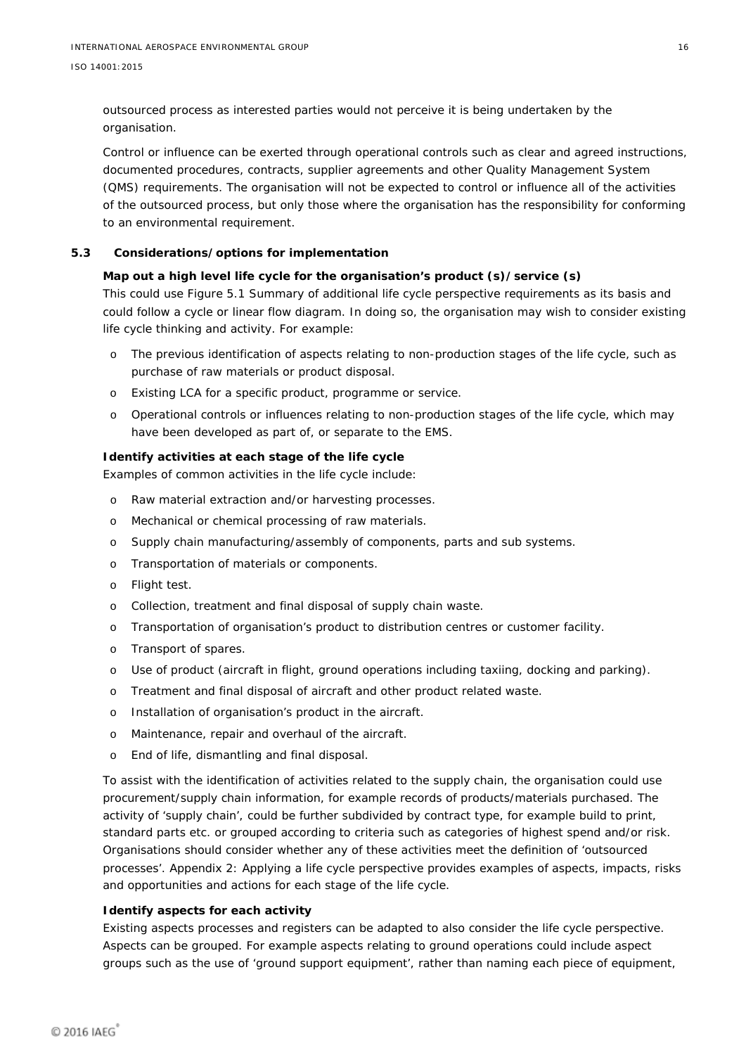outsourced process as interested parties would not perceive it is being undertaken by the organisation.

Control or influence can be exerted through operational controls such as clear and agreed instructions, documented procedures, contracts, supplier agreements and other Quality Management System (QMS) requirements. The organisation will not be expected to control or influence all of the activities of the outsourced process, but only those where the organisation has the responsibility for conforming to an environmental requirement.

## 5.3 Considerations/options for implementation

**Map out a high level life cycle for the organisation's product (s)/service (s)**

This could use Figure 5.1 Summary of additional life cycle perspective requirements as its basis and could follow a cycle or linear flow diagram. In doing so, the organisation may wish to consider existing life cycle thinking and activity. For example:

- The previous identification of aspects relating to non-production stages of the life cycle, such as purchase of raw materials or product disposal.
- Existing LCA for a specific product, programme or service.
- Operational controls or influences relating to non-production stages of the life cycle, which may have been developed as part of, or separate to the EMS.

**Identify activities at each stage of the life cycle**

Examples of common activities in the life cycle include:

- Raw material extraction and/or harvesting processes.
- Mechanical or chemical processing of raw materials.
- Supply chain manufacturing/assembly of components, parts and sub systems.
- Transportation of materials or components.
- Flight test.
- Collection, treatment and final disposal of supply chain waste.
- Transportation of organisation's product to distribution centres or customer facility.
- Transport of spares.
- Use of product (aircraft in flight, ground operations including taxiing, docking and parking).
- Treatment and final disposal of aircraft and other product related waste.
- Installation of organisation's product in the aircraft.
- Maintenance, repair and overhaul of the aircraft.
- End of life, dismantling and final disposal.

To assist with the identification of activities related to the supply chain, the organisation could use procurement/supply chain information, for example records of products/materials purchased. The activity of 'supply chain', could be further subdivided by contract type, for example build to print, standard parts etc. or grouped according to criteria such as categories of highest spend and/or risk. Organisations should consider whether any of these activities meet the definition of 'outsourced processes'. Appendix 2: Applying a life cycle perspective provides examples of aspects, impacts, risks and opportunities and actions for each stage of the life cycle.

**Identify aspects for each activity**

Existing aspects processes and registers can be adapted to also consider the life cycle perspective. Aspects can be grouped. For example aspects relating to ground operations could include aspect groups such as the use of 'ground support equipment', rather than naming each piece of equipment,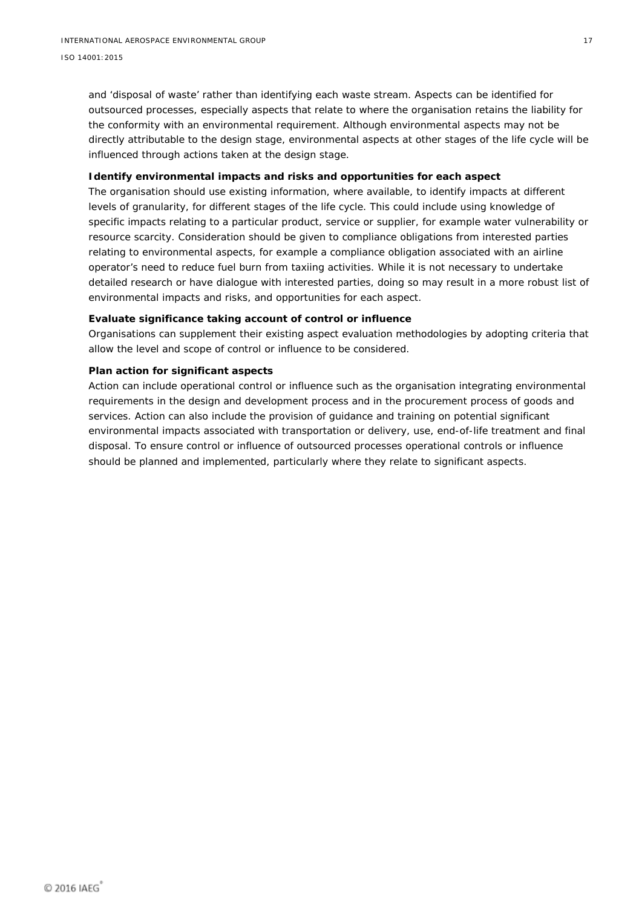and ‘disposal of waste’ rather than identifying each waste stream. Aspects can be identified for outsourced processes, especially aspects that relate to where the organisation retains the liability for the conformity with an environmental requirement. Although environmental aspects may not be directly attributable to the design stage, environmental aspects at other stages of the life cycle will be influenced through actions taken at the design stage.

**Identify environmental impacts and risks and opportunities for each aspect**

The organisation should use existing information, where available, to identify impacts at different levels of granularity, for different stages of the life cycle. This could include using knowledge of specific impacts relating to a particular product, service or supplier, for example water vulnerability or resource scarcity. Consideration should be given to compliance obligations from interested parties relating to environmental aspects, for example a compliance obligation associated with an airline operator’s need to reduce fuel burn from taxiing activities. While it is not necessary to undertake detailed research or have dialogue with interested parties, doing so may result in a more robust list of environmental impacts and risks, and opportunities for each aspect.

**Evaluate significance taking account of control or influence**

Organisations can supplement their existing aspect evaluation methodologies by adopting criteria that allow the level and scope of control or influence to be considered.

**Plan action for significant aspects**

Action can include operational control or influence such as the organisation integrating environmental requirements in the design and development process and in the procurement process of goods and services. Action can also include the provision of guidance and training on potential significant environmental impacts associated with transportation or delivery, use, end-of-life treatment and final disposal. To ensure control or influence of outsourced processes operational controls or influence should be planned and implemented, particularly where they relate to significant aspects.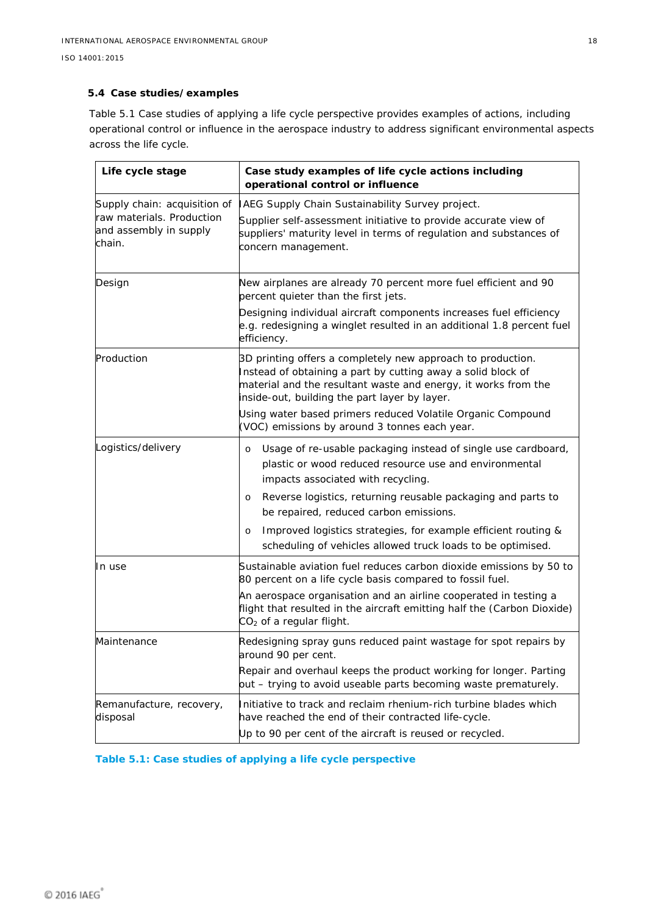### 5.4 Case studies/examples

Table 5.1 Case studies of applying a life cycle perspective provides examples of actions, including operational control or influence in the aerospace industry to address significant environmental aspects across the life cycle.

| Life cycle stage | Case study examples of life cycle actions including operational control or influence |
|---|---|
| Supply chain: acquisition of raw materials. Production and assembly in supply chain. | IAEG Supply Chain Sustainability Survey project.<br>Supplier self-assessment initiative to provide accurate view of suppliers' maturity level in terms of regulation and substances of concern management. |
| Design | New airplanes are already 70 percent more fuel efficient and 90 percent quieter than the first jets.<br>Designing individual aircraft components increases fuel efficiency e.g. redesigning a winglet resulted in an additional 1.8 percent fuel efficiency. |
| Production | 3D printing offers a completely new approach to production. Instead of obtaining a part by cutting away a solid block of material and the resultant waste and energy, it works from the inside-out, building the part layer by layer.<br>Using water based primers reduced Volatile Organic Compound (VOC) emissions by around 3 tonnes each year. |
| Logistics/delivery | o Usage of re-usable packaging instead of single use cardboard, plastic or wood reduced resource use and environmental impacts associated with recycling.<br>o Reverse logistics, returning reusable packaging and parts to be repaired, reduced carbon emissions.<br>o Improved logistics strategies, for example efficient routing & scheduling of vehicles allowed truck loads to be optimised. |
| In use | Sustainable aviation fuel reduces carbon dioxide emissions by 50 to 80 percent on a life cycle basis compared to fossil fuel.<br>An aerospace organisation and an airline cooperated in testing a flight that resulted in the aircraft emitting half the (Carbon Dioxide) $CO_2$ of a regular flight. |
| Maintenance | Redesigning spray guns reduced paint wastage for spot repairs by around 90 per cent.<br>Repair and overhaul keeps the product working for longer. Parting out – trying to avoid useable parts becoming waste prematurely. |
| Remanufacture, recovery, disposal | Initiative to track and reclaim rhenium-rich turbine blades which have reached the end of their contracted life-cycle.<br>Up to 90 per cent of the aircraft is reused or recycled. |

**Table 5.1: Case studies of applying a life cycle perspective**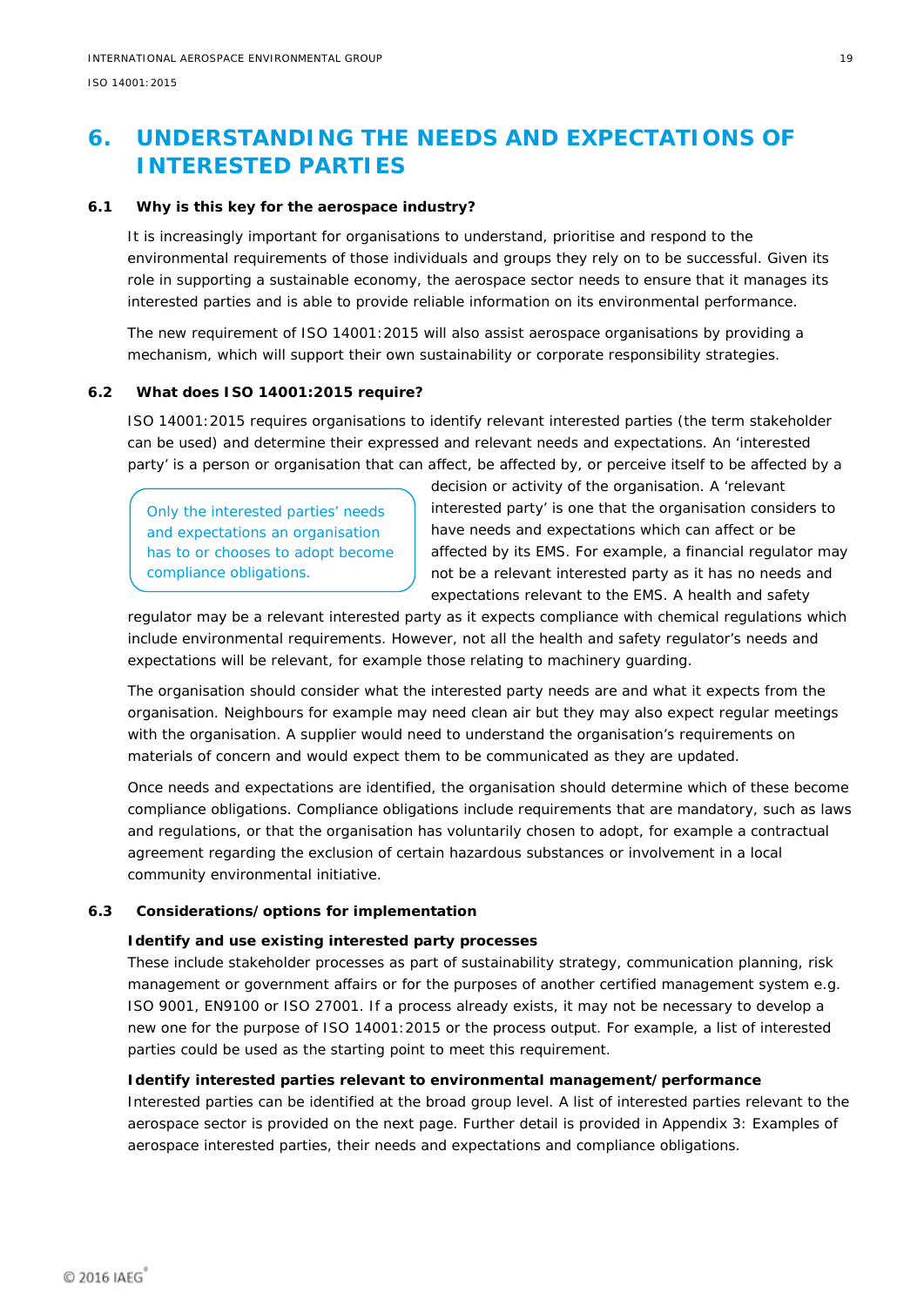# 6. UNDERSTANDING THE NEEDS AND EXPECTATIONS OF INTERESTED PARTIES

## 6.1 Why is this key for the aerospace industry?

It is increasingly important for organisations to understand, prioritise and respond to the environmental requirements of those individuals and groups they rely on to be successful. Given its role in supporting a sustainable economy, the aerospace sector needs to ensure that it manages its interested parties and is able to provide reliable information on its environmental performance.

The new requirement of ISO 14001:2015 will also assist aerospace organisations by providing a mechanism, which will support their own sustainability or corporate responsibility strategies.

## 6.2 What does ISO 14001:2015 require?

ISO 14001:2015 requires organisations to identify relevant interested parties (the term stakeholder can be used) and determine their expressed and relevant needs and expectations. An 'interested party' is a person or organisation that can affect, be affected by, or perceive itself to be affected by a decision or activity of the organisation. A 'relevant interested party' is one that the organisation considers to have needs and expectations which can affect or be affected by its EMS. For example, a financial regulator may not be a relevant interested party as it has no needs and expectations relevant to the EMS. A health and safety regulator may be a relevant interested party as it expects compliance with chemical regulations which include environmental requirements. However, not all the health and safety regulator's needs and expectations will be relevant, for example those relating to machinery guarding.

> Only the interested parties' needs and expectations an organisation has to or chooses to adopt become compliance obligations.

The organisation should consider what the interested party needs are and what it expects from the organisation. Neighbours for example may need clean air but they may also expect regular meetings with the organisation. A supplier would need to understand the organisation's requirements on materials of concern and would expect them to be communicated as they are updated.

Once needs and expectations are identified, the organisation should determine which of these become compliance obligations. Compliance obligations include requirements that are mandatory, such as laws and regulations, or that the organisation has voluntarily chosen to adopt, for example a contractual agreement regarding the exclusion of certain hazardous substances or involvement in a local community environmental initiative.

## 6.3 Considerations/options for implementation

**Identify and use existing interested party processes**
These include stakeholder processes as part of sustainability strategy, communication planning, risk management or government affairs or for the purposes of another certified management system e.g. ISO 9001, EN9100 or ISO 27001. If a process already exists, it may not be necessary to develop a new one for the purpose of ISO 14001:2015 or the process output. For example, a list of interested parties could be used as the starting point to meet this requirement.

**Identify interested parties relevant to environmental management/performance**
Interested parties can be identified at the broad group level. A list of interested parties relevant to the aerospace sector is provided on the next page. Further detail is provided in Appendix 3: Examples of aerospace interested parties, their needs and expectations and compliance obligations.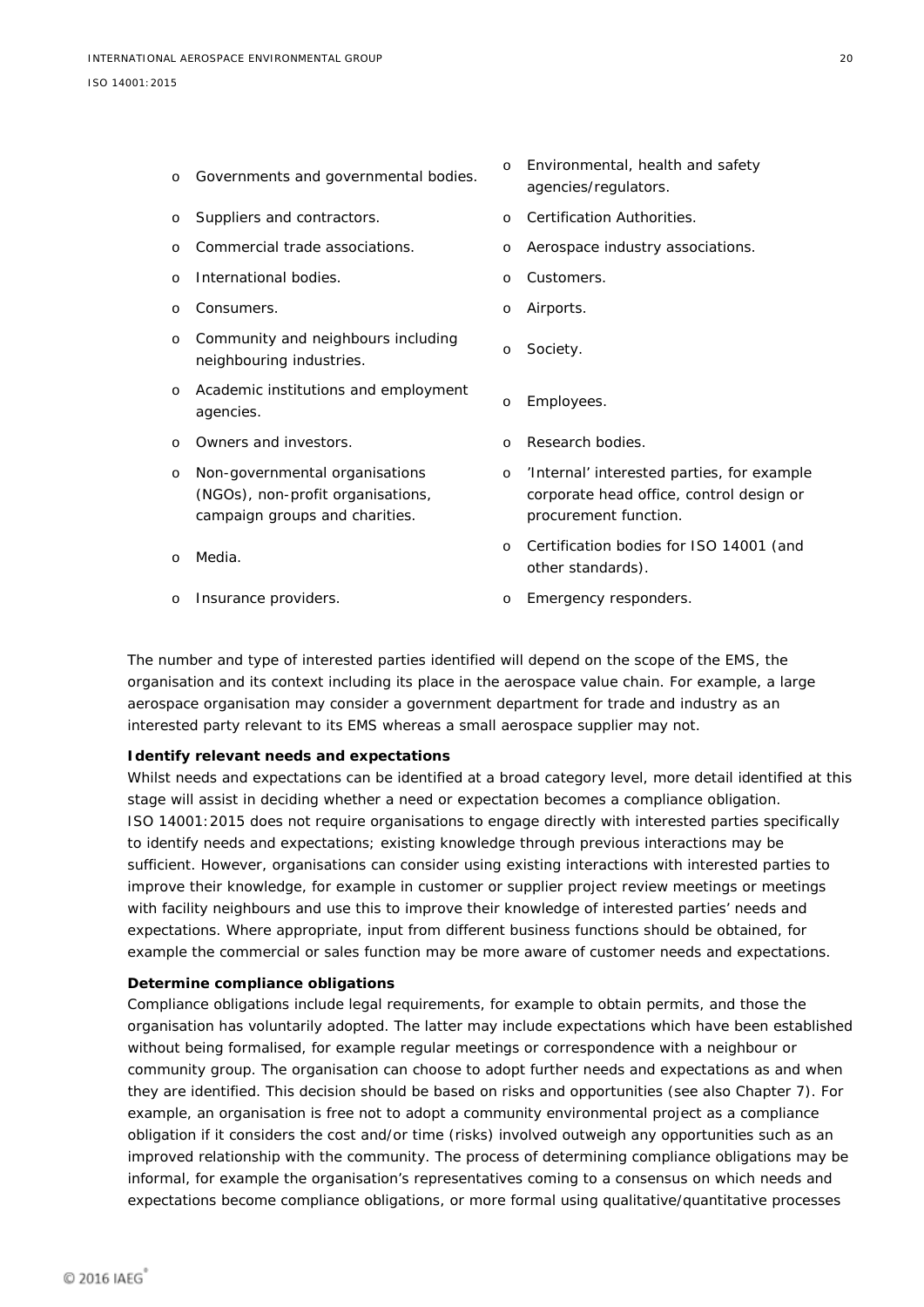- Governments and governmental bodies.
- Environmental, health and safety agencies/regulators.
- Suppliers and contractors.
- Certification Authorities.
- Commercial trade associations.
- Aerospace industry associations.
- International bodies.
- Customers.
- Consumers.
- Airports.
- Community and neighbours including neighbouring industries.
- Society.
- Academic institutions and employment agencies.
- Employees.
- Owners and investors.
- Research bodies.
- Non-governmental organisations (NGOs), non-profit organisations, campaign groups and charities.
- 'Internal' interested parties, for example corporate head office, control design or procurement function.
- Media.
- Certification bodies for ISO 14001 (and other standards).
- Insurance providers.
- Emergency responders.

The number and type of interested parties identified will depend on the scope of the EMS, the organisation and its context including its place in the aerospace value chain. For example, a large aerospace organisation may consider a government department for trade and industry as an interested party relevant to its EMS whereas a small aerospace supplier may not.

**Identify relevant needs and expectations**

Whilst needs and expectations can be identified at a broad category level, more detail identified at this stage will assist in deciding whether a need or expectation becomes a compliance obligation. ISO 14001:2015 does not require organisations to engage directly with interested parties specifically to identify needs and expectations; existing knowledge through previous interactions may be sufficient. However, organisations can consider using existing interactions with interested parties to improve their knowledge, for example in customer or supplier project review meetings or meetings with facility neighbours and use this to improve their knowledge of interested parties' needs and expectations. Where appropriate, input from different business functions should be obtained, for example the commercial or sales function may be more aware of customer needs and expectations.

**Determine compliance obligations**

Compliance obligations include legal requirements, for example to obtain permits, and those the organisation has voluntarily adopted. The latter may include expectations which have been established without being formalised, for example regular meetings or correspondence with a neighbour or community group. The organisation can choose to adopt further needs and expectations as and when they are identified. This decision should be based on risks and opportunities (see also Chapter 7). For example, an organisation is free not to adopt a community environmental project as a compliance obligation if it considers the cost and/or time (risks) involved outweigh any opportunities such as an improved relationship with the community. The process of determining compliance obligations may be informal, for example the organisation's representatives coming to a consensus on which needs and expectations become compliance obligations, or more formal using qualitative/quantitative processes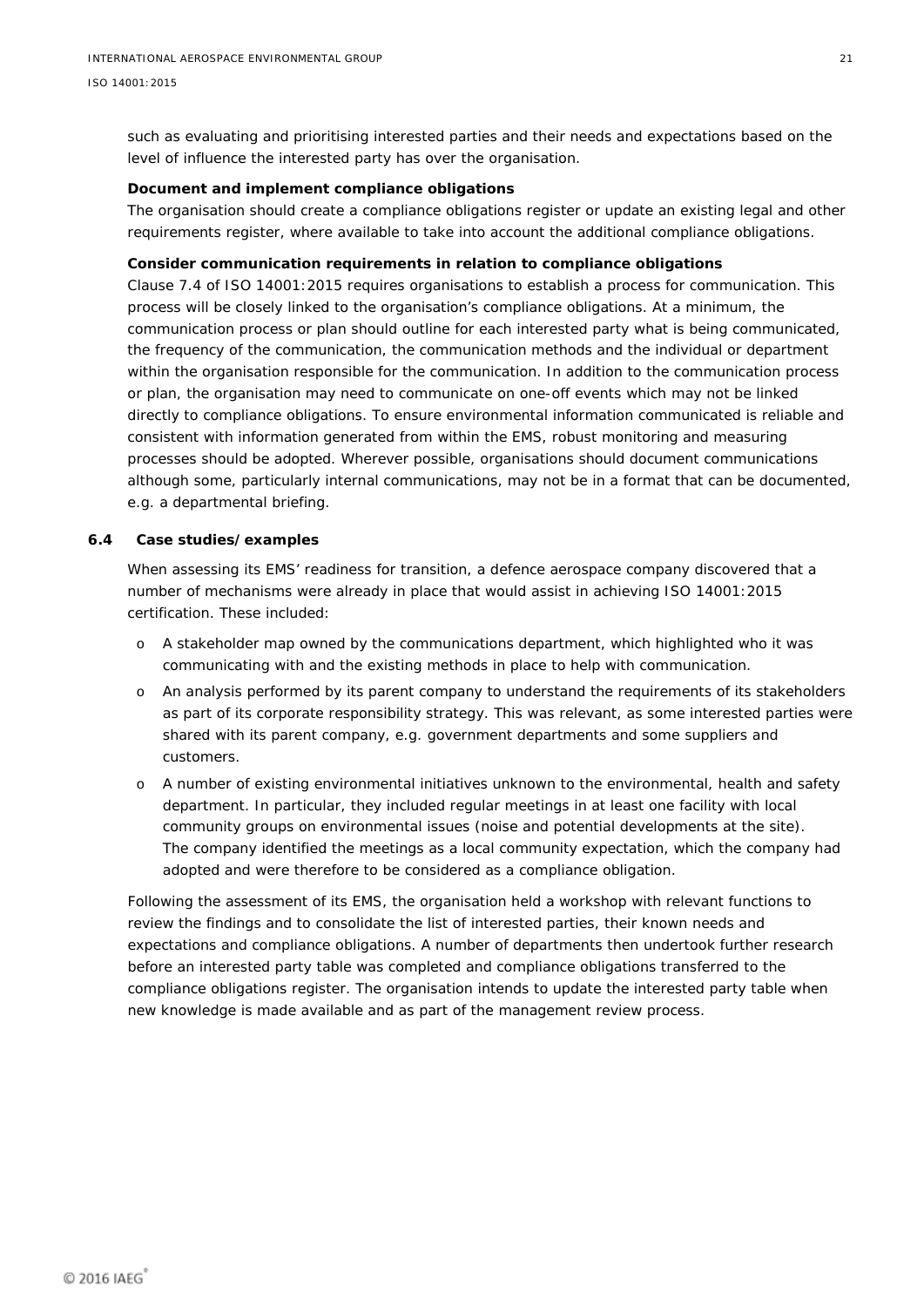such as evaluating and prioritising interested parties and their needs and expectations based on the level of influence the interested party has over the organisation.

**Document and implement compliance obligations**

The organisation should create a compliance obligations register or update an existing legal and other requirements register, where available to take into account the additional compliance obligations.

**Consider communication requirements in relation to compliance obligations**

Clause 7.4 of ISO 14001:2015 requires organisations to establish a process for communication. This process will be closely linked to the organisation's compliance obligations. At a minimum, the communication process or plan should outline for each interested party what is being communicated, the frequency of the communication, the communication methods and the individual or department within the organisation responsible for the communication. In addition to the communication process or plan, the organisation may need to communicate on one-off events which may not be linked directly to compliance obligations. To ensure environmental information communicated is reliable and consistent with information generated from within the EMS, robust monitoring and measuring processes should be adopted. Wherever possible, organisations should document communications although some, particularly internal communications, may not be in a format that can be documented, e.g. a departmental briefing.

### 6.4 Case studies/examples

When assessing its EMS' readiness for transition, a defence aerospace company discovered that a number of mechanisms were already in place that would assist in achieving ISO 14001:2015 certification. These included:

- A stakeholder map owned by the communications department, which highlighted who it was communicating with and the existing methods in place to help with communication.
- An analysis performed by its parent company to understand the requirements of its stakeholders as part of its corporate responsibility strategy. This was relevant, as some interested parties were shared with its parent company, e.g. government departments and some suppliers and customers.
- A number of existing environmental initiatives unknown to the environmental, health and safety department. In particular, they included regular meetings in at least one facility with local community groups on environmental issues (noise and potential developments at the site). The company identified the meetings as a local community expectation, which the company had adopted and were therefore to be considered as a compliance obligation.

Following the assessment of its EMS, the organisation held a workshop with relevant functions to review the findings and to consolidate the list of interested parties, their known needs and expectations and compliance obligations. A number of departments then undertook further research before an interested party table was completed and compliance obligations transferred to the compliance obligations register. The organisation intends to update the interested party table when new knowledge is made available and as part of the management review process.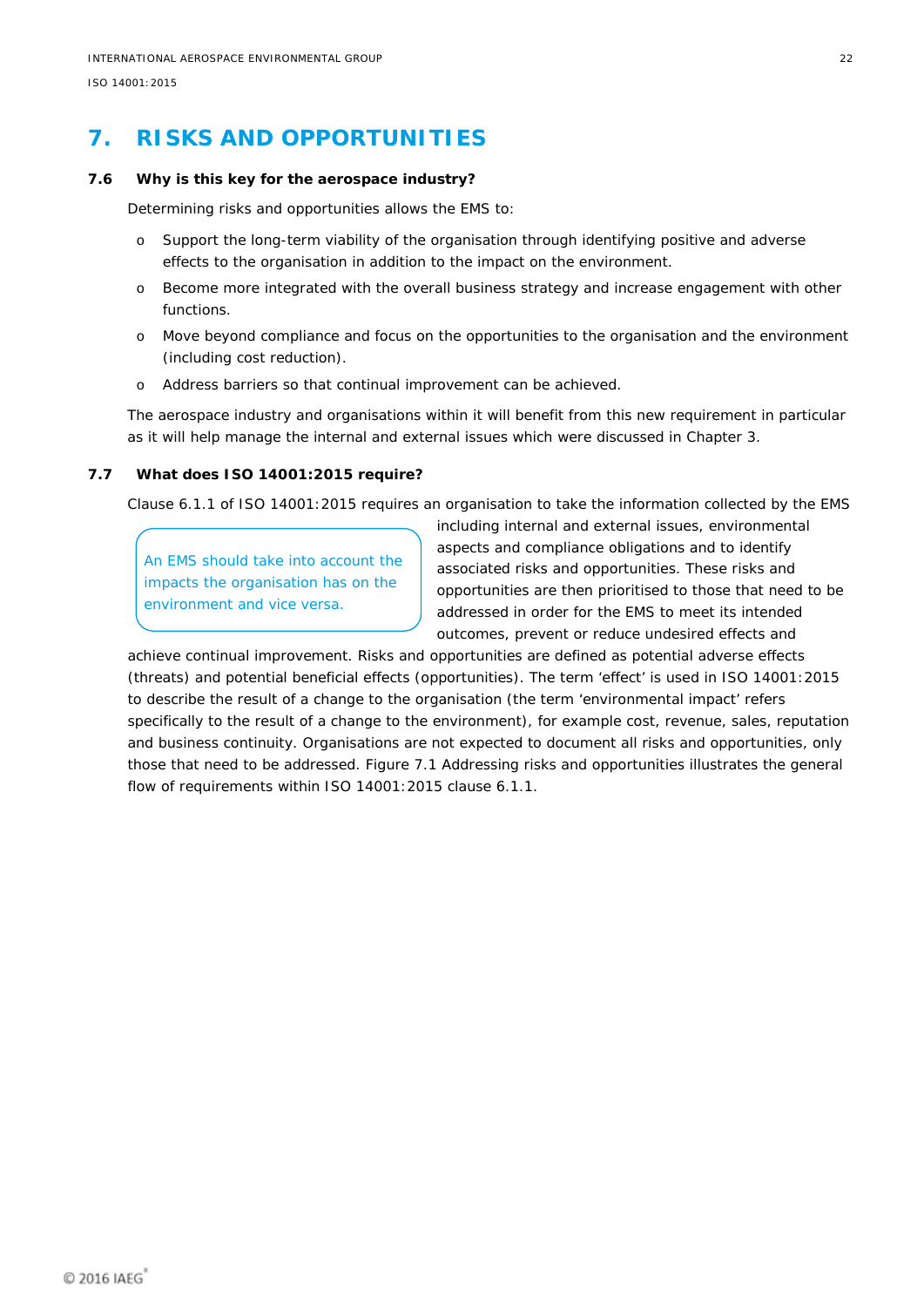# 7. RISKS AND OPPORTUNITIES

### 7.6 Why is this key for the aerospace industry?

Determining risks and opportunities allows the EMS to:

- Support the long-term viability of the organisation through identifying positive and adverse effects to the organisation in addition to the impact on the environment.
- Become more integrated with the overall business strategy and increase engagement with other functions.
- Move beyond compliance and focus on the opportunities to the organisation and the environment (including cost reduction).
- Address barriers so that continual improvement can be achieved.

The aerospace industry and organisations within it will benefit from this new requirement in particular as it will help manage the internal and external issues which were discussed in Chapter 3.

### 7.7 What does ISO 14001:2015 require?

> An EMS should take into account the impacts the organisation has on the environment and vice versa.

Clause 6.1.1 of ISO 14001:2015 requires an organisation to take the information collected by the EMS including internal and external issues, environmental aspects and compliance obligations and to identify associated risks and opportunities. These risks and opportunities are then prioritised to those that need to be addressed in order for the EMS to meet its intended outcomes, prevent or reduce undesired effects and achieve continual improvement. Risks and opportunities are defined as potential adverse effects (threats) and potential beneficial effects (opportunities). The term 'effect' is used in ISO 14001:2015 to describe the result of a change to the organisation (the term 'environmental impact' refers specifically to the result of a change to the environment), for example cost, revenue, sales, reputation and business continuity. Organisations are not expected to document all risks and opportunities, only those that need to be addressed. Figure 7.1 Addressing risks and opportunities illustrates the general flow of requirements within ISO 14001:2015 clause 6.1.1.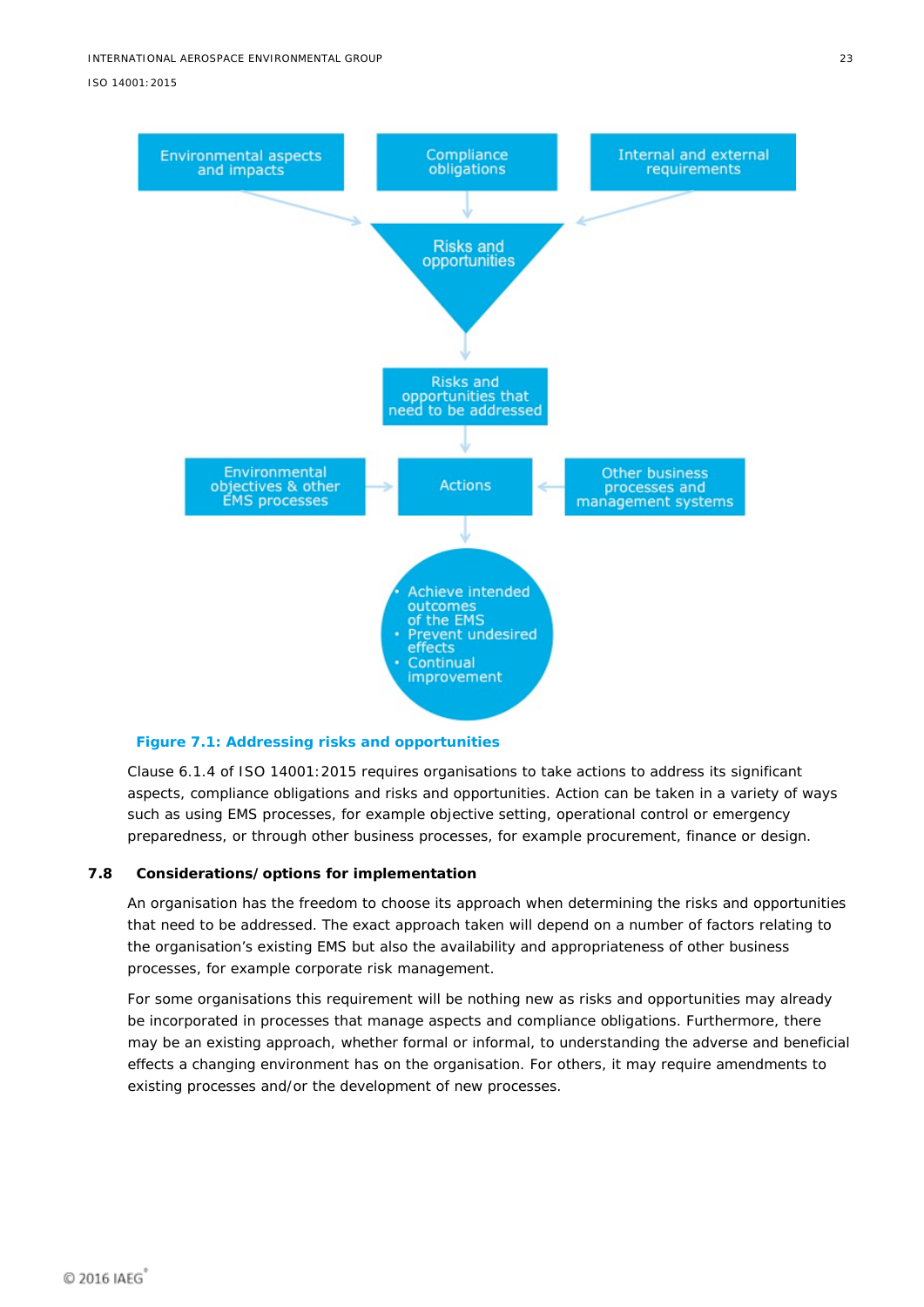Environmental aspects and impacts

Compliance obligations

Internal and external requirements

Risks and opportunities

Risks and opportunities that need to be addressed

Environmental objectives & other EMS processes

Actions

Other business processes and management systems

- Achieve intended outcomes of the EMS
- Prevent undesired effects
- Continual improvement

**Figure 7.1: Addressing risks and opportunities**

Clause 6.1.4 of ISO 14001:2015 requires organisations to take actions to address its significant aspects, compliance obligations and risks and opportunities. Action can be taken in a variety of ways such as using EMS processes, for example objective setting, operational control or emergency preparedness, or through other business processes, for example procurement, finance or design.

### 7.8 Considerations/options for implementation

An organisation has the freedom to choose its approach when determining the risks and opportunities that need to be addressed. The exact approach taken will depend on a number of factors relating to the organisation's existing EMS but also the availability and appropriateness of other business processes, for example corporate risk management.

For some organisations this requirement will be nothing new as risks and opportunities may already be incorporated in processes that manage aspects and compliance obligations. Furthermore, there may be an existing approach, whether formal or informal, to understanding the adverse and beneficial effects a changing environment has on the organisation. For others, it may require amendments to existing processes and/or the development of new processes.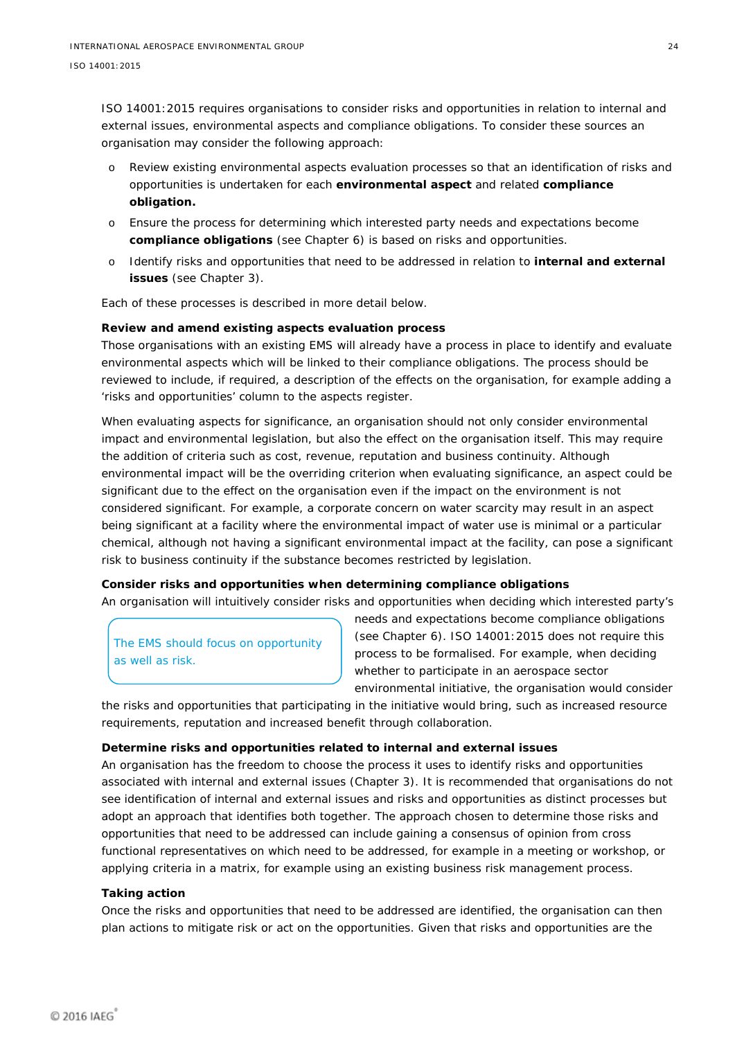ISO 14001:2015 requires organisations to consider risks and opportunities in relation to internal and external issues, environmental aspects and compliance obligations. To consider these sources an organisation may consider the following approach:

- Review existing environmental aspects evaluation processes so that an identification of risks and opportunities is undertaken for each **environmental aspect** and related **compliance obligation.**
- Ensure the process for determining which interested party needs and expectations become **compliance obligations** (see Chapter 6) is based on risks and opportunities.
- Identify risks and opportunities that need to be addressed in relation to **internal and external issues** (see Chapter 3).

Each of these processes is described in more detail below.

**Review and amend existing aspects evaluation process**

Those organisations with an existing EMS will already have a process in place to identify and evaluate environmental aspects which will be linked to their compliance obligations. The process should be reviewed to include, if required, a description of the effects on the organisation, for example adding a 'risks and opportunities' column to the aspects register.

When evaluating aspects for significance, an organisation should not only consider environmental impact and environmental legislation, but also the effect on the organisation itself. This may require the addition of criteria such as cost, revenue, reputation and business continuity. Although environmental impact will be the overriding criterion when evaluating significance, an aspect could be significant due to the effect on the organisation even if the impact on the environment is not considered significant. For example, a corporate concern on water scarcity may result in an aspect being significant at a facility where the environmental impact of water use is minimal or a particular chemical, although not having a significant environmental impact at the facility, can pose a significant risk to business continuity if the substance becomes restricted by legislation.

**Consider risks and opportunities when determining compliance obligations**

An organisation will intuitively consider risks and opportunities when deciding which interested party's needs and expectations become compliance obligations (see Chapter 6). ISO 14001:2015 does not require this process to be formalised. For example, when deciding whether to participate in an aerospace sector environmental initiative, the organisation would consider the risks and opportunities that participating in the initiative would bring, such as increased resource requirements, reputation and increased benefit through collaboration.

> The EMS should focus on opportunity as well as risk.

**Determine risks and opportunities related to internal and external issues**

An organisation has the freedom to choose the process it uses to identify risks and opportunities associated with internal and external issues (Chapter 3). It is recommended that organisations do not see identification of internal and external issues and risks and opportunities as distinct processes but adopt an approach that identifies both together. The approach chosen to determine those risks and opportunities that need to be addressed can include gaining a consensus of opinion from cross functional representatives on which need to be addressed, for example in a meeting or workshop, or applying criteria in a matrix, for example using an existing business risk management process.

**Taking action**

Once the risks and opportunities that need to be addressed are identified, the organisation can then plan actions to mitigate risk or act on the opportunities. Given that risks and opportunities are the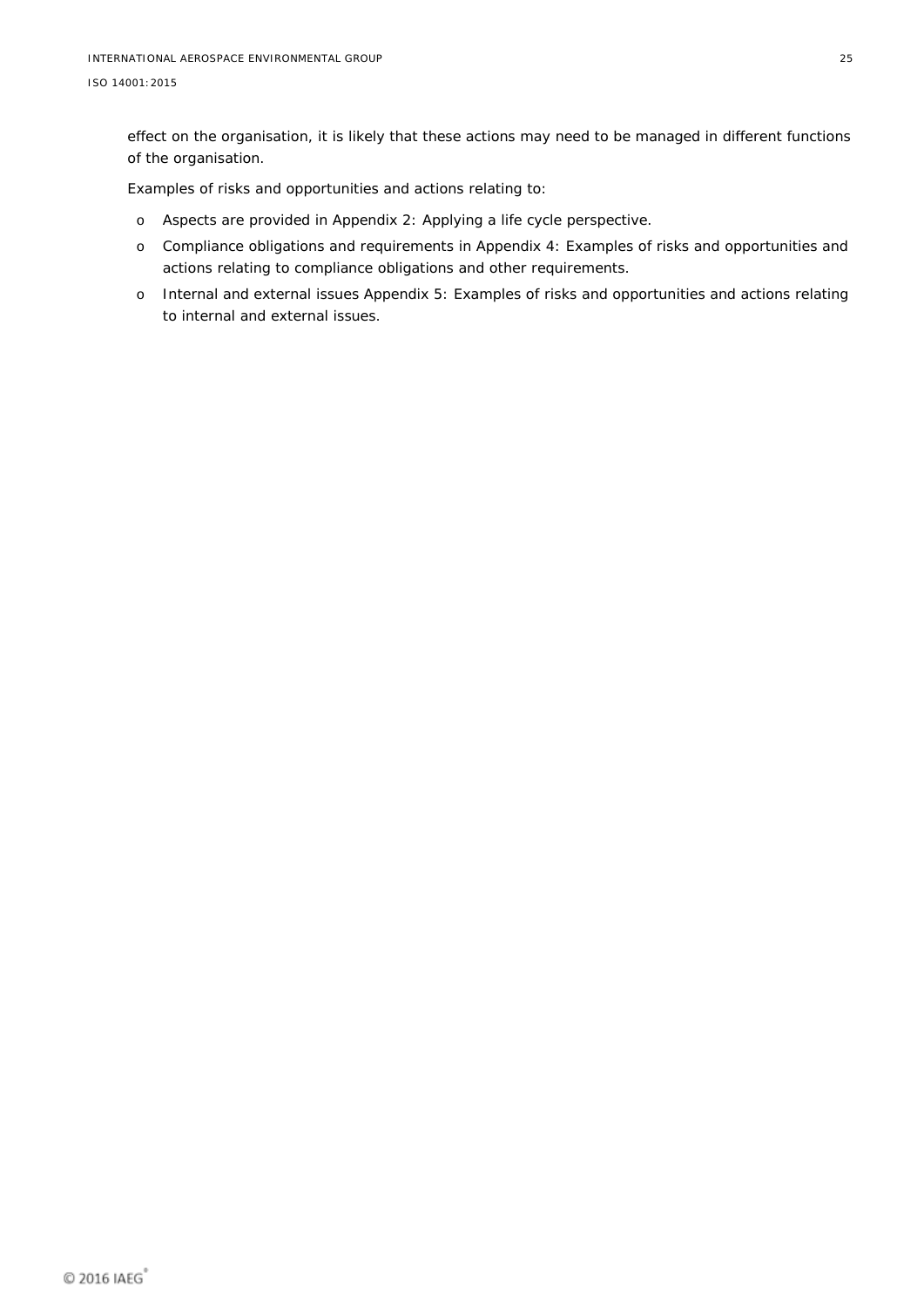effect on the organisation, it is likely that these actions may need to be managed in different functions of the organisation.

Examples of risks and opportunities and actions relating to:

- Aspects are provided in Appendix 2: Applying a life cycle perspective.
- Compliance obligations and requirements in Appendix 4: Examples of risks and opportunities and actions relating to compliance obligations and other requirements.
- Internal and external issues Appendix 5: Examples of risks and opportunities and actions relating to internal and external issues.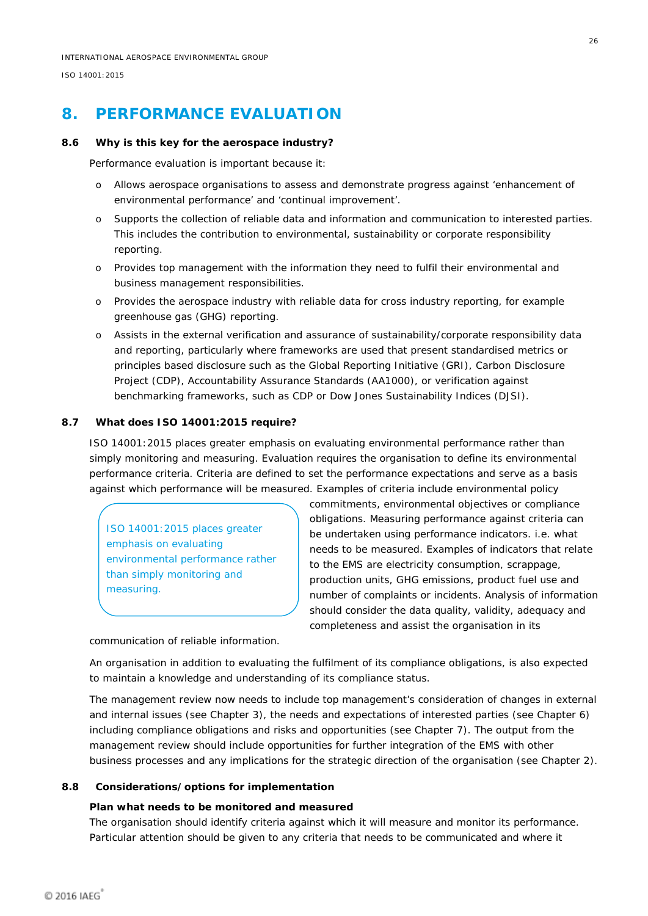# 8. PERFORMANCE EVALUATION

## 8.6 Why is this key for the aerospace industry?

Performance evaluation is important because it:

- Allows aerospace organisations to assess and demonstrate progress against 'enhancement of environmental performance' and 'continual improvement'.
- Supports the collection of reliable data and information and communication to interested parties. This includes the contribution to environmental, sustainability or corporate responsibility reporting.
- Provides top management with the information they need to fulfil their environmental and business management responsibilities.
- Provides the aerospace industry with reliable data for cross industry reporting, for example greenhouse gas (GHG) reporting.
- Assists in the external verification and assurance of sustainability/corporate responsibility data and reporting, particularly where frameworks are used that present standardised metrics or principles based disclosure such as the Global Reporting Initiative (GRI), Carbon Disclosure Project (CDP), Accountability Assurance Standards (AA1000), or verification against benchmarking frameworks, such as CDP or Dow Jones Sustainability Indices (DJSI).

## 8.7 What does ISO 14001:2015 require?

ISO 14001:2015 places greater emphasis on evaluating environmental performance rather than simply monitoring and measuring. Evaluation requires the organisation to define its environmental performance criteria. Criteria are defined to set the performance expectations and serve as a basis against which performance will be measured. Examples of criteria include environmental policy commitments, environmental objectives or compliance obligations. Measuring performance against criteria can be undertaken using performance indicators. i.e. what needs to be measured. Examples of indicators that relate to the EMS are electricity consumption, scrappage, production units, GHG emissions, product fuel use and number of complaints or incidents. Analysis of information should consider the data quality, validity, adequacy and completeness and assist the organisation in its communication of reliable information.

> ISO 14001:2015 places greater emphasis on evaluating environmental performance rather than simply monitoring and measuring.

An organisation in addition to evaluating the fulfilment of its compliance obligations, is also expected to maintain a knowledge and understanding of its compliance status.

The management review now needs to include top management's consideration of changes in external and internal issues (see Chapter 3), the needs and expectations of interested parties (see Chapter 6) including compliance obligations and risks and opportunities (see Chapter 7). The output from the management review should include opportunities for further integration of the EMS with other business processes and any implications for the strategic direction of the organisation (see Chapter 2).

## 8.8 Considerations/options for implementation

**Plan what needs to be monitored and measured**

The organisation should identify criteria against which it will measure and monitor its performance. Particular attention should be given to any criteria that needs to be communicated and where it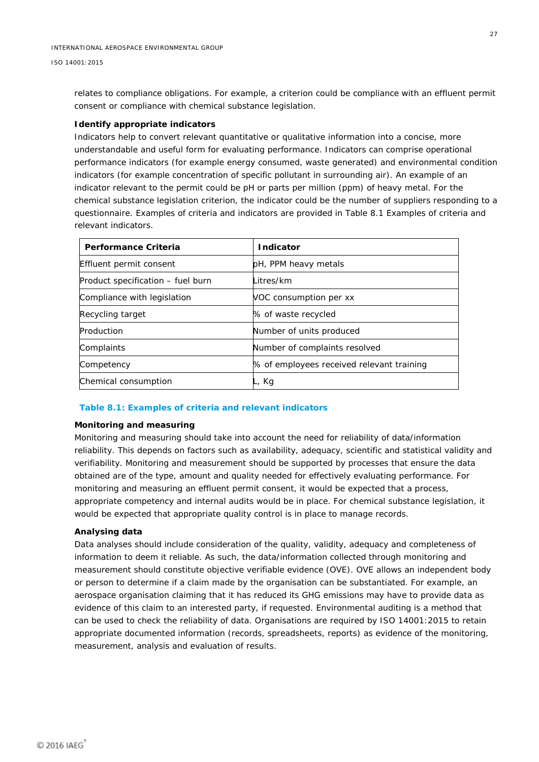relates to compliance obligations. For example, a criterion could be compliance with an effluent permit consent or compliance with chemical substance legislation.

**Identify appropriate indicators**

Indicators help to convert relevant quantitative or qualitative information into a concise, more understandable and useful form for evaluating performance. Indicators can comprise operational performance indicators (for example energy consumed, waste generated) and environmental condition indicators (for example concentration of specific pollutant in surrounding air). An example of an indicator relevant to the permit could be pH or parts per million (ppm) of heavy metal. For the chemical substance legislation criterion, the indicator could be the number of suppliers responding to a questionnaire. Examples of criteria and indicators are provided in Table 8.1 Examples of criteria and relevant indicators.

| Performance Criteria | Indicator |
|---|---|
| Effluent permit consent | pH, PPM heavy metals |
| Product specification – fuel burn | Litres/km |
| Compliance with legislation | VOC consumption per xx |
| Recycling target | % of waste recycled |
| Production | Number of units produced |
| Complaints | Number of complaints resolved |
| Competency | % of employees received relevant training |
| Chemical consumption | L, Kg |

**Table 8.1: Examples of criteria and relevant indicators**

**Monitoring and measuring**

Monitoring and measuring should take into account the need for reliability of data/information reliability. This depends on factors such as availability, adequacy, scientific and statistical validity and verifiability. Monitoring and measurement should be supported by processes that ensure the data obtained are of the type, amount and quality needed for effectively evaluating performance. For monitoring and measuring an effluent permit consent, it would be expected that a process, appropriate competency and internal audits would be in place. For chemical substance legislation, it would be expected that appropriate quality control is in place to manage records.

**Analysing data**

Data analyses should include consideration of the quality, validity, adequacy and completeness of information to deem it reliable. As such, the data/information collected through monitoring and measurement should constitute objective verifiable evidence (OVE). OVE allows an independent body or person to determine if a claim made by the organisation can be substantiated. For example, an aerospace organisation claiming that it has reduced its GHG emissions may have to provide data as evidence of this claim to an interested party, if requested. Environmental auditing is a method that can be used to check the reliability of data. Organisations are required by ISO 14001:2015 to retain appropriate documented information (records, spreadsheets, reports) as evidence of the monitoring, measurement, analysis and evaluation of results.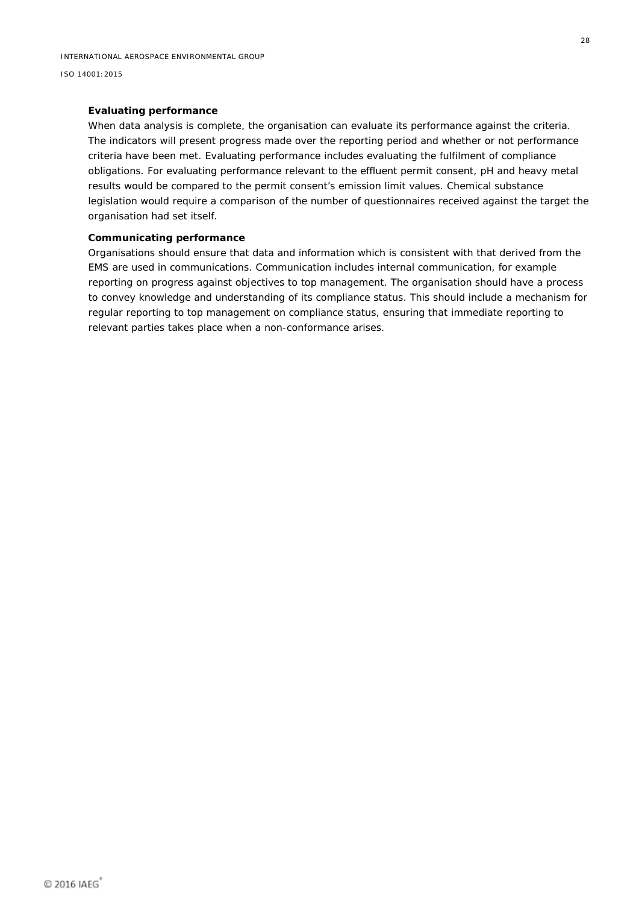**Evaluating performance**

When data analysis is complete, the organisation can evaluate its performance against the criteria. The indicators will present progress made over the reporting period and whether or not performance criteria have been met. Evaluating performance includes evaluating the fulfilment of compliance obligations. For evaluating performance relevant to the effluent permit consent, pH and heavy metal results would be compared to the permit consent's emission limit values. Chemical substance legislation would require a comparison of the number of questionnaires received against the target the organisation had set itself.

**Communicating performance**

Organisations should ensure that data and information which is consistent with that derived from the EMS are used in communications. Communication includes internal communication, for example reporting on progress against objectives to top management. The organisation should have a process to convey knowledge and understanding of its compliance status. This should include a mechanism for regular reporting to top management on compliance status, ensuring that immediate reporting to relevant parties takes place when a non-conformance arises.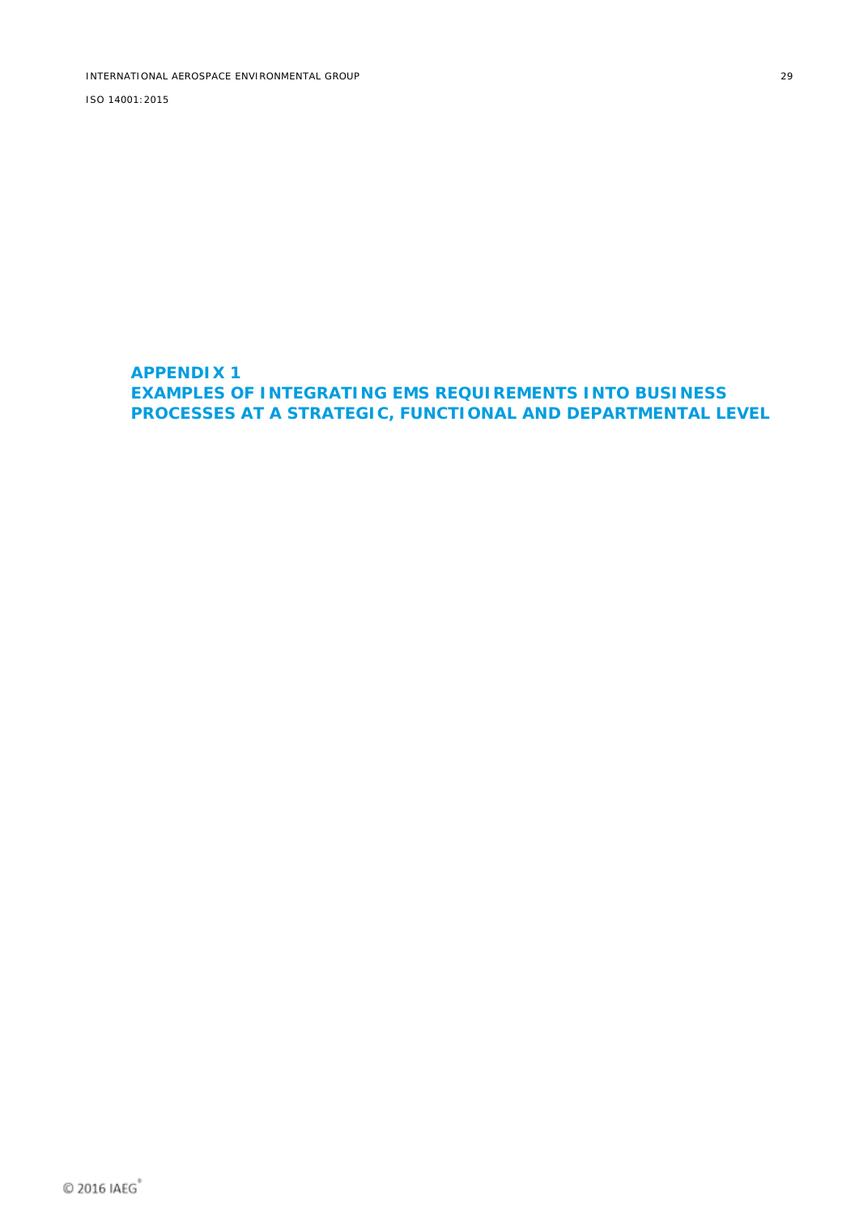# APPENDIX 1
# EXAMPLES OF INTEGRATING EMS REQUIREMENTS INTO BUSINESS PROCESSES AT A STRATEGIC, FUNCTIONAL AND DEPARTMENTAL LEVEL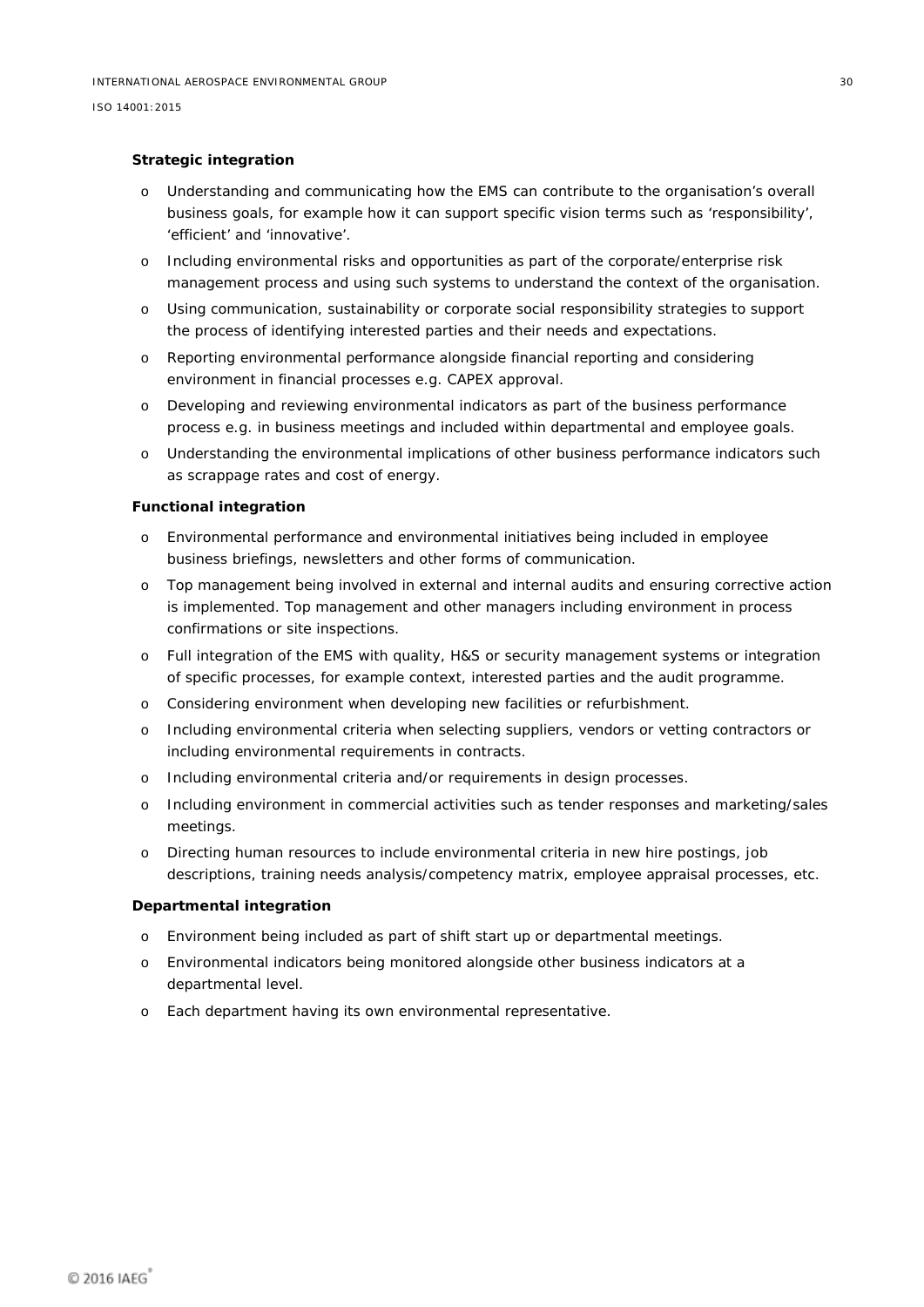**Strategic integration**

- Understanding and communicating how the EMS can contribute to the organisation's overall business goals, for example how it can support specific vision terms such as 'responsibility', 'efficient' and 'innovative'.
- Including environmental risks and opportunities as part of the corporate/enterprise risk management process and using such systems to understand the context of the organisation.
- Using communication, sustainability or corporate social responsibility strategies to support the process of identifying interested parties and their needs and expectations.
- Reporting environmental performance alongside financial reporting and considering environment in financial processes e.g. CAPEX approval.
- Developing and reviewing environmental indicators as part of the business performance process e.g. in business meetings and included within departmental and employee goals.
- Understanding the environmental implications of other business performance indicators such as scrappage rates and cost of energy.

**Functional integration**

- Environmental performance and environmental initiatives being included in employee business briefings, newsletters and other forms of communication.
- Top management being involved in external and internal audits and ensuring corrective action is implemented. Top management and other managers including environment in process confirmations or site inspections.
- Full integration of the EMS with quality, H&S or security management systems or integration of specific processes, for example context, interested parties and the audit programme.
- Considering environment when developing new facilities or refurbishment.
- Including environmental criteria when selecting suppliers, vendors or vetting contractors or including environmental requirements in contracts.
- Including environmental criteria and/or requirements in design processes.
- Including environment in commercial activities such as tender responses and marketing/sales meetings.
- Directing human resources to include environmental criteria in new hire postings, job descriptions, training needs analysis/competency matrix, employee appraisal processes, etc.

**Departmental integration**

- Environment being included as part of shift start up or departmental meetings.
- Environmental indicators being monitored alongside other business indicators at a departmental level.
- Each department having its own environmental representative.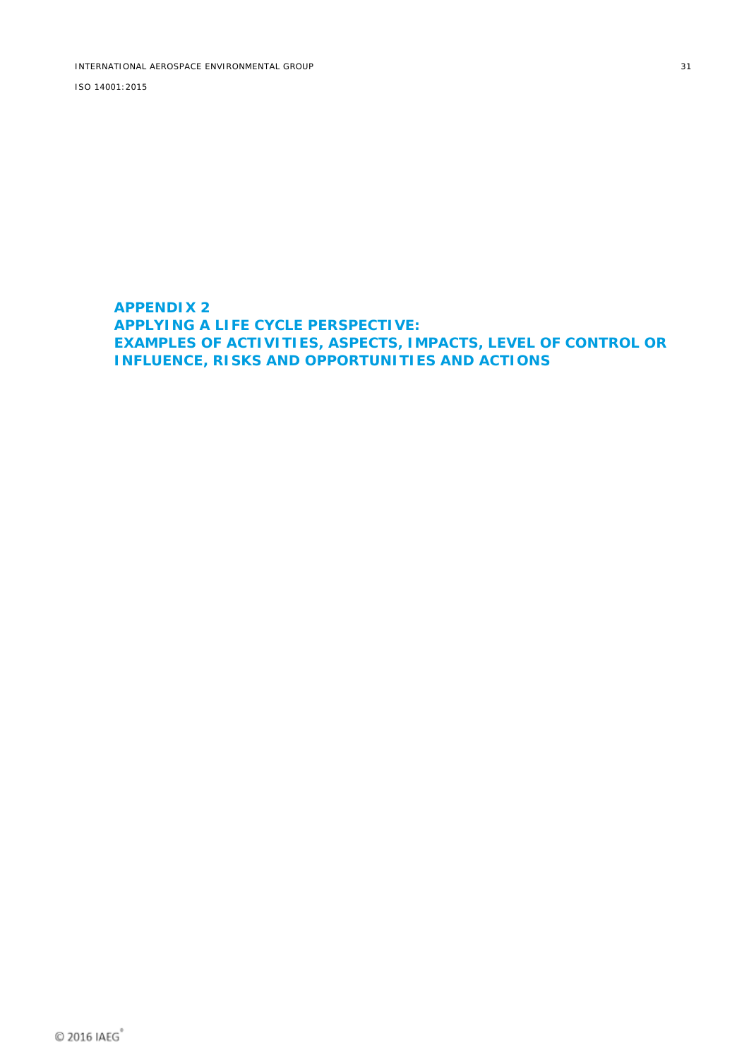# APPENDIX 2
## APPLYING A LIFE CYCLE PERSPECTIVE:
## EXAMPLES OF ACTIVITIES, ASPECTS, IMPACTS, LEVEL OF CONTROL OR INFLUENCE, RISKS AND OPPORTUNITIES AND ACTIONS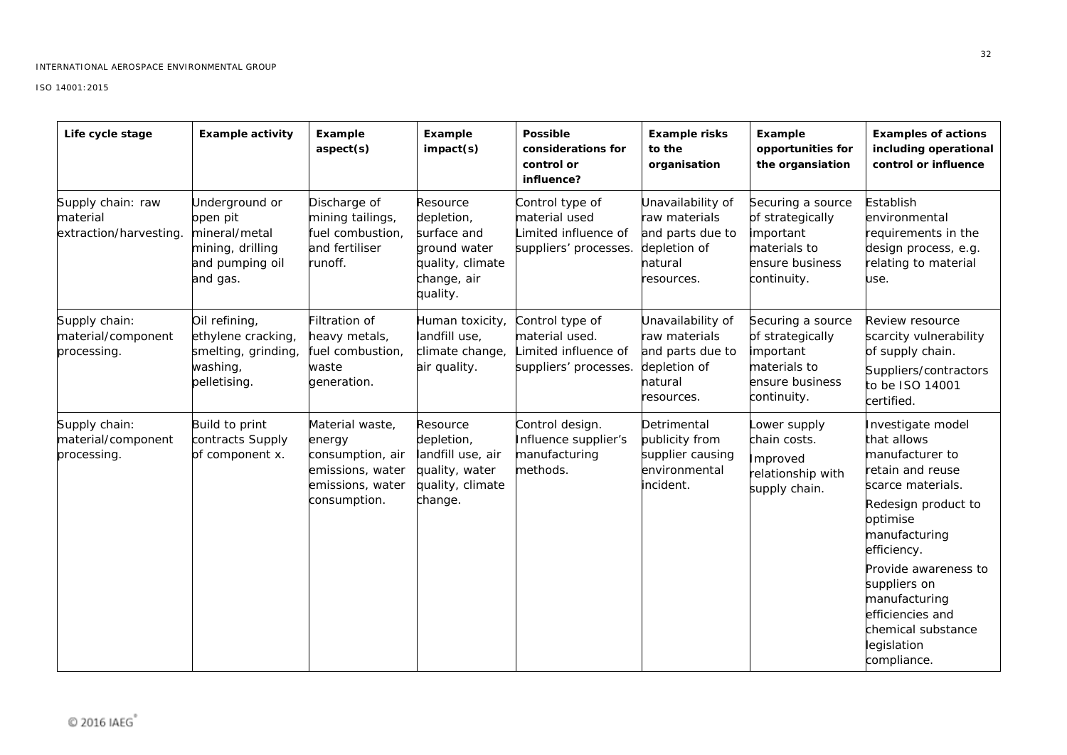| Life cycle stage | Example activity | Example aspect(s) | Example impact(s) | Possible considerations for control or influence? | Example risks to the organisation | Example opportunities for the organsiation | Examples of actions including operational control or influence |
|---|---|---|---|---|---|---|---|
| Supply chain: raw material extraction/harvesting. | Underground or open pit mineral/metal mining, drilling and pumping oil and gas. | Discharge of mining tailings, fuel combustion, and fertiliser runoff. | Resource depletion, surface and ground water quality, climate change, air quality. | Control type of material used Limited influence of suppliers' processes. | Unavailability of raw materials and parts due to depletion of natural resources. | Securing a source of strategically important materials to ensure business continuity. | Establish environmental requirements in the design process, e.g. relating to material use. |
| Supply chain: material/component processing. | Oil refining, ethylene cracking, smelting, grinding, washing, pelletising. | Filtration of heavy metals, fuel combustion, waste generation. | Human toxicity, landfill use, climate change, air quality. | Control type of material used. Limited influence of suppliers' processes. | Unavailability of raw materials and parts due to depletion of natural resources. | Securing a source of strategically important materials to ensure business continuity. | Review resource scarcity vulnerability of supply chain. Suppliers/contractors to be ISO 14001 certified. |
| Supply chain: material/component processing. | Build to print contracts Supply of component x. | Material waste, energy consumption, air emissions, water emissions, water consumption. | Resource depletion, landfill use, air quality, water quality, climate change. | Control design. Influence supplier's manufacturing methods. | Detrimental publicity from supplier causing environmental incident. | Lower supply chain costs. Improved relationship with supply chain. | Investigate model that allows manufacturer to retain and reuse scarce materials. Redesign product to optimise manufacturing efficiency. Provide awareness to suppliers on manufacturing efficiencies and chemical substance legislation compliance. |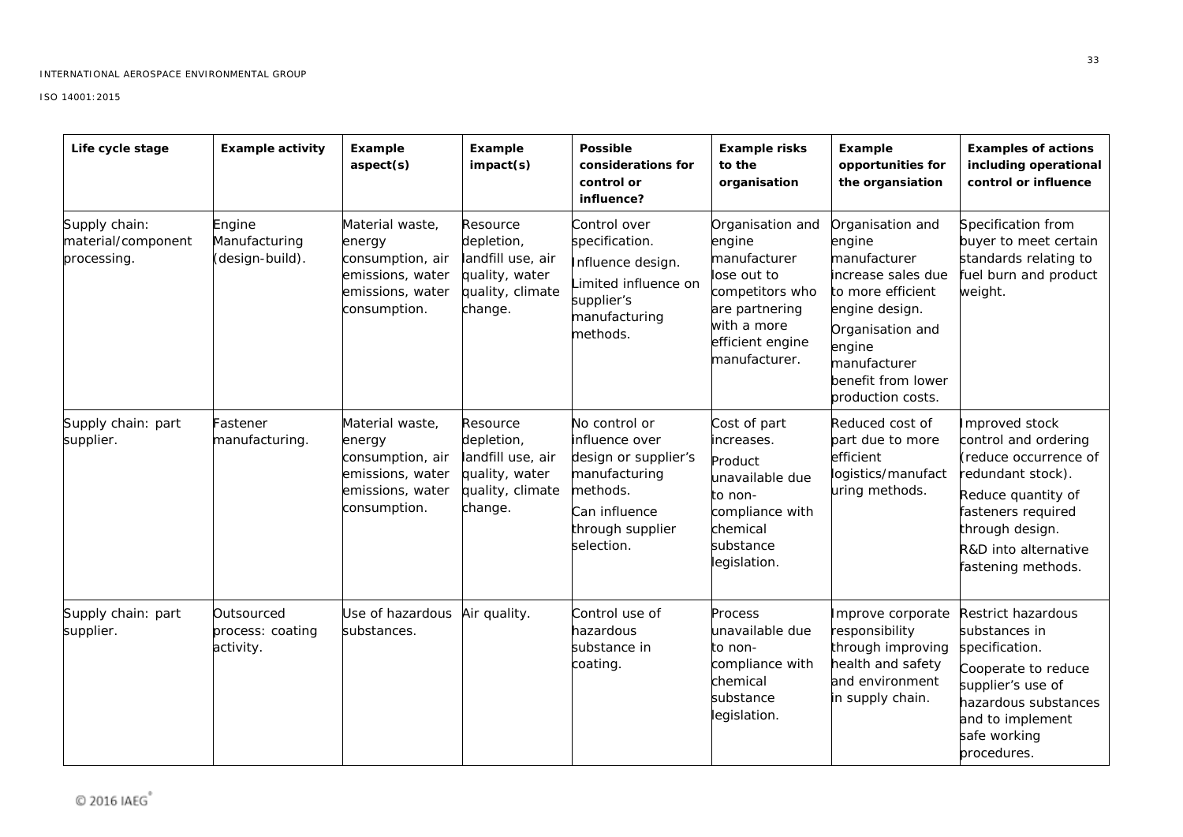| Life cycle stage | Example activity | Example aspect(s) | Example impact(s) | Possible considerations for control or influence? | Example risks to the organisation | Example opportunities for the organsiation | Examples of actions including operational control or influence |
|---|---|---|---|---|---|---|---|
| Supply chain: material/component processing. | Engine Manufacturing (design-build). | Material waste, energy consumption, air emissions, water emissions, water consumption. | Resource depletion, landfill use, air quality, water quality, climate change. | Control over specification. Influence design. Limited influence on supplier's manufacturing methods. | Organisation and engine manufacturer lose out to competitors who are partnering with a more efficient engine manufacturer. | Organisation and engine manufacturer increase sales due to more efficient engine design. Organisation and engine manufacturer benefit from lower production costs. | Specification from buyer to meet certain standards relating to fuel burn and product weight. |
| Supply chain: part supplier. | Fastener manufacturing. | Material waste, energy consumption, air emissions, water emissions, water consumption. | Resource depletion, landfill use, air quality, water quality, climate change. | No control or influence over design or supplier's manufacturing methods. Can influence through supplier selection. | Cost of part increases. Product unavailable due to non-compliance with chemical substance legislation. | Reduced cost of part due to more efficient logistics/manufacturing methods. | Improved stock control and ordering (reduce occurrence of redundant stock). Reduce quantity of fasteners required through design. R&D into alternative fastening methods. |
| Supply chain: part supplier. | Outsourced process: coating activity. | Use of hazardous substances. | Air quality. | Control use of hazardous substance in coating. | Process unavailable due to non-compliance with chemical substance legislation. | Improve corporate responsibility through improving health and safety and environment in supply chain. | Restrict hazardous substances in specification. Cooperate to reduce supplier's use of hazardous substances and to implement safe working procedures. |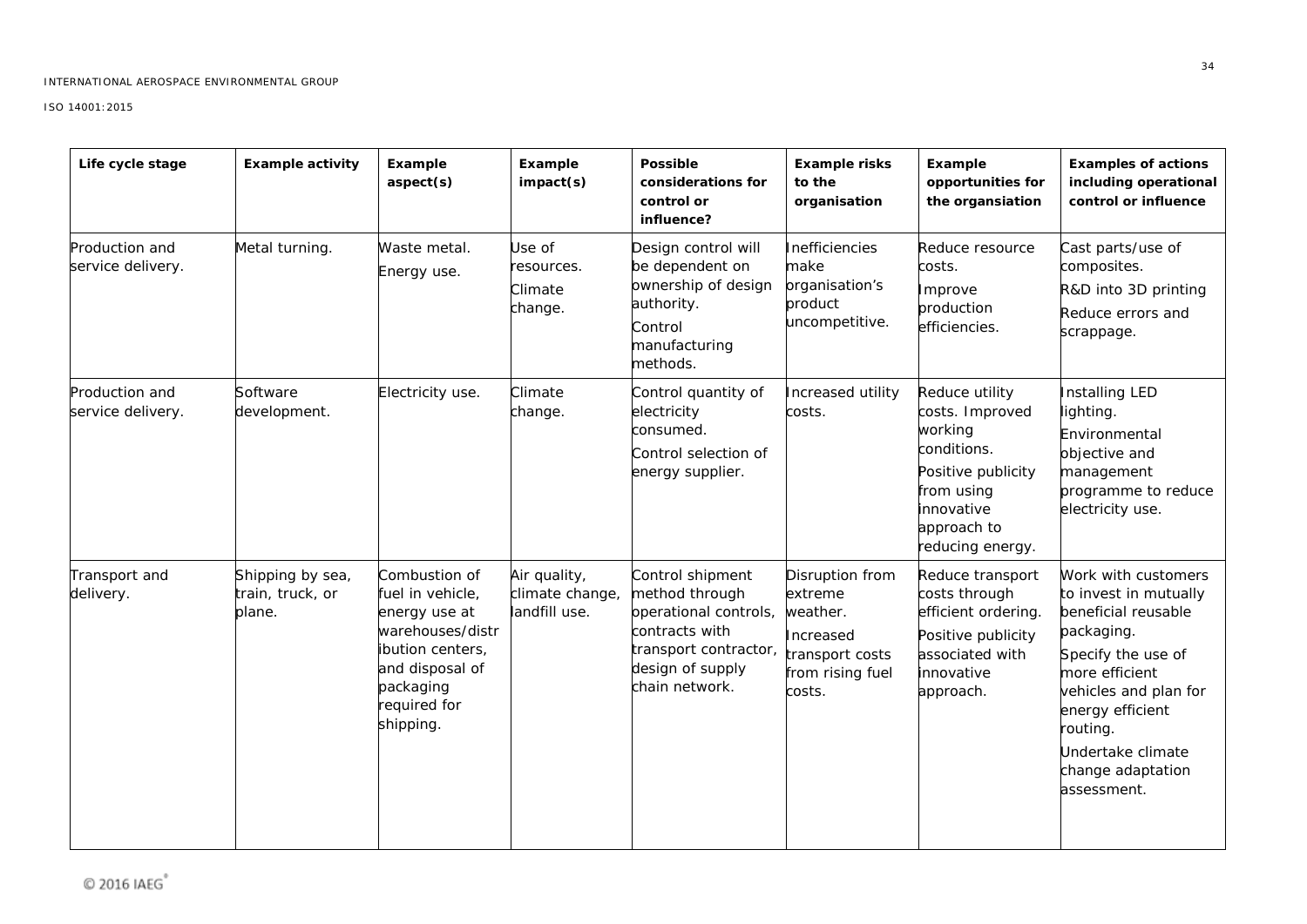| Life cycle stage | Example activity | Example aspect(s) | Example impact(s) | Possible considerations for control or influence? | Example risks to the organisation | Example opportunities for the organsiation | Examples of actions including operational control or influence |
|---|---|---|---|---|---|---|---|
| Production and service delivery. | Metal turning. | Waste metal.<br>Energy use. | Use of resources.<br>Climate change. | Design control will be dependent on ownership of design authority.<br>Control manufacturing methods. | Inefficiencies make organisation's product uncompetitive. | Reduce resource costs.<br>Improve production efficiencies. | Cast parts/use of composites.<br>R&D into 3D printing<br>Reduce errors and scrappage. |
| Production and service delivery. | Software development. | Electricity use. | Climate change. | Control quantity of electricity consumed.<br>Control selection of energy supplier. | Increased utility costs. | Reduce utility costs. Improved working conditions.<br>Positive publicity from using innovative approach to reducing energy. | Installing LED lighting.<br>Environmental objective and management programme to reduce electricity use. |
| Transport and delivery. | Shipping by sea, train, truck, or plane. | Combustion of fuel in vehicle, energy use at warehouses/distribution centers, and disposal of packaging required for shipping. | Air quality, climate change, landfill use. | Control shipment method through operational controls, contracts with transport contractor, design of supply chain network. | Disruption from extreme weather.<br>Increased transport costs from rising fuel costs. | Reduce transport costs through efficient ordering.<br>Positive publicity associated with innovative approach. | Work with customers to invest in mutually beneficial reusable packaging.<br>Specify the use of more efficient vehicles and plan for energy efficient routing.<br>Undertake climate change adaptation assessment. |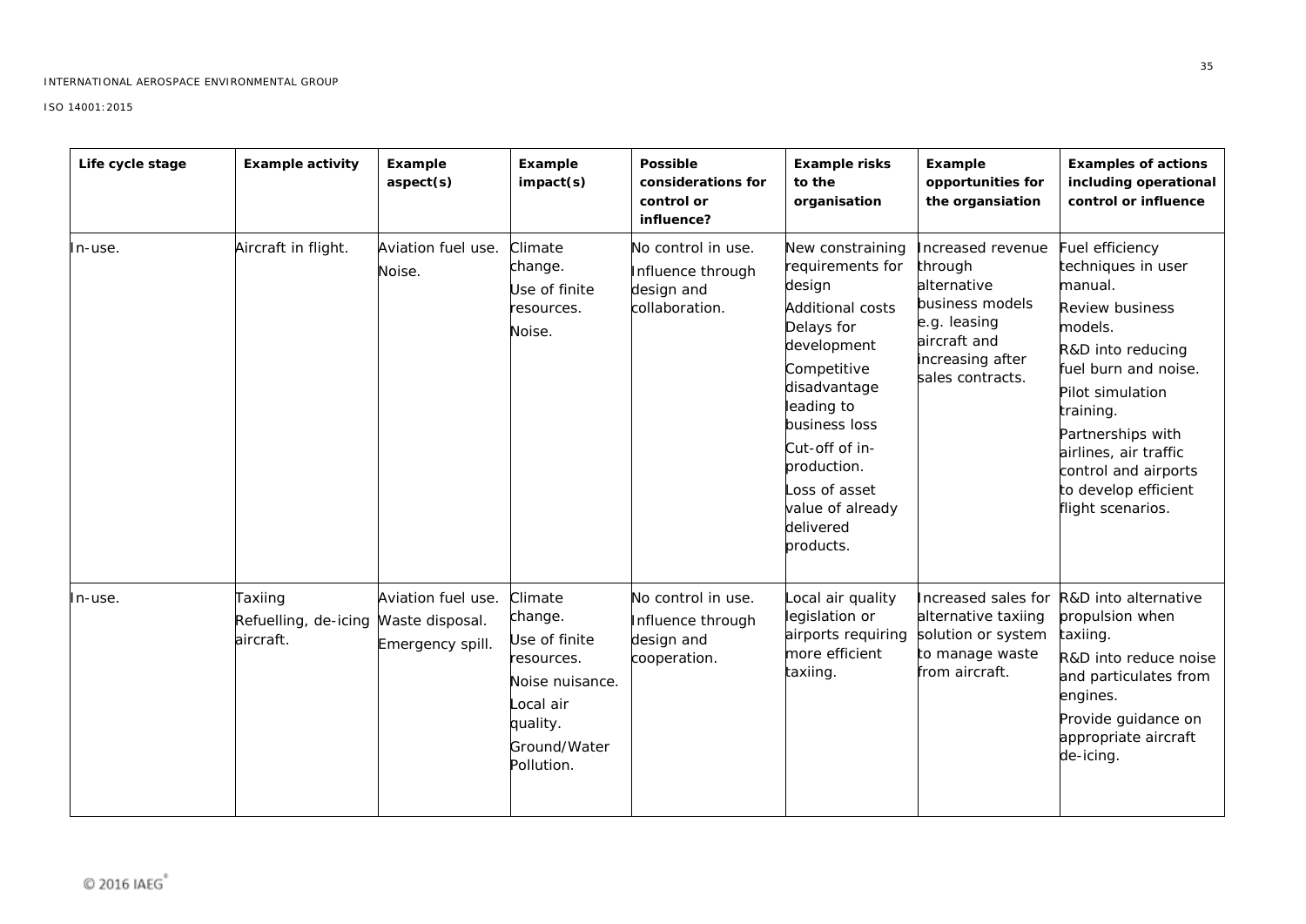| Life cycle stage | Example activity | Example aspect(s) | Example impact(s) | Possible considerations for control or influence? | Example risks to the organisation | Example opportunities for the organsiation | Examples of actions including operational control or influence |
|---|---|---|---|---|---|---|---|
| In-use. | Aircraft in flight. | Aviation fuel use.<br>Noise. | Climate change.<br>Use of finite resources.<br>Noise. | No control in use.<br>Influence through design and collaboration. | New constraining requirements for design<br>Additional costs<br>Delays for development<br>Competitive disadvantage leading to business loss<br>Cut-off of in-production.<br>Loss of asset value of already delivered products. | Increased revenue through alternative business models e.g. leasing aircraft and increasing after sales contracts. | Fuel efficiency techniques in user manual.<br>Review business models.<br>R&D into reducing fuel burn and noise.<br>Pilot simulation training.<br>Partnerships with airlines, air traffic control and airports to develop efficient flight scenarios. |
| In-use. | Taxiing<br>Refuelling, de-icing aircraft. | Aviation fuel use.<br>Waste disposal.<br>Emergency spill. | Climate change.<br>Use of finite resources.<br>Noise nuisance.<br>Local air quality.<br>Ground/Water Pollution. | No control in use.<br>Influence through design and cooperation. | Local air quality legislation or airports requiring more efficient taxiing. | Increased sales for alternative taxiing solution or system to manage waste from aircraft. | R&D into alternative propulsion when taxiing.<br>R&D into reduce noise and particulates from engines.<br>Provide guidance on appropriate aircraft de-icing. |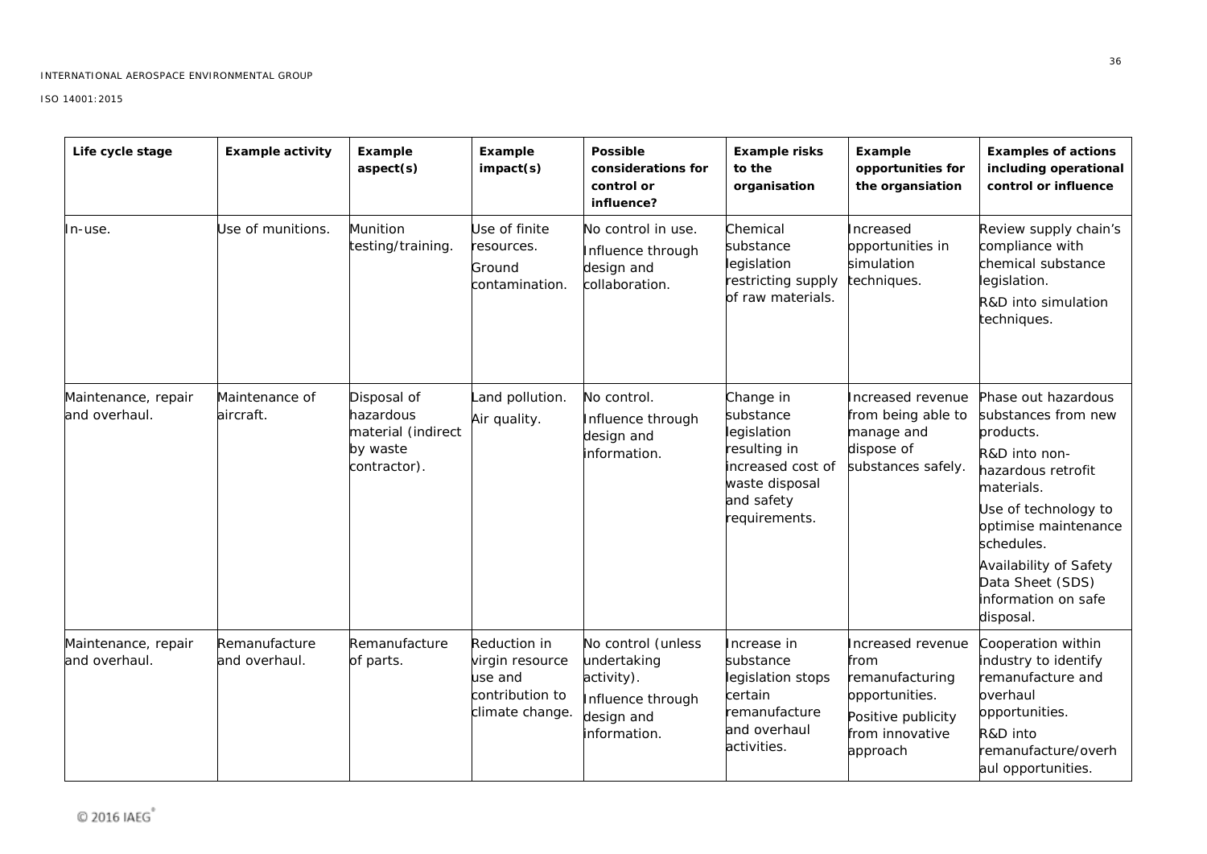| Life cycle stage | Example activity | Example aspect(s) | Example impact(s) | Possible considerations for control or influence? | Example risks to the organisation | Example opportunities for the organsiation | Examples of actions including operational control or influence |
|---|---|---|---|---|---|---|---|
| In-use. | Use of munitions. | Munition testing/training. | Use of finite resources.<br>Ground contamination. | No control in use.<br>Influence through design and collaboration. | Chemical substance legislation restricting supply of raw materials. | Increased opportunities in simulation techniques. | Review supply chain's compliance with chemical substance legislation.<br>R&D into simulation techniques. |
| Maintenance, repair and overhaul. | Maintenance of aircraft. | Disposal of hazardous material (indirect by waste contractor). | Land pollution.<br>Air quality. | No control.<br>Influence through design and information. | Change in substance legislation resulting in increased cost of waste disposal and safety requirements. | Increased revenue from being able to manage and dispose of substances safely. | Phase out hazardous substances from new products.<br>R&D into non-hazardous retrofit materials.<br>Use of technology to optimise maintenance schedules.<br>Availability of Safety Data Sheet (SDS) information on safe disposal. |
| Maintenance, repair and overhaul. | Remanufacture and overhaul. | Remanufacture of parts. | Reduction in virgin resource use and contribution to climate change. | No control (unless undertaking activity).<br>Influence through design and information. | Increase in substance legislation stops certain remanufacture and overhaul activities. | Increased revenue from remanufacturing opportunities.<br>Positive publicity from innovative approach | Cooperation within industry to identify remanufacture and overhaul opportunities.<br>R&D into remanufacture/overhaul opportunities. |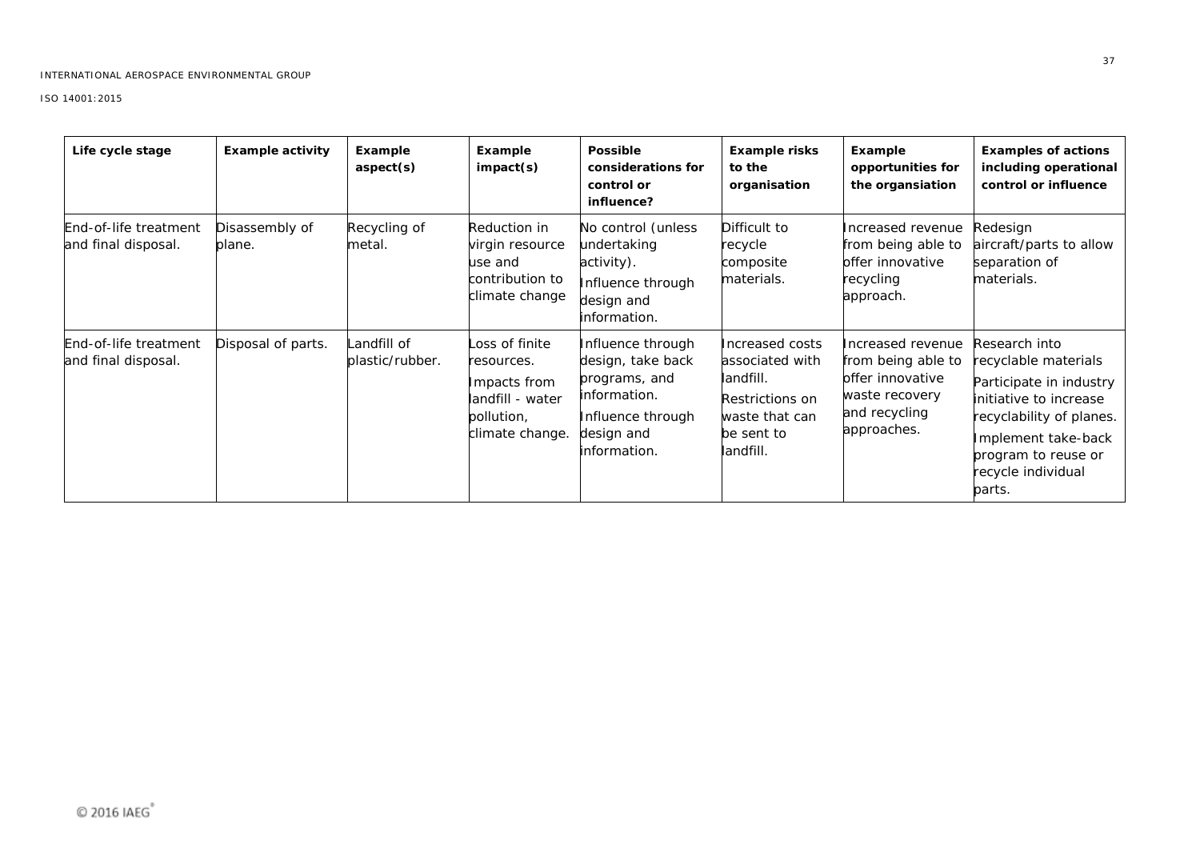| Life cycle stage | Example activity | Example aspect(s) | Example impact(s) | Possible considerations for control or influence? | Example risks to the organisation | Example opportunities for the organsiation | Examples of actions including operational control or influence |
|---|---|---|---|---|---|---|---|
| End-of-life treatment and final disposal. | Disassembly of plane. | Recycling of metal. | Reduction in virgin resource use and contribution to climate change | No control (unless undertaking activity).<br>Influence through design and information. | Difficult to recycle composite materials. | Increased revenue from being able to offer innovative recycling approach. | Redesign aircraft/parts to allow separation of materials. |
| End-of-life treatment and final disposal. | Disposal of parts. | Landfill of plastic/rubber. | Loss of finite resources.<br>Impacts from landfill - water pollution, climate change. | Influence through design, take back programs, and information.<br>Influence through design and information. | Increased costs associated with landfill.<br>Restrictions on waste that can be sent to landfill. | Increased revenue from being able to offer innovative waste recovery and recycling approaches. | Research into recyclable materials<br>Participate in industry initiative to increase recyclability of planes.<br>Implement take-back program to reuse or recycle individual parts. |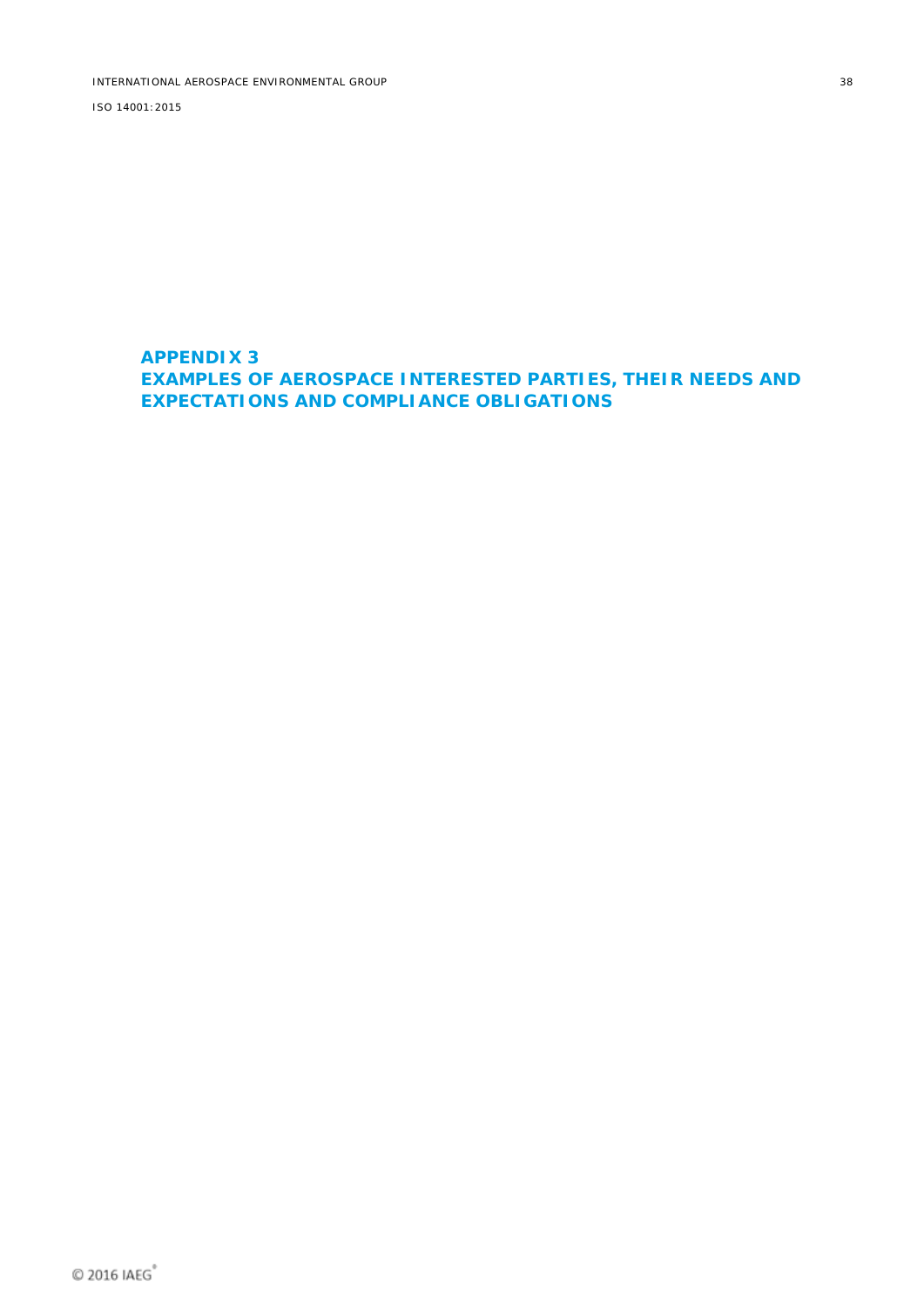# APPENDIX 3
# EXAMPLES OF AEROSPACE INTERESTED PARTIES, THEIR NEEDS AND EXPECTATIONS AND COMPLIANCE OBLIGATIONS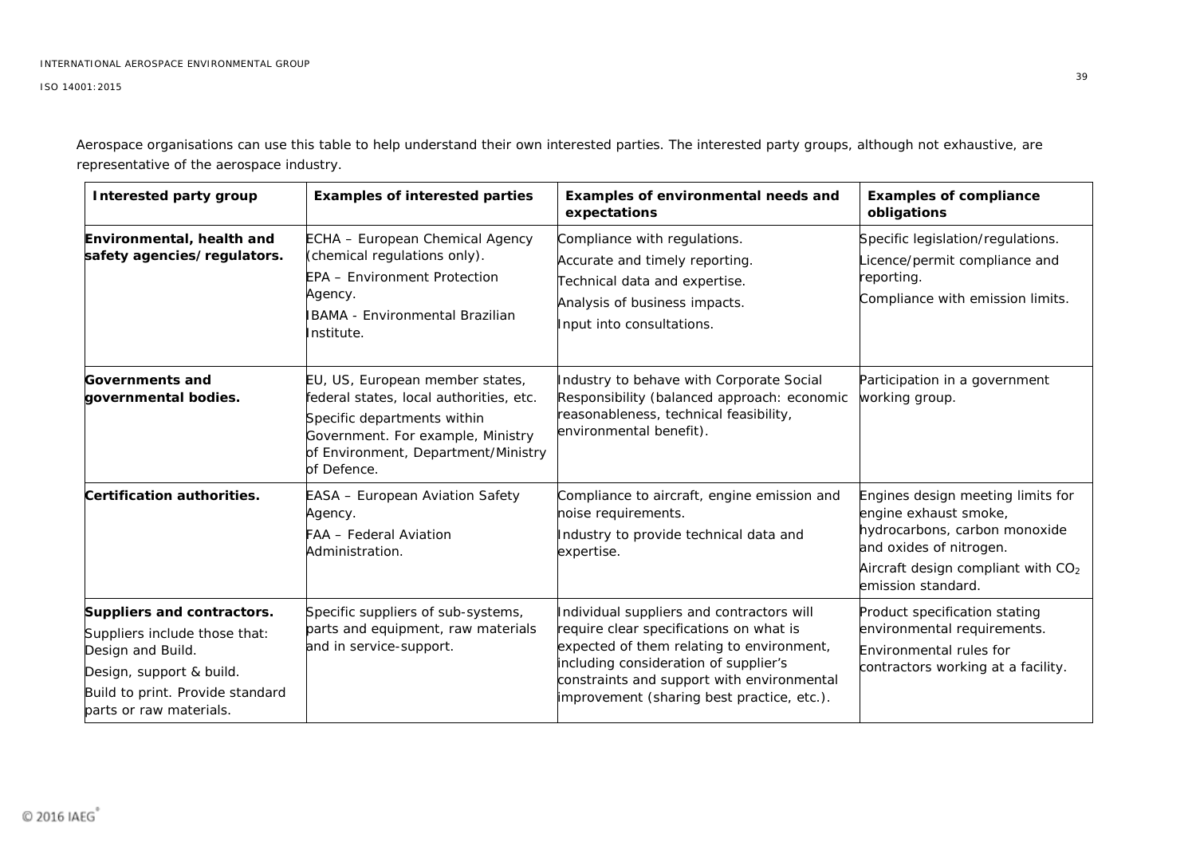Aerospace organisations can use this table to help understand their own interested parties. The interested party groups, although not exhaustive, are representative of the aerospace industry.

| Interested party group | Examples of interested parties | Examples of environmental needs and expectations | Examples of compliance obligations |
|---|---|---|---|
| **Environmental, health and safety agencies/regulators.** | ECHA – European Chemical Agency (chemical regulations only).<br>EPA – Environment Protection Agency.<br>IBAMA - Environmental Brazilian Institute. | Compliance with regulations.<br>Accurate and timely reporting.<br>Technical data and expertise.<br>Analysis of business impacts.<br>Input into consultations. | Specific legislation/regulations.<br>Licence/permit compliance and reporting.<br>Compliance with emission limits. |
| **Governments and governmental bodies.** | EU, US, European member states, federal states, local authorities, etc.<br>Specific departments within Government. For example, Ministry of Environment, Department/Ministry of Defence. | Industry to behave with Corporate Social Responsibility (balanced approach: economic reasonableness, technical feasibility, environmental benefit). | Participation in a government working group. |
| **Certification authorities.** | EASA – European Aviation Safety Agency.<br>FAA – Federal Aviation Administration. | Compliance to aircraft, engine emission and noise requirements.<br>Industry to provide technical data and expertise. | Engines design meeting limits for engine exhaust smoke, hydrocarbons, carbon monoxide and oxides of nitrogen.<br>Aircraft design compliant with $CO_2$ emission standard. |
| **Suppliers and contractors.**<br>Suppliers include those that:<br>Design and Build.<br>Design, support & build.<br>Build to print. Provide standard parts or raw materials. | Specific suppliers of sub-systems, parts and equipment, raw materials and in service-support. | Individual suppliers and contractors will require clear specifications on what is expected of them relating to environment, including consideration of supplier's constraints and support with environmental improvement (sharing best practice, etc.). | Product specification stating environmental requirements.<br>Environmental rules for contractors working at a facility. |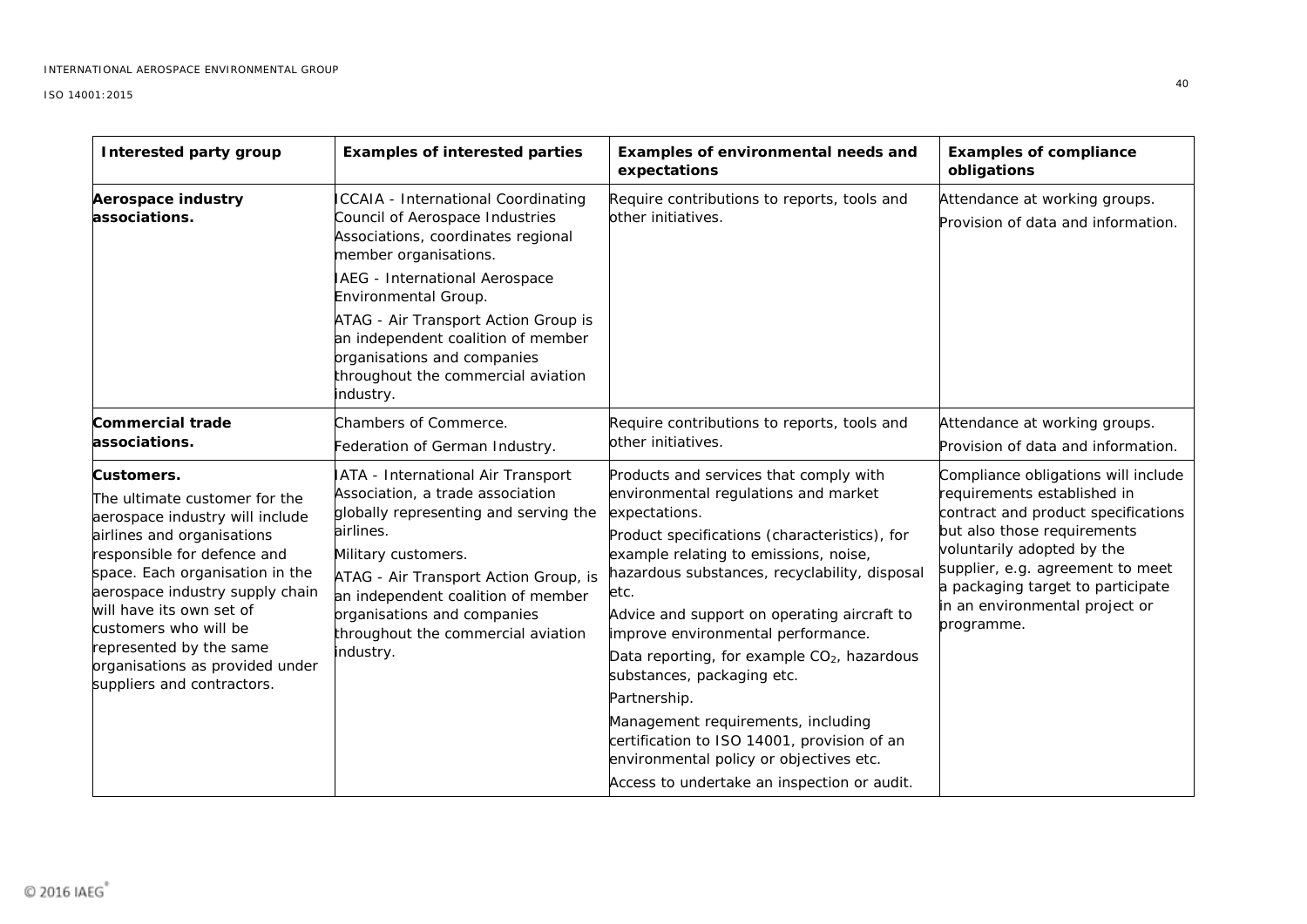| Interested party group | Examples of interested parties | Examples of environmental needs and expectations | Examples of compliance obligations |
|---|---|---|---|
| **Aerospace industry associations.** | ICCAIA - International Coordinating Council of Aerospace Industries Associations, coordinates regional member organisations.<br><br>IAEG - International Aerospace Environmental Group.<br><br>ATAG - Air Transport Action Group is an independent coalition of member organisations and companies throughout the commercial aviation industry. | Require contributions to reports, tools and other initiatives. | Attendance at working groups.<br><br>Provision of data and information. |
| **Commercial trade associations.** | Chambers of Commerce.<br><br>Federation of German Industry. | Require contributions to reports, tools and other initiatives. | Attendance at working groups.<br><br>Provision of data and information. |
| **Customers.**<br><br>The ultimate customer for the aerospace industry will include airlines and organisations responsible for defence and space. Each organisation in the aerospace industry supply chain will have its own set of customers who will be represented by the same organisations as provided under suppliers and contractors. | IATA - International Air Transport Association, a trade association globally representing and serving the airlines.<br><br>Military customers.<br><br>ATAG - Air Transport Action Group, is an independent coalition of member organisations and companies throughout the commercial aviation industry. | Products and services that comply with environmental regulations and market expectations.<br><br>Product specifications (characteristics), for example relating to emissions, noise, hazardous substances, recyclability, disposal etc.<br><br>Advice and support on operating aircraft to improve environmental performance.<br><br>Data reporting, for example $CO_2$, hazardous substances, packaging etc.<br><br>Partnership.<br><br>Management requirements, including certification to ISO 14001, provision of an environmental policy or objectives etc.<br><br>Access to undertake an inspection or audit. | Compliance obligations will include requirements established in contract and product specifications but also those requirements voluntarily adopted by the supplier, e.g. agreement to meet a packaging target to participate in an environmental project or programme. |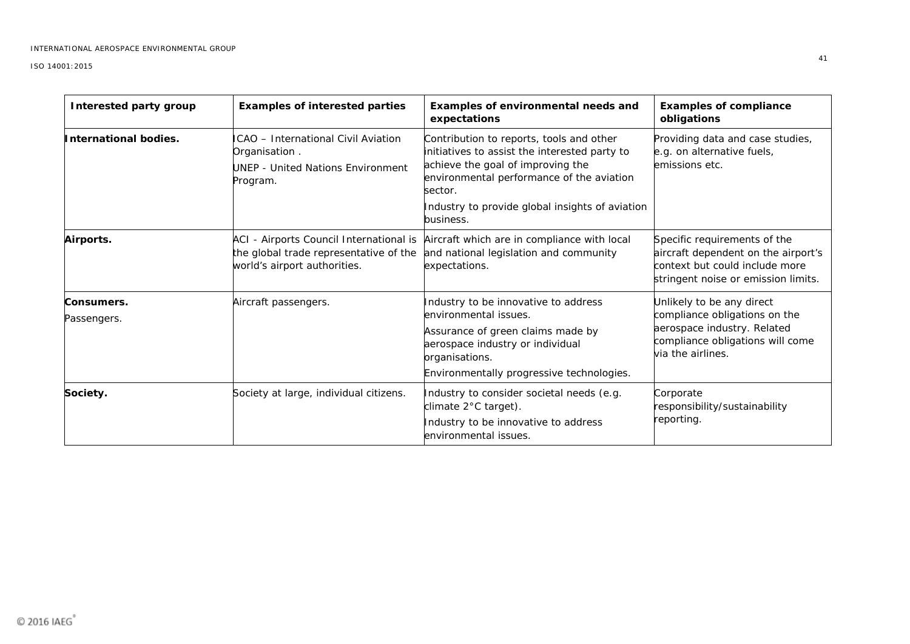| Interested party group | Examples of interested parties | Examples of environmental needs and expectations | Examples of compliance obligations |
| --- | --- | --- | --- |
| **International bodies.** | ICAO – International Civil Aviation Organisation .<br>UNEP - United Nations Environment Program. | Contribution to reports, tools and other initiatives to assist the interested party to achieve the goal of improving the environmental performance of the aviation sector.<br>Industry to provide global insights of aviation business. | Providing data and case studies, e.g. on alternative fuels, emissions etc. |
| **Airports.** | ACI - Airports Council International is the global trade representative of the world's airport authorities. | Aircraft which are in compliance with local and national legislation and community expectations. | Specific requirements of the aircraft dependent on the airport's context but could include more stringent noise or emission limits. |
| **Consumers.**<br>Passengers. | Aircraft passengers. | Industry to be innovative to address environmental issues.<br>Assurance of green claims made by aerospace industry or individual organisations.<br>Environmentally progressive technologies. | Unlikely to be any direct compliance obligations on the aerospace industry. Related compliance obligations will come via the airlines. |
| **Society.** | Society at large, individual citizens. | Industry to consider societal needs (e.g. climate 2°C target).<br>Industry to be innovative to address environmental issues. | Corporate responsibility/sustainability reporting. |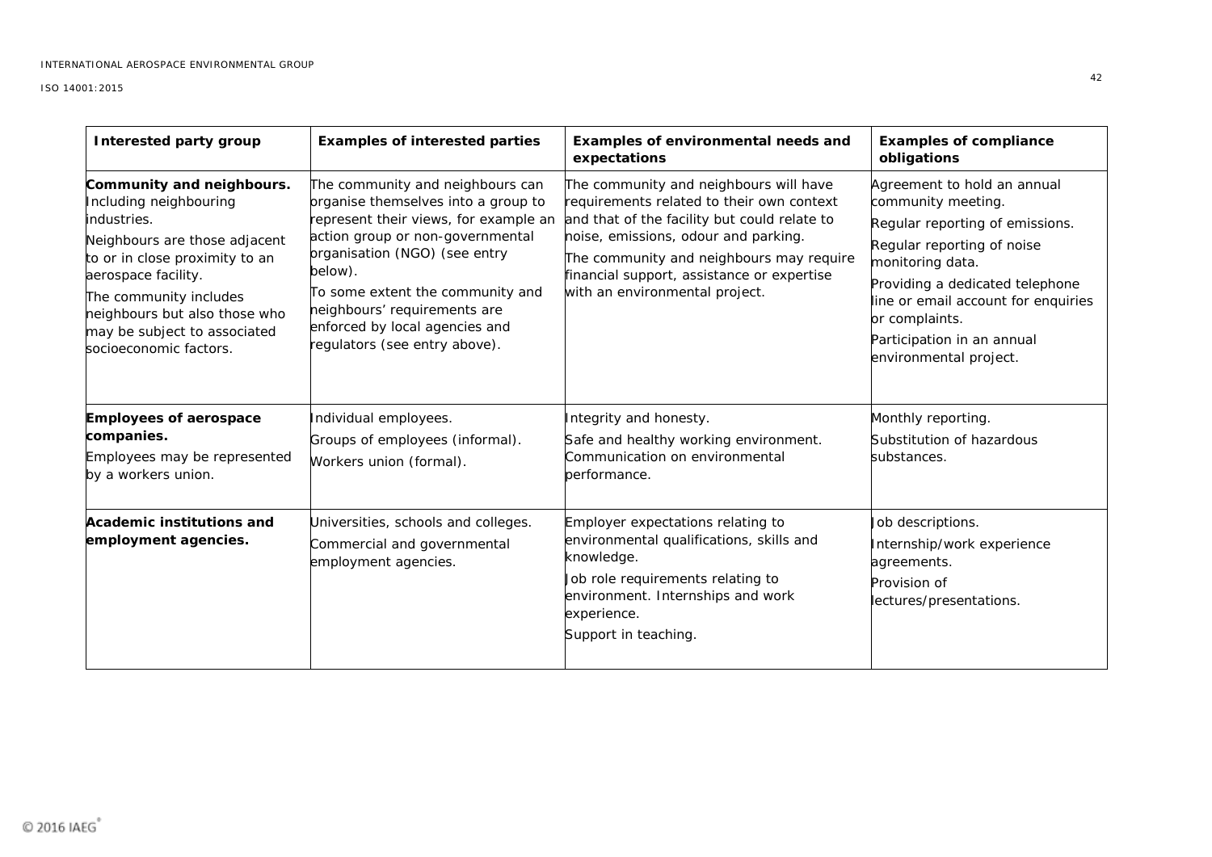| Interested party group | Examples of interested parties | Examples of environmental needs and expectations | Examples of compliance obligations |
|---|---|---|---|
| **Community and neighbours.** Including neighbouring industries.<br><br>Neighbours are those adjacent to or in close proximity to an aerospace facility.<br><br>The community includes neighbours but also those who may be subject to associated socioeconomic factors. | The community and neighbours can organise themselves into a group to represent their views, for example an action group or non-governmental organisation (NGO) (see entry below).<br><br>To some extent the community and neighbours' requirements are enforced by local agencies and regulators (see entry above). | The community and neighbours will have requirements related to their own context and that of the facility but could relate to noise, emissions, odour and parking.<br><br>The community and neighbours may require financial support, assistance or expertise with an environmental project. | Agreement to hold an annual community meeting.<br><br>Regular reporting of emissions.<br><br>Regular reporting of noise monitoring data.<br><br>Providing a dedicated telephone line or email account for enquiries or complaints.<br><br>Participation in an annual environmental project. |
| **Employees of aerospace companies.**<br><br>Employees may be represented by a workers union. | Individual employees.<br><br>Groups of employees (informal).<br><br>Workers union (formal). | Integrity and honesty.<br><br>Safe and healthy working environment. Communication on environmental performance. | Monthly reporting.<br><br>Substitution of hazardous substances. |
| **Academic institutions and employment agencies.** | Universities, schools and colleges.<br><br>Commercial and governmental employment agencies. | Employer expectations relating to environmental qualifications, skills and knowledge.<br><br>Job role requirements relating to environment. Internships and work experience.<br><br>Support in teaching. | Job descriptions.<br><br>Internship/work experience agreements.<br><br>Provision of lectures/presentations. |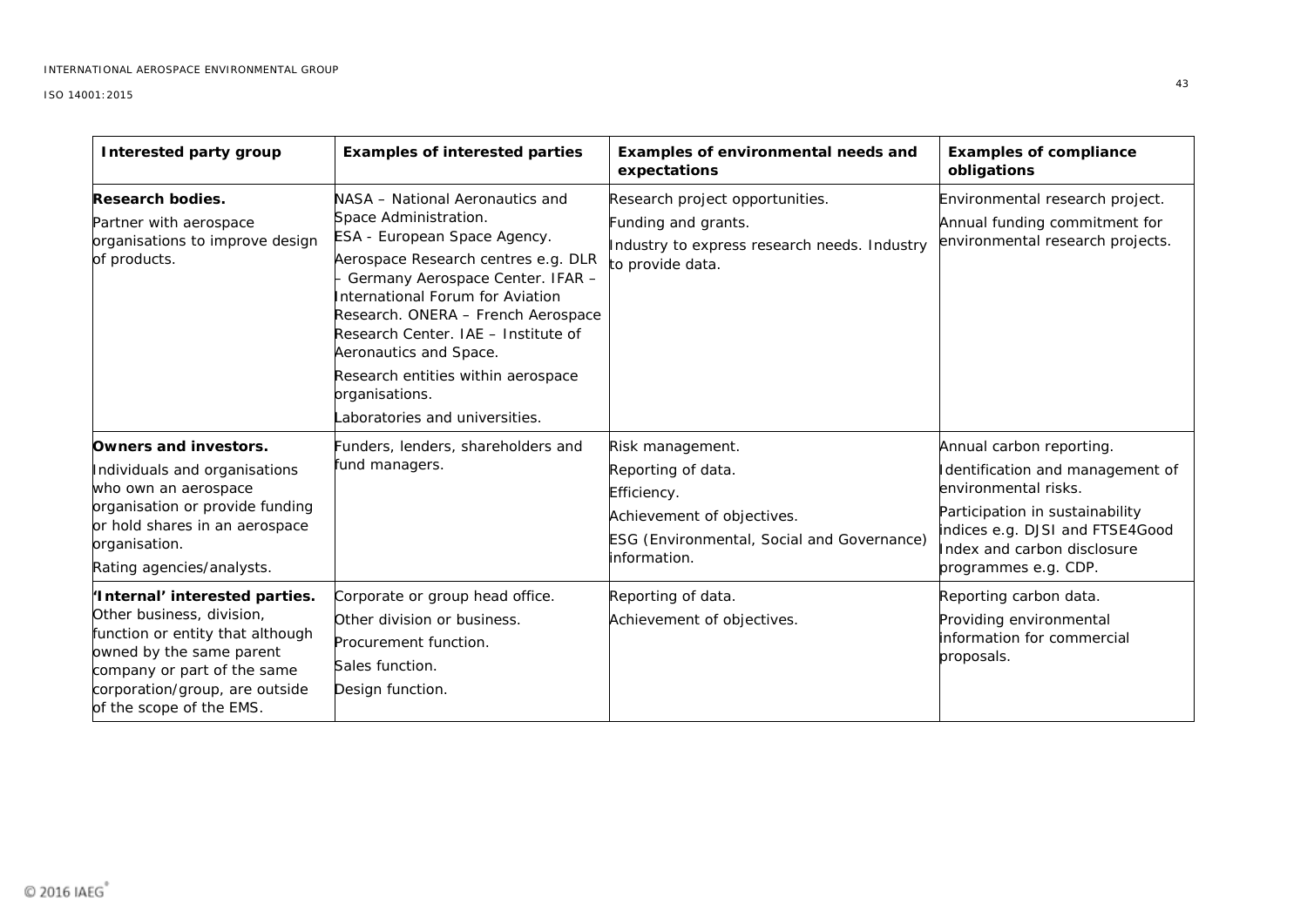| Interested party group | Examples of interested parties | Examples of environmental needs and expectations | Examples of compliance obligations |
|---|---|---|---|
| **Research bodies.**<br>Partner with aerospace organisations to improve design of products. | NASA – National Aeronautics and Space Administration.<br>ESA - European Space Agency.<br>Aerospace Research centres e.g. DLR – Germany Aerospace Center. IFAR – International Forum for Aviation Research. ONERA – French Aerospace Research Center. IAE – Institute of Aeronautics and Space.<br>Research entities within aerospace organisations.<br>Laboratories and universities. | Research project opportunities.<br>Funding and grants.<br>Industry to express research needs. Industry to provide data. | Environmental research project.<br>Annual funding commitment for environmental research projects. |
| **Owners and investors.**<br>Individuals and organisations who own an aerospace organisation or provide funding or hold shares in an aerospace organisation.<br>Rating agencies/analysts. | Funders, lenders, shareholders and fund managers. | Risk management.<br>Reporting of data.<br>Efficiency.<br>Achievement of objectives.<br>ESG (Environmental, Social and Governance) information. | Annual carbon reporting.<br>Identification and management of environmental risks.<br>Participation in sustainability indices e.g. DJSI and FTSE4Good Index and carbon disclosure programmes e.g. CDP. |
| **'Internal' interested parties.**<br>Other business, division, function or entity that although owned by the same parent company or part of the same corporation/group, are outside of the scope of the EMS. | Corporate or group head office.<br>Other division or business.<br>Procurement function.<br>Sales function.<br>Design function. | Reporting of data.<br>Achievement of objectives. | Reporting carbon data.<br>Providing environmental information for commercial proposals. |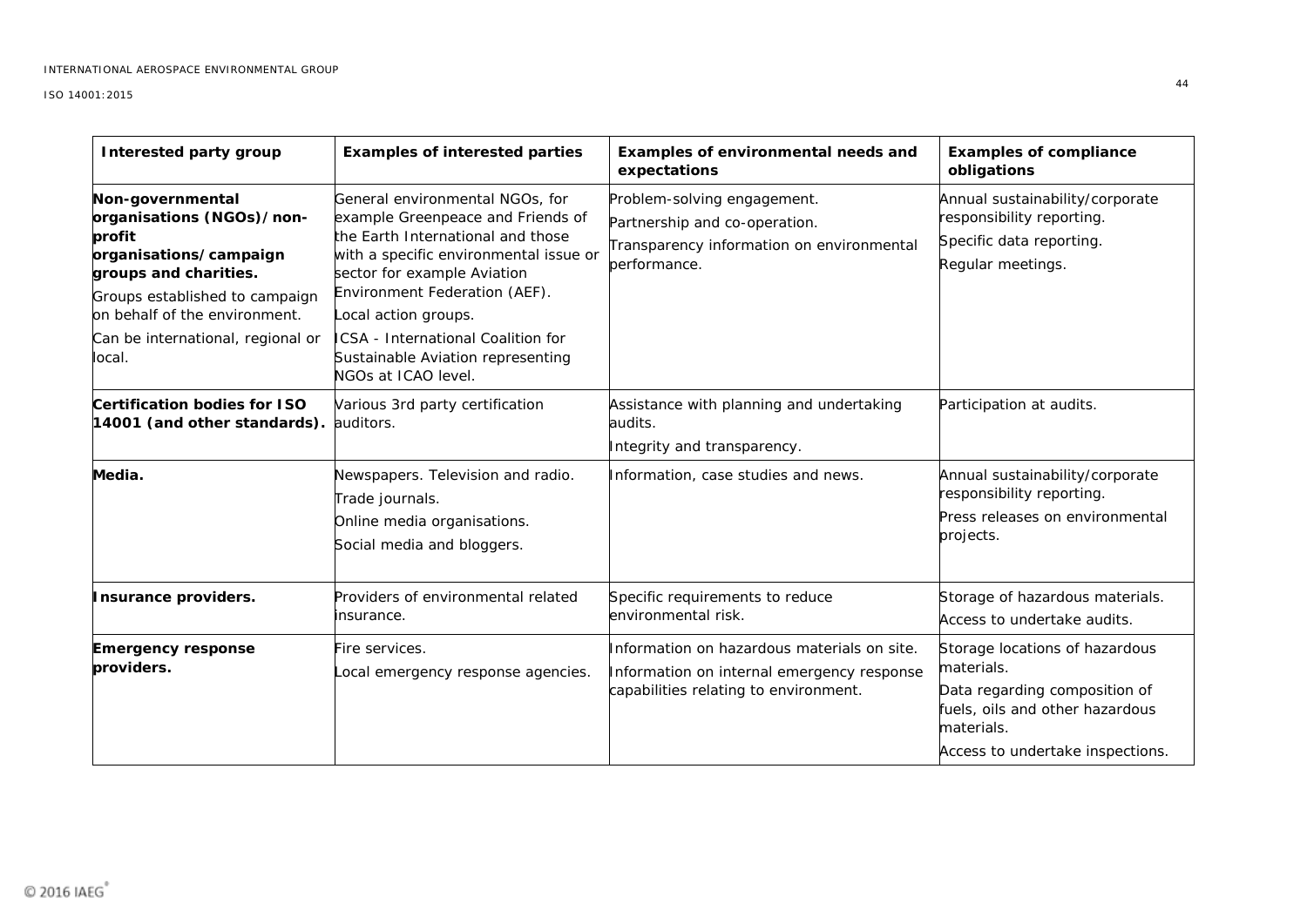| Interested party group | Examples of interested parties | Examples of environmental needs and expectations | Examples of compliance obligations |
|---|---|---|---|
| **Non-governmental organisations (NGOs)/non-profit organisations/campaign groups and charities.** Groups established to campaign on behalf of the environment. Can be international, regional or local. | General environmental NGOs, for example Greenpeace and Friends of the Earth International and those with a specific environmental issue or sector for example Aviation Environment Federation (AEF). Local action groups. ICSA - International Coalition for Sustainable Aviation representing NGOs at ICAO level. | Problem-solving engagement. Partnership and co-operation. Transparency information on environmental performance. | Annual sustainability/corporate responsibility reporting. Specific data reporting. Regular meetings. |
| **Certification bodies for ISO 14001 (and other standards).** | Various 3rd party certification auditors. | Assistance with planning and undertaking audits. Integrity and transparency. | Participation at audits. |
| **Media.** | Newspapers. Television and radio. Trade journals. Online media organisations. Social media and bloggers. | Information, case studies and news. | Annual sustainability/corporate responsibility reporting. Press releases on environmental projects. |
| **Insurance providers.** | Providers of environmental related insurance. | Specific requirements to reduce environmental risk. | Storage of hazardous materials. Access to undertake audits. |
| **Emergency response providers.** | Fire services. Local emergency response agencies. | Information on hazardous materials on site. Information on internal emergency response capabilities relating to environment. | Storage locations of hazardous materials. Data regarding composition of fuels, oils and other hazardous materials. Access to undertake inspections. |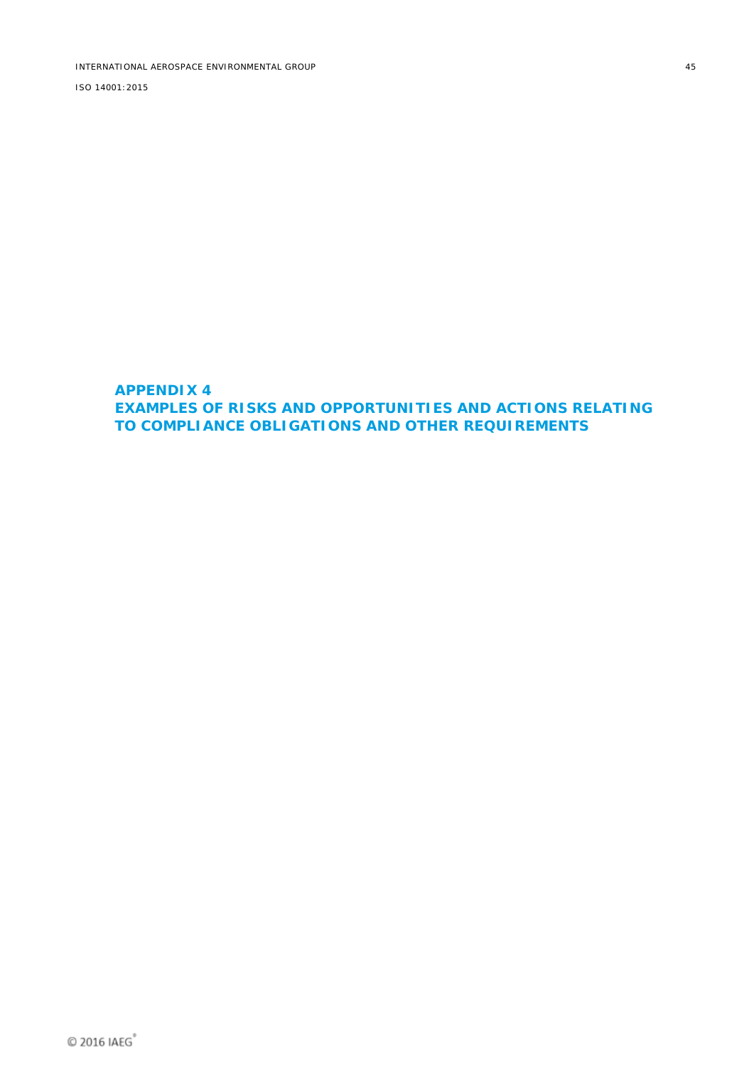# APPENDIX 4
# EXAMPLES OF RISKS AND OPPORTUNITIES AND ACTIONS RELATING TO COMPLIANCE OBLIGATIONS AND OTHER REQUIREMENTS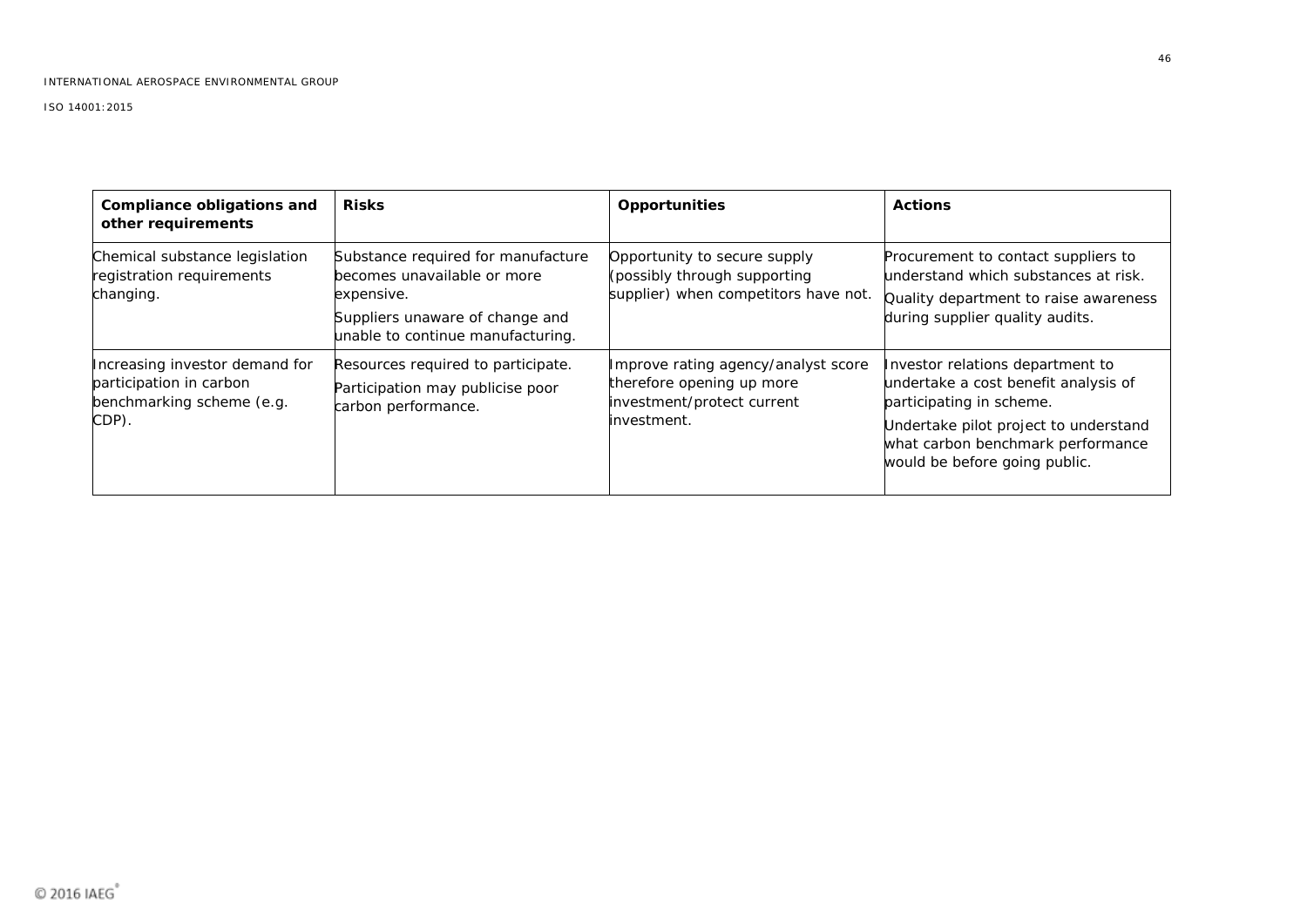| Compliance obligations and other requirements | Risks | Opportunities | Actions |
|---|---|---|---|
| Chemical substance legislation registration requirements changing. | Substance required for manufacture becomes unavailable or more expensive.<br>Suppliers unaware of change and unable to continue manufacturing. | Opportunity to secure supply (possibly through supporting supplier) when competitors have not. | Procurement to contact suppliers to understand which substances at risk.<br>Quality department to raise awareness during supplier quality audits. |
| Increasing investor demand for participation in carbon benchmarking scheme (e.g. CDP). | Resources required to participate.<br>Participation may publicise poor carbon performance. | Improve rating agency/analyst score therefore opening up more investment/protect current investment. | Investor relations department to undertake a cost benefit analysis of participating in scheme.<br>Undertake pilot project to understand what carbon benchmark performance would be before going public. |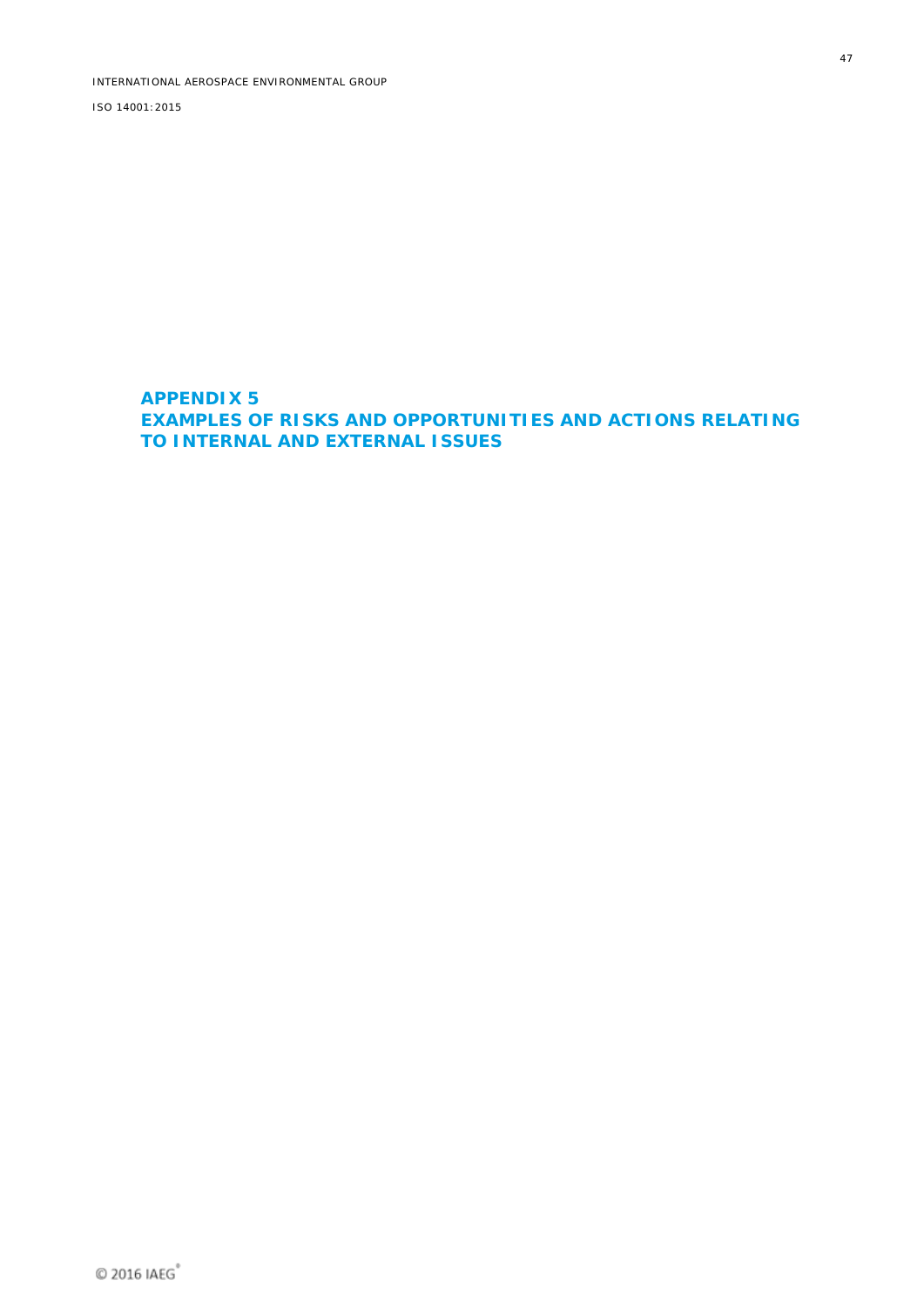# APPENDIX 5
# EXAMPLES OF RISKS AND OPPORTUNITIES AND ACTIONS RELATING TO INTERNAL AND EXTERNAL ISSUES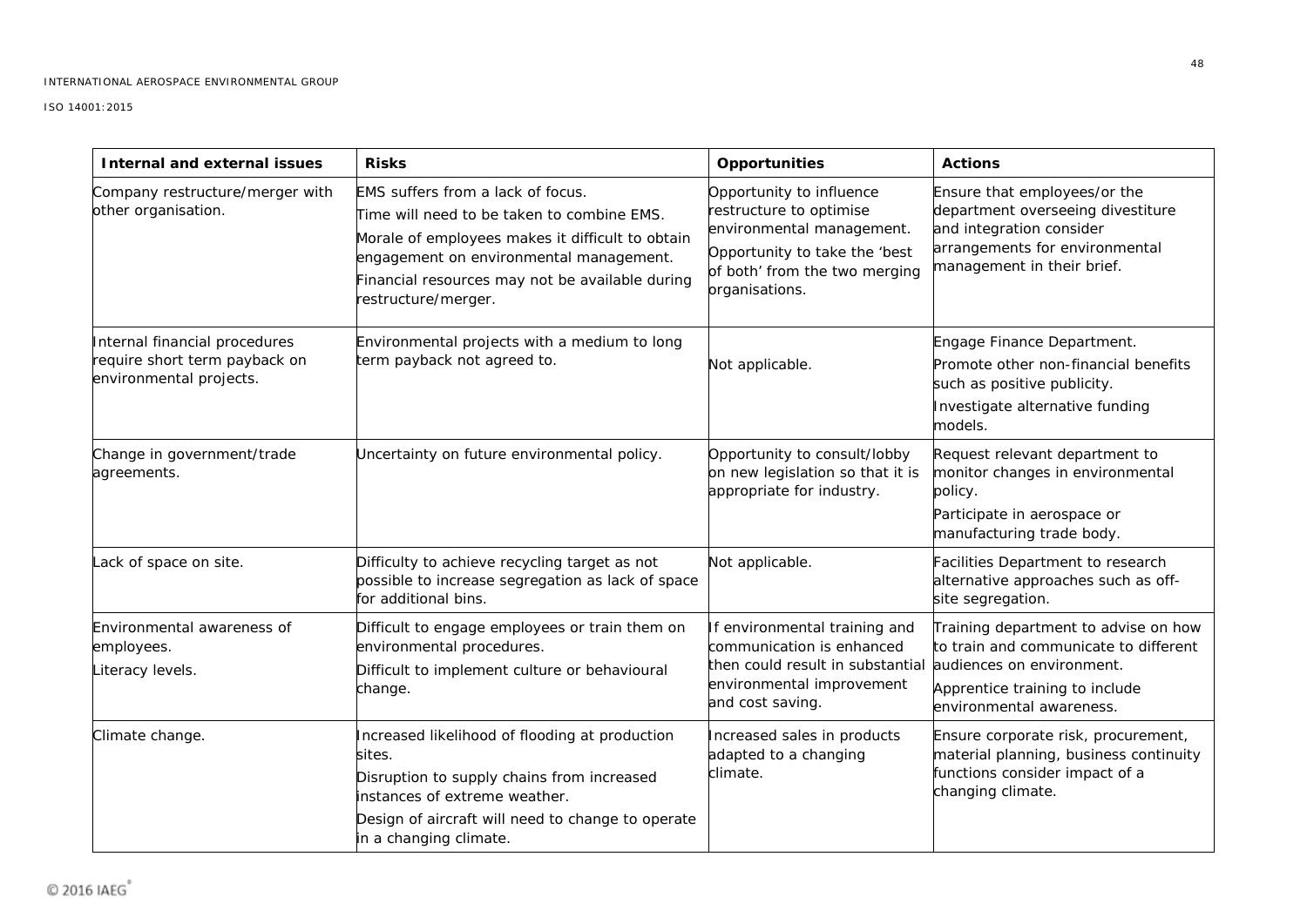| Internal and external issues | Risks | Opportunities | Actions |
| --- | --- | --- | --- |
| Company restructure/merger with other organisation. | EMS suffers from a lack of focus.<br>Time will need to be taken to combine EMS.<br>Morale of employees makes it difficult to obtain engagement on environmental management.<br>Financial resources may not be available during restructure/merger. | Opportunity to influence restructure to optimise environmental management.<br>Opportunity to take the 'best of both' from the two merging organisations. | Ensure that employees/or the department overseeing divestiture and integration consider arrangements for environmental management in their brief. |
| Internal financial procedures require short term payback on environmental projects. | Environmental projects with a medium to long term payback not agreed to. | Not applicable. | Engage Finance Department.<br>Promote other non-financial benefits such as positive publicity.<br>Investigate alternative funding models. |
| Change in government/trade agreements. | Uncertainty on future environmental policy. | Opportunity to consult/lobby on new legislation so that it is appropriate for industry. | Request relevant department to monitor changes in environmental policy.<br>Participate in aerospace or manufacturing trade body. |
| Lack of space on site. | Difficulty to achieve recycling target as not possible to increase segregation as lack of space for additional bins. | Not applicable. | Facilities Department to research alternative approaches such as off-site segregation. |
| Environmental awareness of employees.<br>Literacy levels. | Difficult to engage employees or train them on environmental procedures.<br>Difficult to implement culture or behavioural change. | If environmental training and communication is enhanced then could result in substantial environmental improvement and cost saving. | Training department to advise on how to train and communicate to different audiences on environment.<br>Apprentice training to include environmental awareness. |
| Climate change. | Increased likelihood of flooding at production sites.<br>Disruption to supply chains from increased instances of extreme weather.<br>Design of aircraft will need to change to operate in a changing climate. | Increased sales in products adapted to a changing climate. | Ensure corporate risk, procurement, material planning, business continuity functions consider impact of a changing climate. |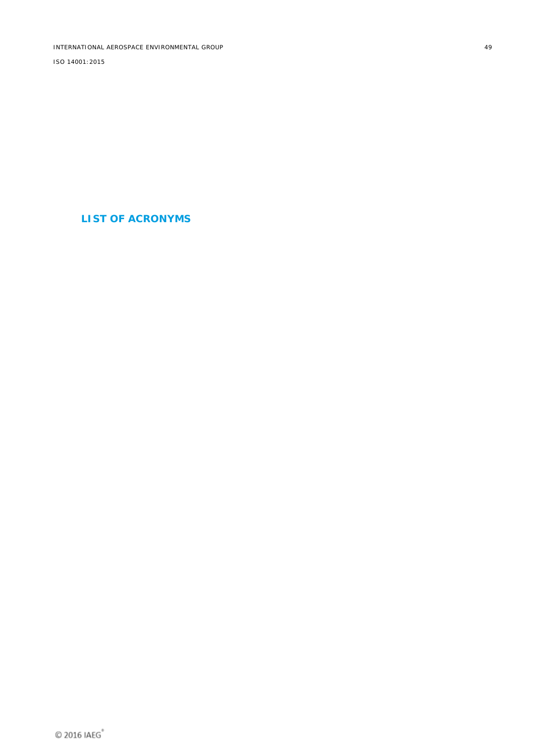# LIST OF ACRONYMS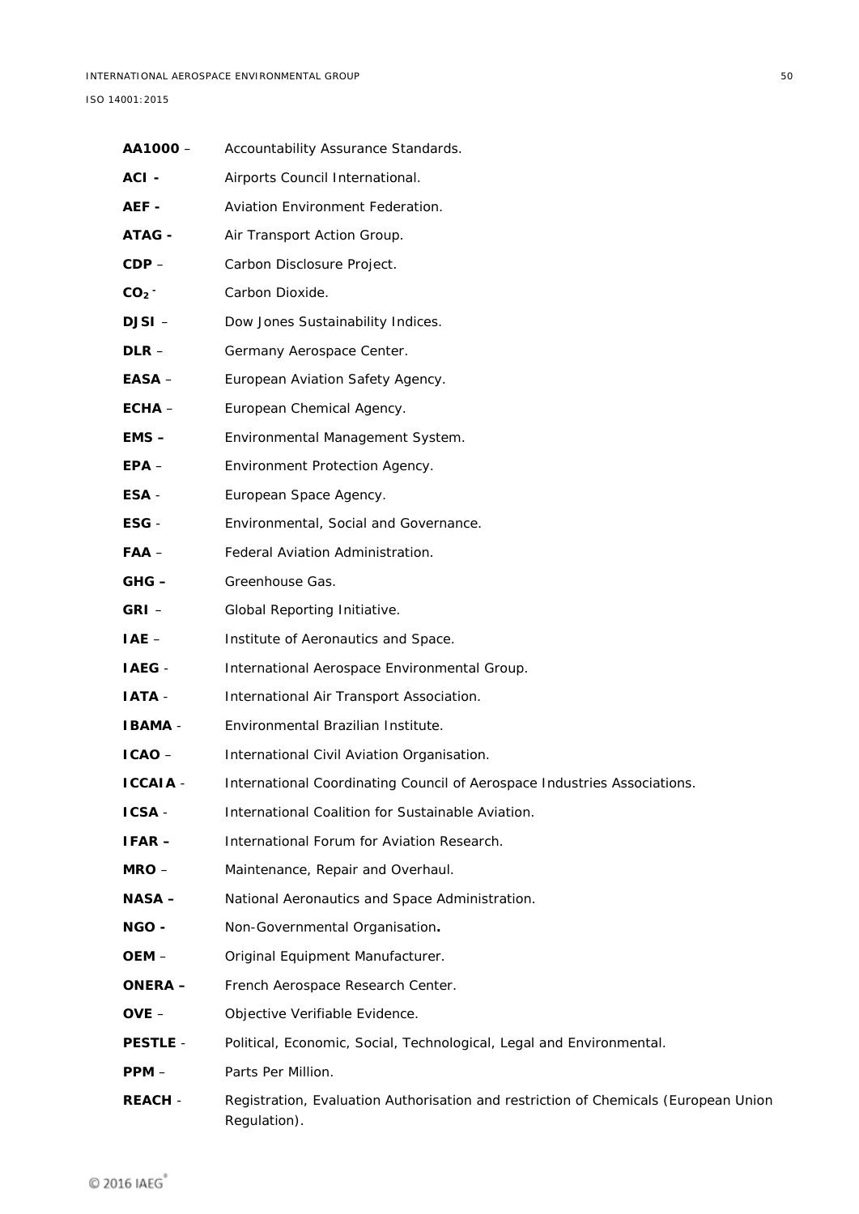**AA1000** – Accountability Assurance Standards.

**ACI -** Airports Council International.

**AEF -** Aviation Environment Federation.

**ATAG -** Air Transport Action Group.

**CDP** – Carbon Disclosure Project.

**$CO_2$ -** Carbon Dioxide.

**DJSI** – Dow Jones Sustainability Indices.

**DLR** – Germany Aerospace Center.

**EASA** – European Aviation Safety Agency.

**ECHA** – European Chemical Agency.

**EMS –** Environmental Management System.

**EPA** – Environment Protection Agency.

**ESA** - European Space Agency.

**ESG** - Environmental, Social and Governance.

**FAA** – Federal Aviation Administration.

**GHG –** Greenhouse Gas.

**GRI** – Global Reporting Initiative.

**IAE** – Institute of Aeronautics and Space.

**IAEG** - International Aerospace Environmental Group.

**IATA** - International Air Transport Association.

**IBAMA** - Environmental Brazilian Institute.

**ICAO** – International Civil Aviation Organisation.

**ICCAIA** - International Coordinating Council of Aerospace Industries Associations.

**ICSA** - International Coalition for Sustainable Aviation.

**IFAR –** International Forum for Aviation Research.

**MRO** – Maintenance, Repair and Overhaul.

**NASA –** National Aeronautics and Space Administration.

**NGO -** Non-Governmental Organisation**.**

**OEM** – Original Equipment Manufacturer.

**ONERA –** French Aerospace Research Center.

**OVE** – Objective Verifiable Evidence.

**PESTLE** - Political, Economic, Social, Technological, Legal and Environmental.

**PPM** – Parts Per Million.

**REACH** - Registration, Evaluation Authorisation and restriction of Chemicals (European Union Regulation).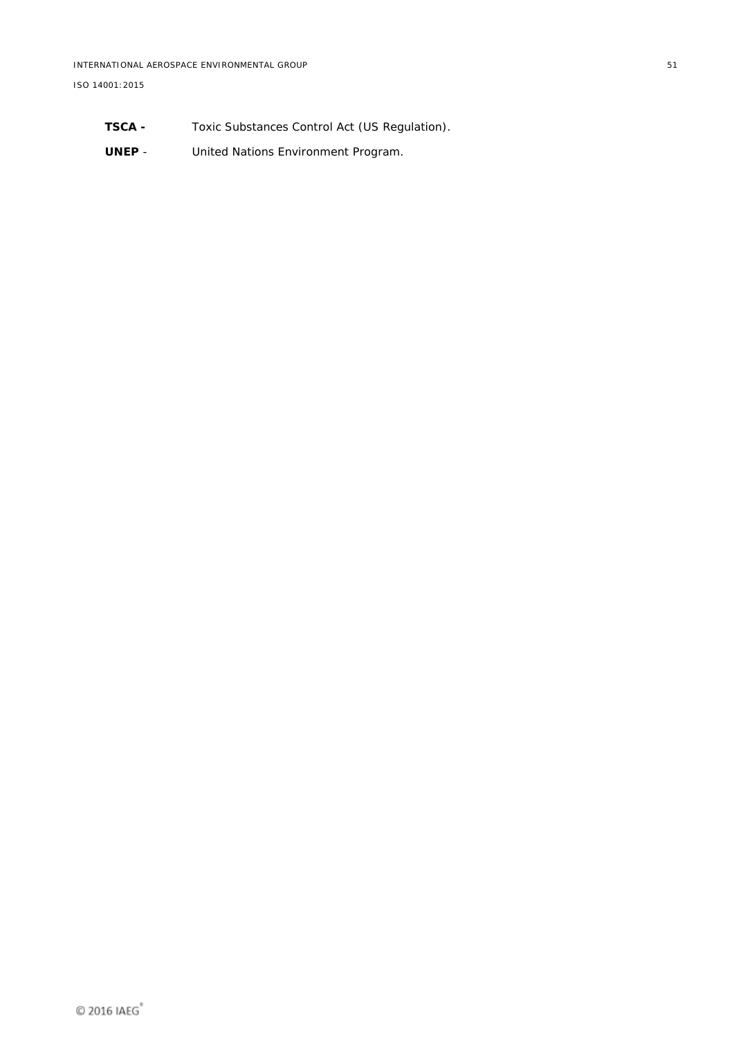**TSCA -** Toxic Substances Control Act (US Regulation).

**UNEP** - United Nations Environment Program.